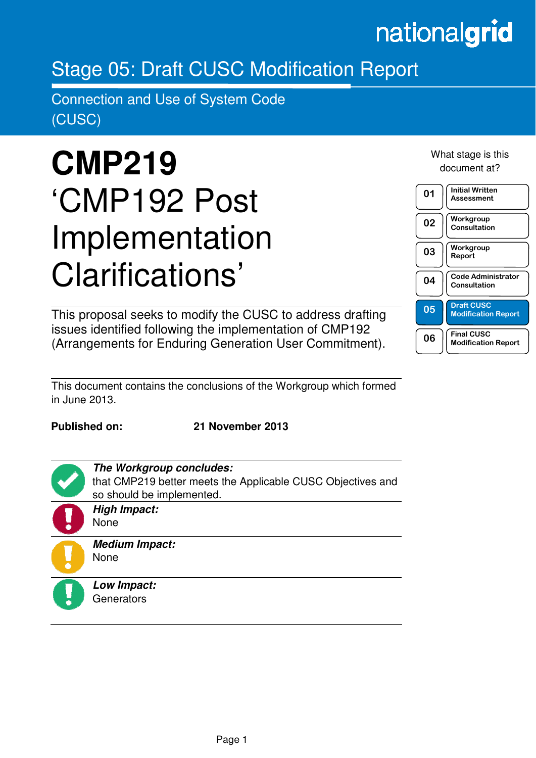nationalgrid

# Stage 05: Draft CUSC Modification Report

## Connection and Use of System Code (CUSC)

# CMP219

# 'CMP192 Post Implementation Clarifications'

This proposal seeks to modify the CUSC to address drafting issues identified following the implementation of CMP192 (Arrangements for Enduring Generation User Commitment).

This document contains the conclusions of the Workgroup which formed in June 2013.

**Published on:** **21 November 2013**

***The Workgroup concludes:***
that CMP219 better meets the Applicable CUSC Objectives and so should be implemented.

***High Impact:***
None

***Medium Impact:***
None

***Low Impact:***
Generators

What stage is this document at?

| | |
|---|---|
| 01 | Initial Written Assessment |
| 02 | Workgroup Consultation |
| 03 | Workgroup Report |
| 04 | Code Administrator Consultation |
| **05** | **Draft CUSC Modification Report** |
| 06 | Final CUSC Modification Report |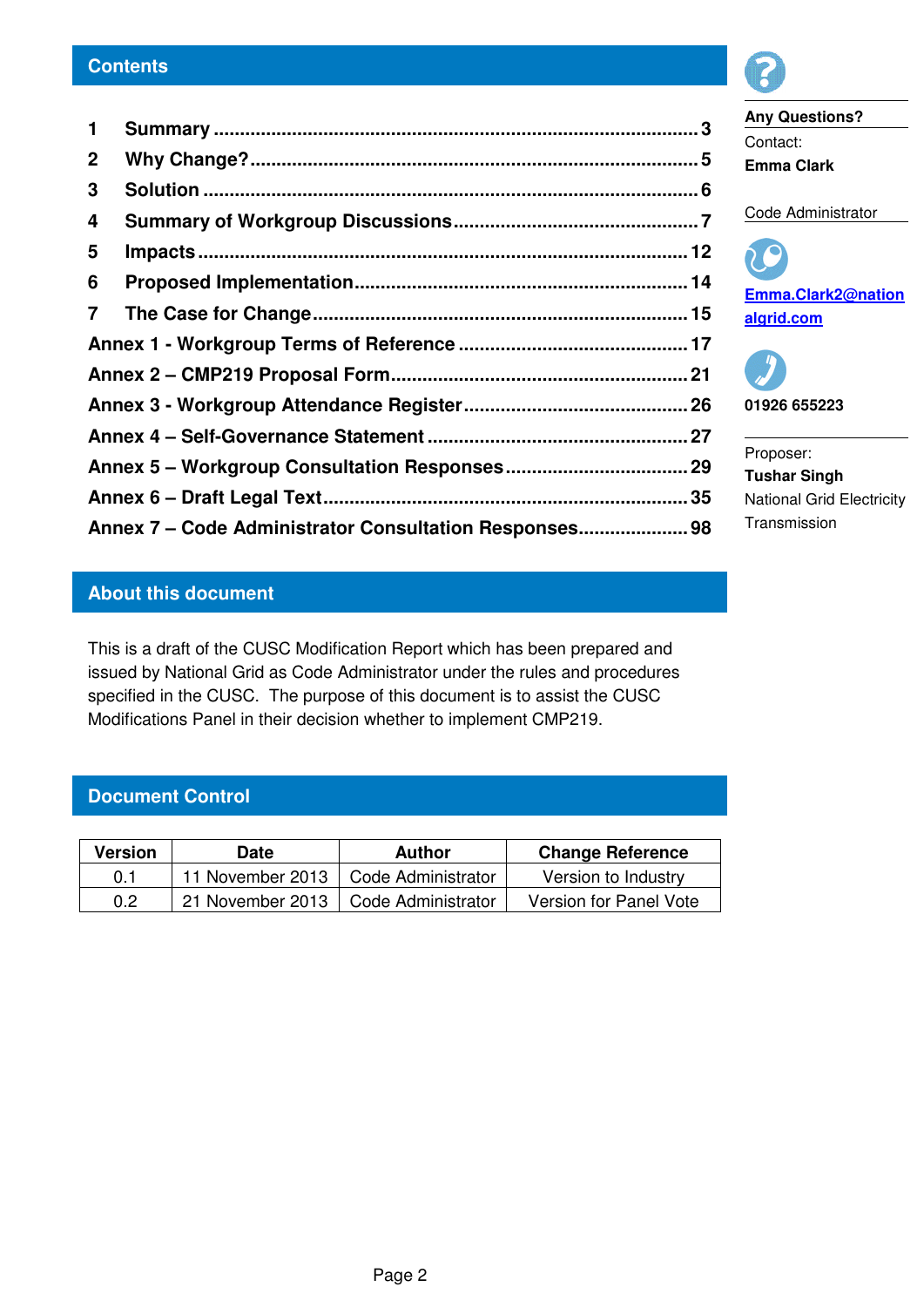## Contents

1 Summary ..... 3
2 Why Change? ..... 5
3 Solution ..... 6
4 Summary of Workgroup Discussions ..... 7
5 Impacts ..... 12
6 Proposed Implementation ..... 14
7 The Case for Change ..... 15
Annex 1 - Workgroup Terms of Reference ..... 17
Annex 2 – CMP219 Proposal Form ..... 21
Annex 3 - Workgroup Attendance Register ..... 26
Annex 4 – Self-Governance Statement ..... 27
Annex 5 – Workgroup Consultation Responses ..... 29
Annex 6 – Draft Legal Text ..... 35
Annex 7 – Code Administrator Consultation Responses ..... 98

**Any Questions?**

Contact:
**Emma Clark**

Code Administrator

**Emma.Clark2@nationalgrid.com**

**01926 655223**

Proposer:
**Tushar Singh**
National Grid Electricity Transmission

## About this document

This is a draft of the CUSC Modification Report which has been prepared and issued by National Grid as Code Administrator under the rules and procedures specified in the CUSC. The purpose of this document is to assist the CUSC Modifications Panel in their decision whether to implement CMP219.

## Document Control

| Version | Date | Author | Change Reference |
|---|---|---|---|
| 0.1 | 11 November 2013 | Code Administrator | Version to Industry |
| 0.2 | 21 November 2013 | Code Administrator | Version for Panel Vote |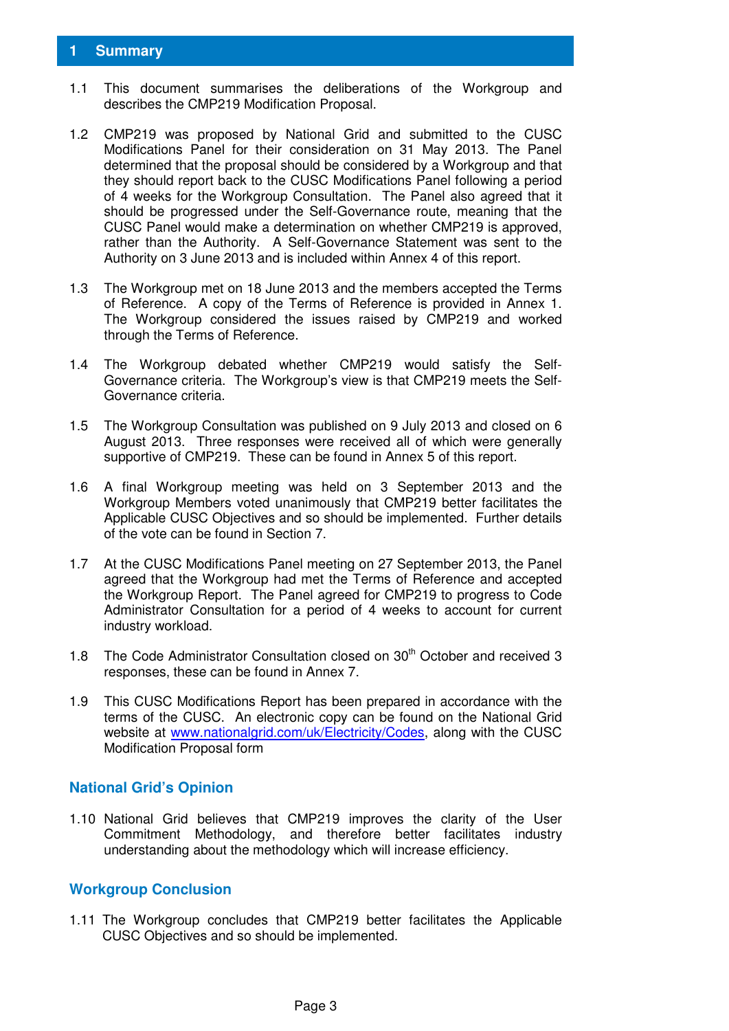# 1 Summary

1.1 This document summarises the deliberations of the Workgroup and describes the CMP219 Modification Proposal.

1.2 CMP219 was proposed by National Grid and submitted to the CUSC Modifications Panel for their consideration on 31 May 2013. The Panel determined that the proposal should be considered by a Workgroup and that they should report back to the CUSC Modifications Panel following a period of 4 weeks for the Workgroup Consultation. The Panel also agreed that it should be progressed under the Self-Governance route, meaning that the CUSC Panel would make a determination on whether CMP219 is approved, rather than the Authority. A Self-Governance Statement was sent to the Authority on 3 June 2013 and is included within Annex 4 of this report.

1.3 The Workgroup met on 18 June 2013 and the members accepted the Terms of Reference. A copy of the Terms of Reference is provided in Annex 1. The Workgroup considered the issues raised by CMP219 and worked through the Terms of Reference.

1.4 The Workgroup debated whether CMP219 would satisfy the Self-Governance criteria. The Workgroup's view is that CMP219 meets the Self-Governance criteria.

1.5 The Workgroup Consultation was published on 9 July 2013 and closed on 6 August 2013. Three responses were received all of which were generally supportive of CMP219. These can be found in Annex 5 of this report.

1.6 A final Workgroup meeting was held on 3 September 2013 and the Workgroup Members voted unanimously that CMP219 better facilitates the Applicable CUSC Objectives and so should be implemented. Further details of the vote can be found in Section 7.

1.7 At the CUSC Modifications Panel meeting on 27 September 2013, the Panel agreed that the Workgroup had met the Terms of Reference and accepted the Workgroup Report. The Panel agreed for CMP219 to progress to Code Administrator Consultation for a period of 4 weeks to account for current industry workload.

1.8 The Code Administrator Consultation closed on 30th October and received 3 responses, these can be found in Annex 7.

1.9 This CUSC Modifications Report has been prepared in accordance with the terms of the CUSC. An electronic copy can be found on the National Grid website at www.nationalgrid.com/uk/Electricity/Codes, along with the CUSC Modification Proposal form

## National Grid's Opinion

1.10 National Grid believes that CMP219 improves the clarity of the User Commitment Methodology, and therefore better facilitates industry understanding about the methodology which will increase efficiency.

## Workgroup Conclusion

1.11 The Workgroup concludes that CMP219 better facilitates the Applicable CUSC Objectives and so should be implemented.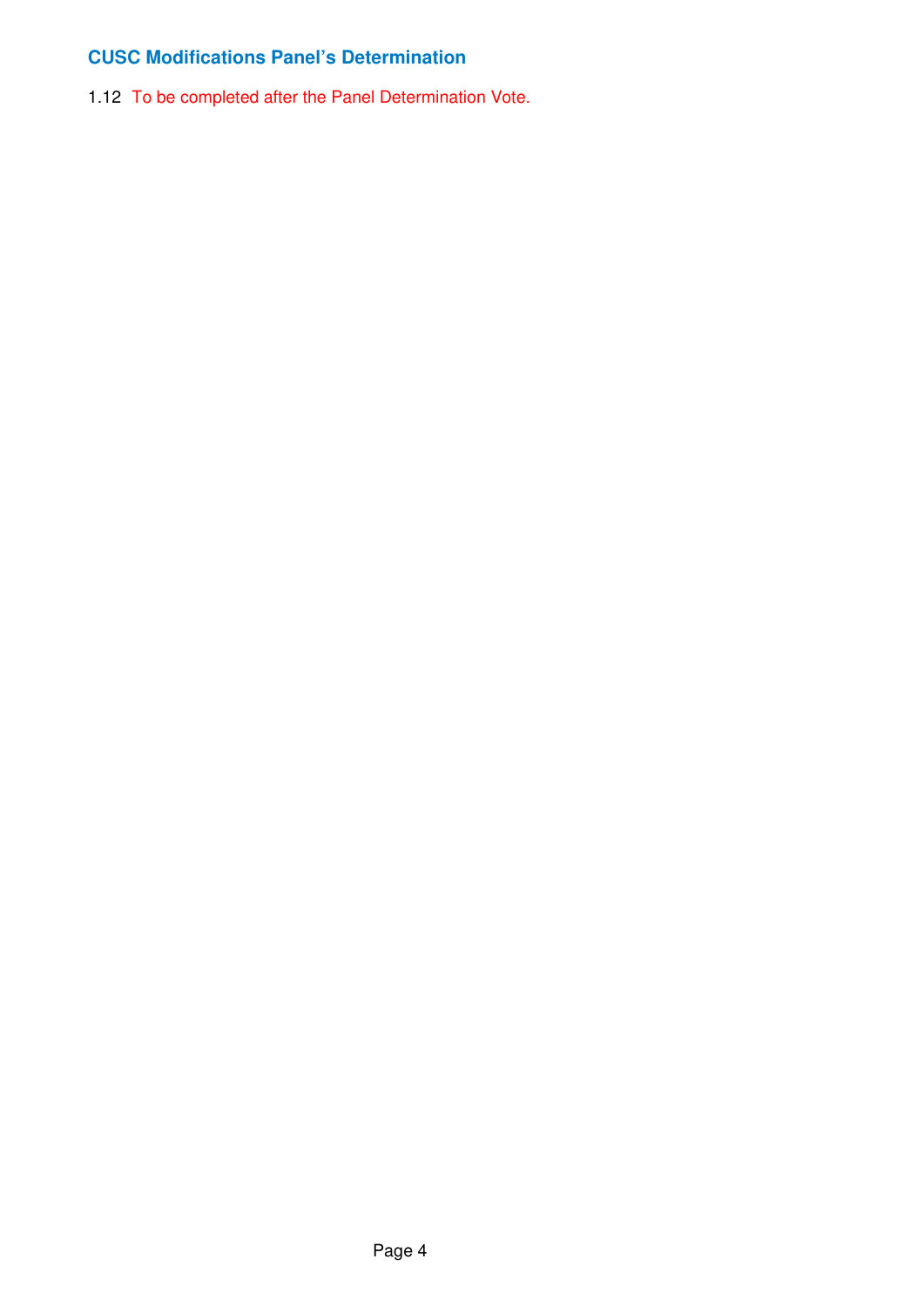## CUSC Modifications Panel's Determination

1.12 To be completed after the Panel Determination Vote.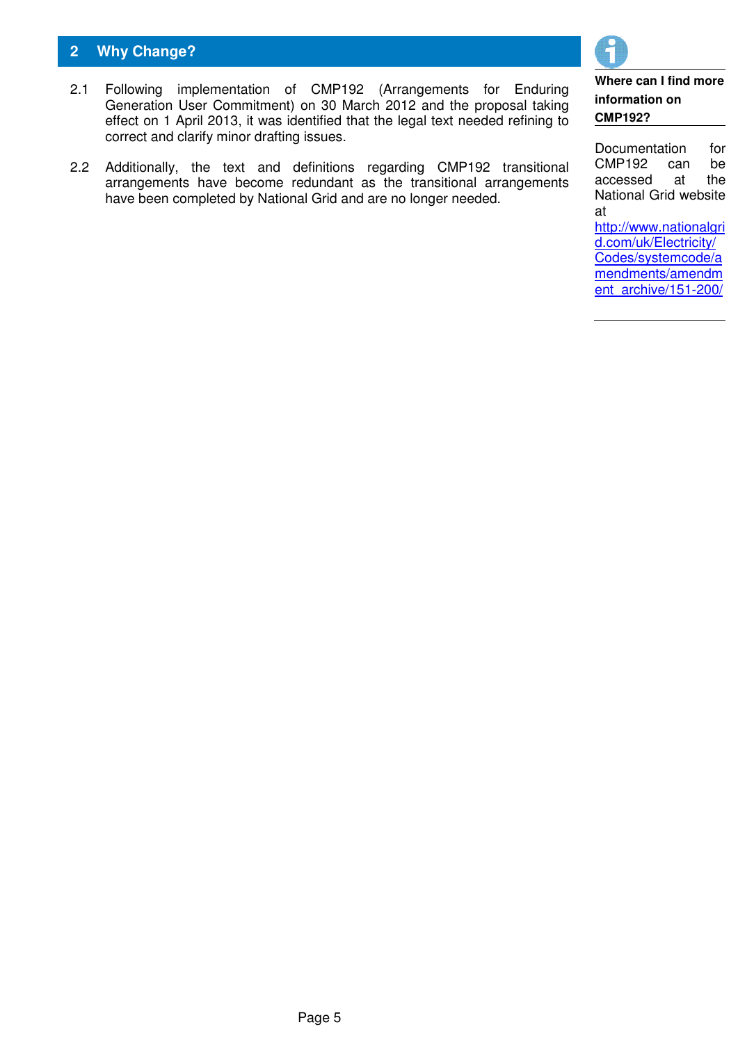## 2 Why Change?

2.1 Following implementation of CMP192 (Arrangements for Enduring Generation User Commitment) on 30 March 2012 and the proposal taking effect on 1 April 2013, it was identified that the legal text needed refining to correct and clarify minor drafting issues.

2.2 Additionally, the text and definitions regarding CMP192 transitional arrangements have become redundant as the transitional arrangements have been completed by National Grid and are no longer needed.

**Where can I find more information on CMP192?**

Documentation for CMP192 can be accessed at the National Grid website at http://www.nationalgrid.com/uk/Electricity/Codes/systemcode/amendments/amendment_archive/151-200/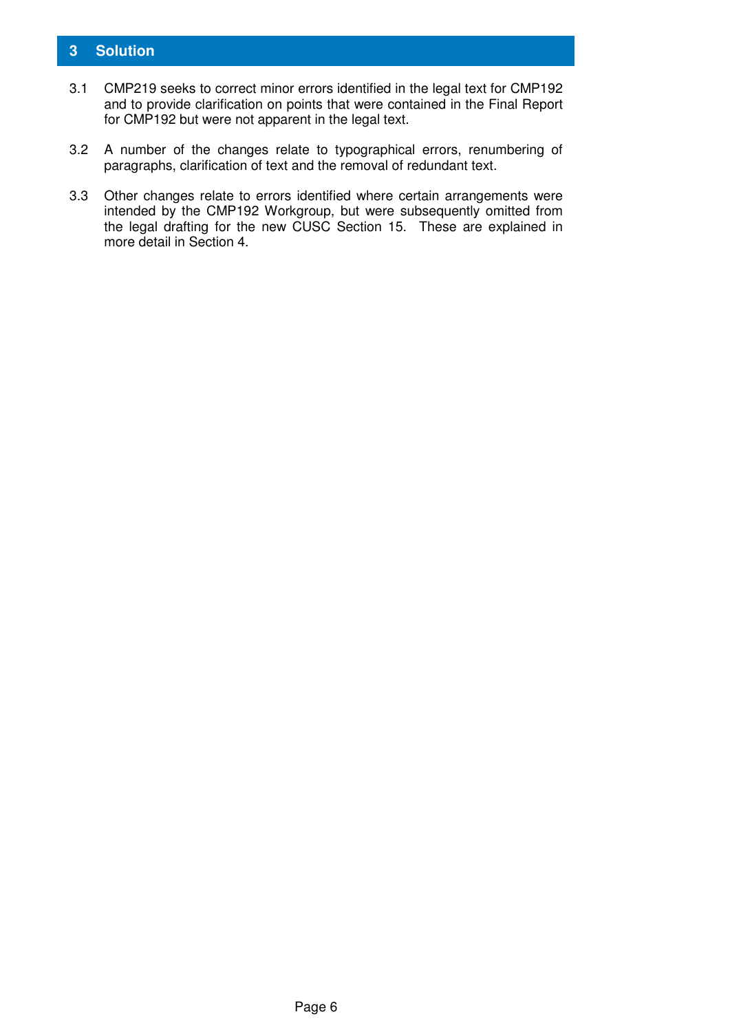## 3 Solution

3.1 CMP219 seeks to correct minor errors identified in the legal text for CMP192 and to provide clarification on points that were contained in the Final Report for CMP192 but were not apparent in the legal text.

3.2 A number of the changes relate to typographical errors, renumbering of paragraphs, clarification of text and the removal of redundant text.

3.3 Other changes relate to errors identified where certain arrangements were intended by the CMP192 Workgroup, but were subsequently omitted from the legal drafting for the new CUSC Section 15. These are explained in more detail in Section 4.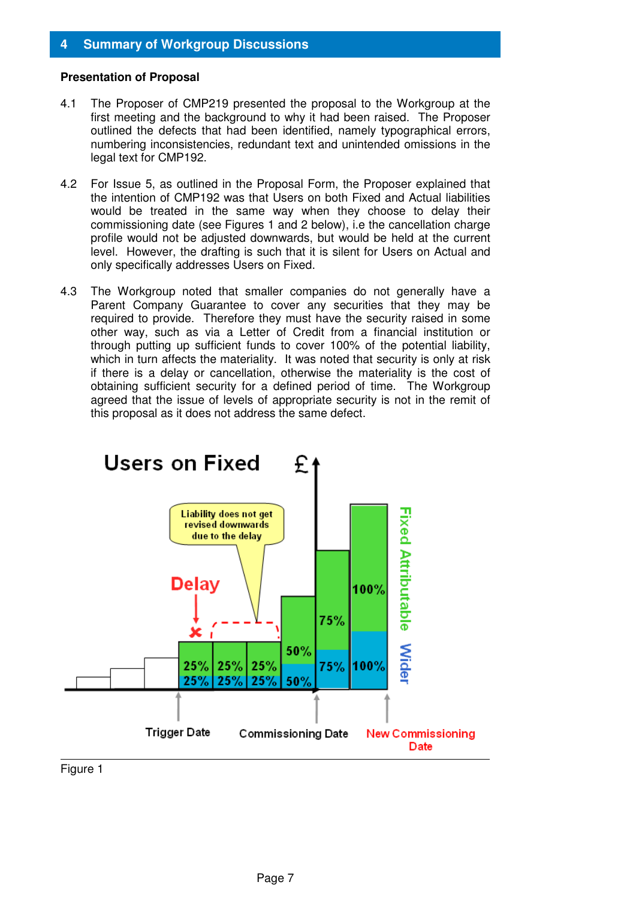## 4 Summary of Workgroup Discussions

**Presentation of Proposal**

4.1 The Proposer of CMP219 presented the proposal to the Workgroup at the first meeting and the background to why it had been raised. The Proposer outlined the defects that had been identified, namely typographical errors, numbering inconsistencies, redundant text and unintended omissions in the legal text for CMP192.

4.2 For Issue 5, as outlined in the Proposal Form, the Proposer explained that the intention of CMP192 was that Users on both Fixed and Actual liabilities would be treated in the same way when they choose to delay their commissioning date (see Figures 1 and 2 below), i.e the cancellation charge profile would not be adjusted downwards, but would be held at the current level. However, the drafting is such that it is silent for Users on Actual and only specifically addresses Users on Fixed.

4.3 The Workgroup noted that smaller companies do not generally have a Parent Company Guarantee to cover any securities that they may be required to provide. Therefore they must have the security raised in some other way, such as via a Letter of Credit from a financial institution or through putting up sufficient funds to cover 100% of the potential liability, which in turn affects the materiality. It was noted that security is only at risk if there is a delay or cancellation, otherwise the materiality is the cost of obtaining sufficient security for a defined period of time. The Workgroup agreed that the issue of levels of appropriate security is not in the remit of this proposal as it does not address the same defect.

Figure 1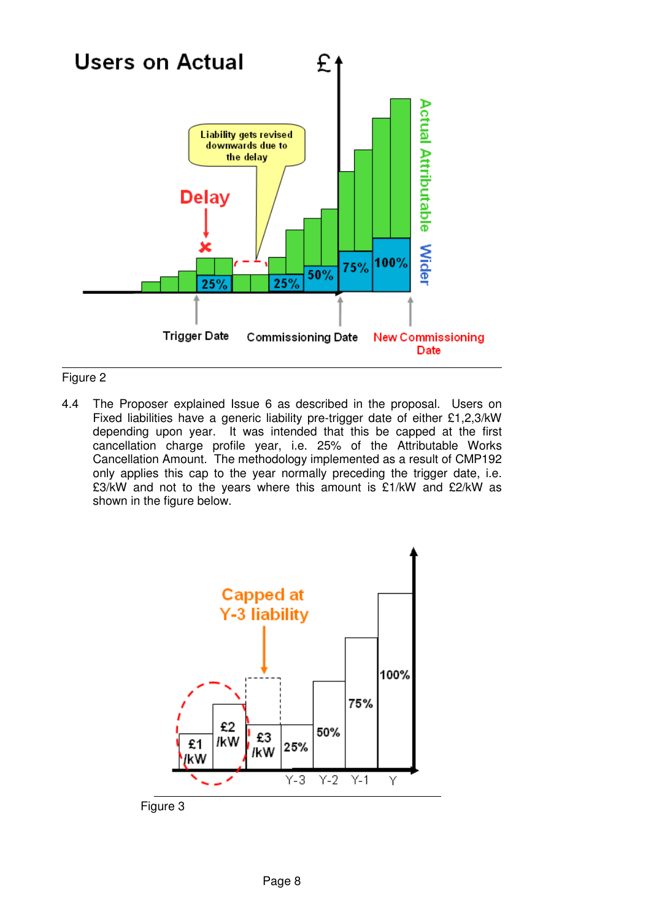Figure 2

4.4 The Proposer explained Issue 6 as described in the proposal. Users on Fixed liabilities have a generic liability pre-trigger date of either £1,2,3/kW depending upon year. It was intended that this be capped at the first cancellation charge profile year, i.e. 25% of the Attributable Works Cancellation Amount. The methodology implemented as a result of CMP192 only applies this cap to the year normally preceding the trigger date, i.e. £3/kW and not to the years where this amount is £1/kW and £2/kW as shown in the figure below.

Figure 3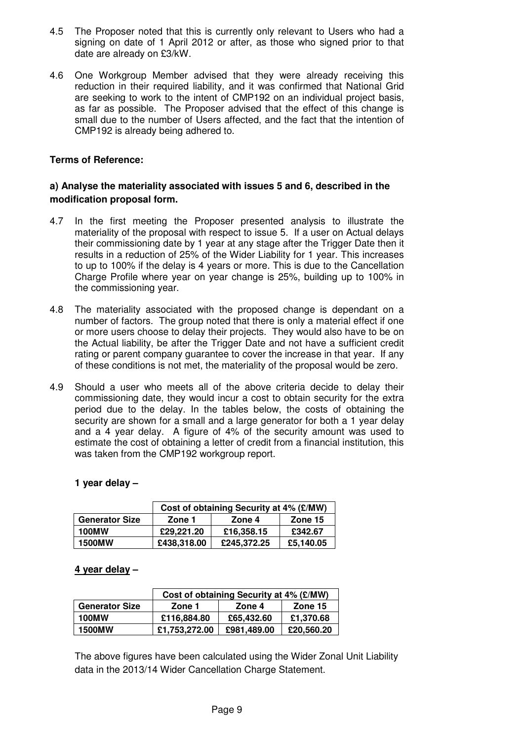4.5 The Proposer noted that this is currently only relevant to Users who had a signing on date of 1 April 2012 or after, as those who signed prior to that date are already on £3/kW.

4.6 One Workgroup Member advised that they were already receiving this reduction in their required liability, and it was confirmed that National Grid are seeking to work to the intent of CMP192 on an individual project basis, as far as possible. The Proposer advised that the effect of this change is small due to the number of Users affected, and the fact that the intention of CMP192 is already being adhered to.

**Terms of Reference:**

**a) Analyse the materiality associated with issues 5 and 6, described in the modification proposal form.**

4.7 In the first meeting the Proposer presented analysis to illustrate the materiality of the proposal with respect to issue 5. If a user on Actual delays their commissioning date by 1 year at any stage after the Trigger Date then it results in a reduction of 25% of the Wider Liability for 1 year. This increases to up to 100% if the delay is 4 years or more. This is due to the Cancellation Charge Profile where year on year change is 25%, building up to 100% in the commissioning year.

4.8 The materiality associated with the proposed change is dependant on a number of factors. The group noted that there is only a material effect if one or more users choose to delay their projects. They would also have to be on the Actual liability, be after the Trigger Date and not have a sufficient credit rating or parent company guarantee to cover the increase in that year. If any of these conditions is not met, the materiality of the proposal would be zero.

4.9 Should a user who meets all of the above criteria decide to delay their commissioning date, they would incur a cost to obtain security for the extra period due to the delay. In the tables below, the costs of obtaining the security are shown for a small and a large generator for both a 1 year delay and a 4 year delay. A figure of 4% of the security amount was used to estimate the cost of obtaining a letter of credit from a financial institution, this was taken from the CMP192 workgroup report.

**1 year delay –**

| | Cost of obtaining Security at 4% (£/MW) | | |
|---|---|---|---|
| **Generator Size** | **Zone 1** | **Zone 4** | **Zone 15** |
| **100MW** | **£29,221.20** | **£16,358.15** | **£342.67** |
| **1500MW** | **£438,318.00** | **£245,372.25** | **£5,140.05** |

**4 year delay –**

| | Cost of obtaining Security at 4% (£/MW) | | |
|---|---|---|---|
| **Generator Size** | **Zone 1** | **Zone 4** | **Zone 15** |
| **100MW** | **£116,884.80** | **£65,432.60** | **£1,370.68** |
| **1500MW** | **£1,753,272.00** | **£981,489.00** | **£20,560.20** |

The above figures have been calculated using the Wider Zonal Unit Liability data in the 2013/14 Wider Cancellation Charge Statement.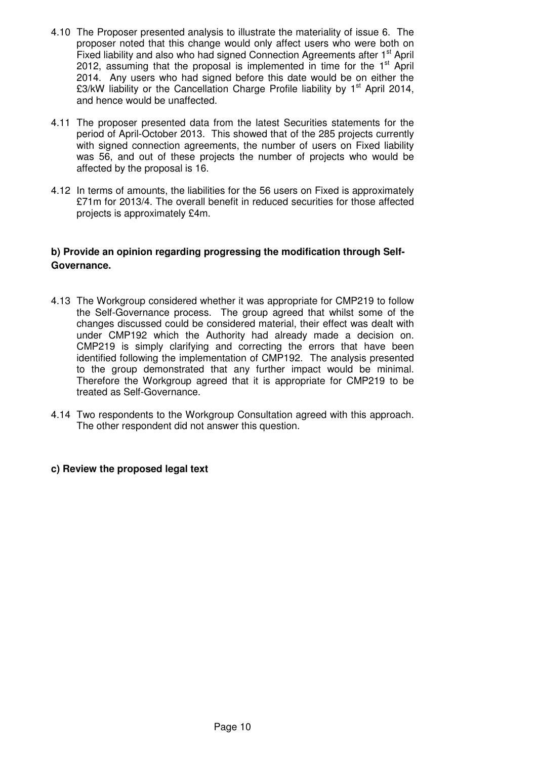4.10 The Proposer presented analysis to illustrate the materiality of issue 6. The proposer noted that this change would only affect users who were both on Fixed liability and also who had signed Connection Agreements after 1st April 2012, assuming that the proposal is implemented in time for the 1st April 2014. Any users who had signed before this date would be on either the £3/kW liability or the Cancellation Charge Profile liability by 1st April 2014, and hence would be unaffected.

4.11 The proposer presented data from the latest Securities statements for the period of April-October 2013. This showed that of the 285 projects currently with signed connection agreements, the number of users on Fixed liability was 56, and out of these projects the number of projects who would be affected by the proposal is 16.

4.12 In terms of amounts, the liabilities for the 56 users on Fixed is approximately £71m for 2013/4. The overall benefit in reduced securities for those affected projects is approximately £4m.

**b) Provide an opinion regarding progressing the modification through Self-Governance.**

4.13 The Workgroup considered whether it was appropriate for CMP219 to follow the Self-Governance process. The group agreed that whilst some of the changes discussed could be considered material, their effect was dealt with under CMP192 which the Authority had already made a decision on. CMP219 is simply clarifying and correcting the errors that have been identified following the implementation of CMP192. The analysis presented to the group demonstrated that any further impact would be minimal. Therefore the Workgroup agreed that it is appropriate for CMP219 to be treated as Self-Governance.

4.14 Two respondents to the Workgroup Consultation agreed with this approach. The other respondent did not answer this question.

**c) Review the proposed legal text**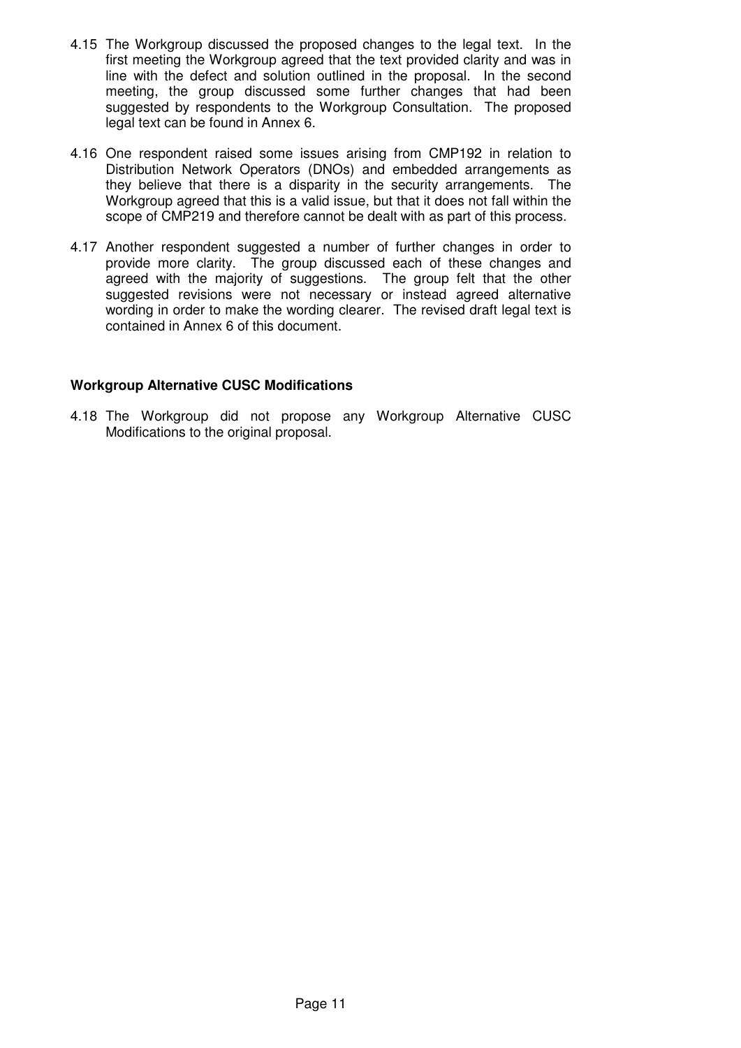4.15 The Workgroup discussed the proposed changes to the legal text. In the first meeting the Workgroup agreed that the text provided clarity and was in line with the defect and solution outlined in the proposal. In the second meeting, the group discussed some further changes that had been suggested by respondents to the Workgroup Consultation. The proposed legal text can be found in Annex 6.

4.16 One respondent raised some issues arising from CMP192 in relation to Distribution Network Operators (DNOs) and embedded arrangements as they believe that there is a disparity in the security arrangements. The Workgroup agreed that this is a valid issue, but that it does not fall within the scope of CMP219 and therefore cannot be dealt with as part of this process.

4.17 Another respondent suggested a number of further changes in order to provide more clarity. The group discussed each of these changes and agreed with the majority of suggestions. The group felt that the other suggested revisions were not necessary or instead agreed alternative wording in order to make the wording clearer. The revised draft legal text is contained in Annex 6 of this document.

**Workgroup Alternative CUSC Modifications**

4.18 The Workgroup did not propose any Workgroup Alternative CUSC Modifications to the original proposal.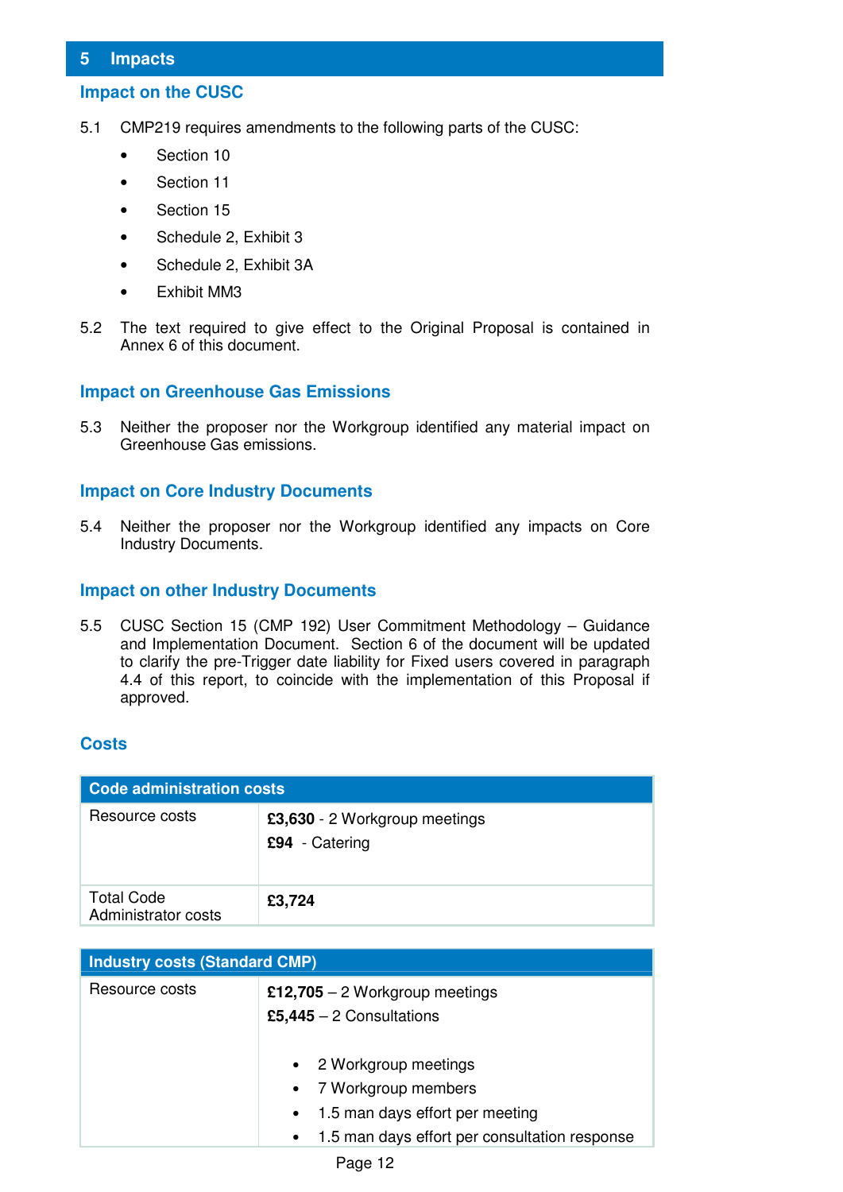## 5 Impacts

### Impact on the CUSC

5.1 CMP219 requires amendments to the following parts of the CUSC:

- Section 10
- Section 11
- Section 15
- Schedule 2, Exhibit 3
- Schedule 2, Exhibit 3A
- Exhibit MM3

5.2 The text required to give effect to the Original Proposal is contained in Annex 6 of this document.

### Impact on Greenhouse Gas Emissions

5.3 Neither the proposer nor the Workgroup identified any material impact on Greenhouse Gas emissions.

### Impact on Core Industry Documents

5.4 Neither the proposer nor the Workgroup identified any impacts on Core Industry Documents.

### Impact on other Industry Documents

5.5 CUSC Section 15 (CMP 192) User Commitment Methodology – Guidance and Implementation Document. Section 6 of the document will be updated to clarify the pre-Trigger date liability for Fixed users covered in paragraph 4.4 of this report, to coincide with the implementation of this Proposal if approved.

### Costs

| Code administration costs | |
|---|---|
| Resource costs | **£3,630** - 2 Workgroup meetings<br>**£94** - Catering |
| Total Code Administrator costs | **£3,724** |

| Industry costs (Standard CMP) | |
|---|---|
| Resource costs | **£12,705** – 2 Workgroup meetings<br>**£5,445** – 2 Consultations<br>• 2 Workgroup meetings<br>• 7 Workgroup members<br>• 1.5 man days effort per meeting<br>• 1.5 man days effort per consultation response |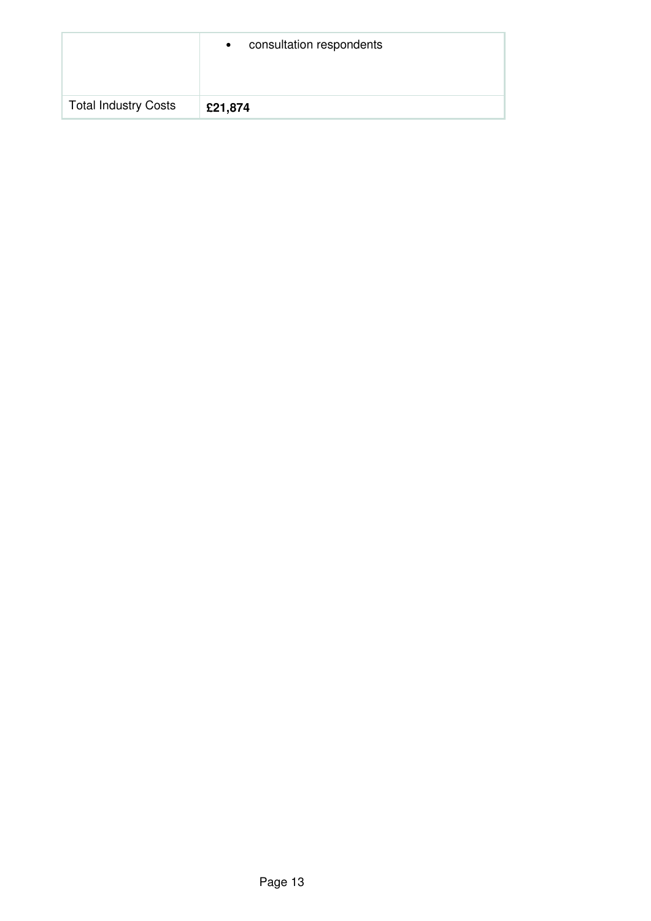| | |
|---|---|
| | • consultation respondents |
| Total Industry Costs | **£21,874** |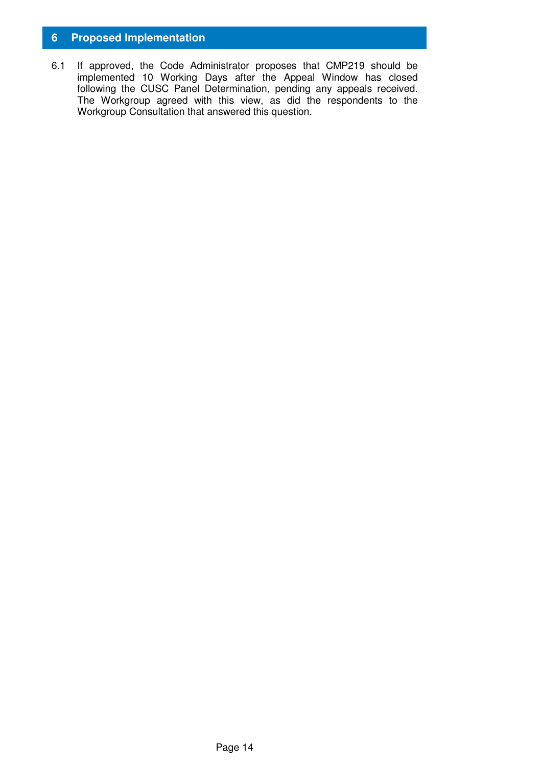# 6 Proposed Implementation

6.1 If approved, the Code Administrator proposes that CMP219 should be implemented 10 Working Days after the Appeal Window has closed following the CUSC Panel Determination, pending any appeals received. The Workgroup agreed with this view, as did the respondents to the Workgroup Consultation that answered this question.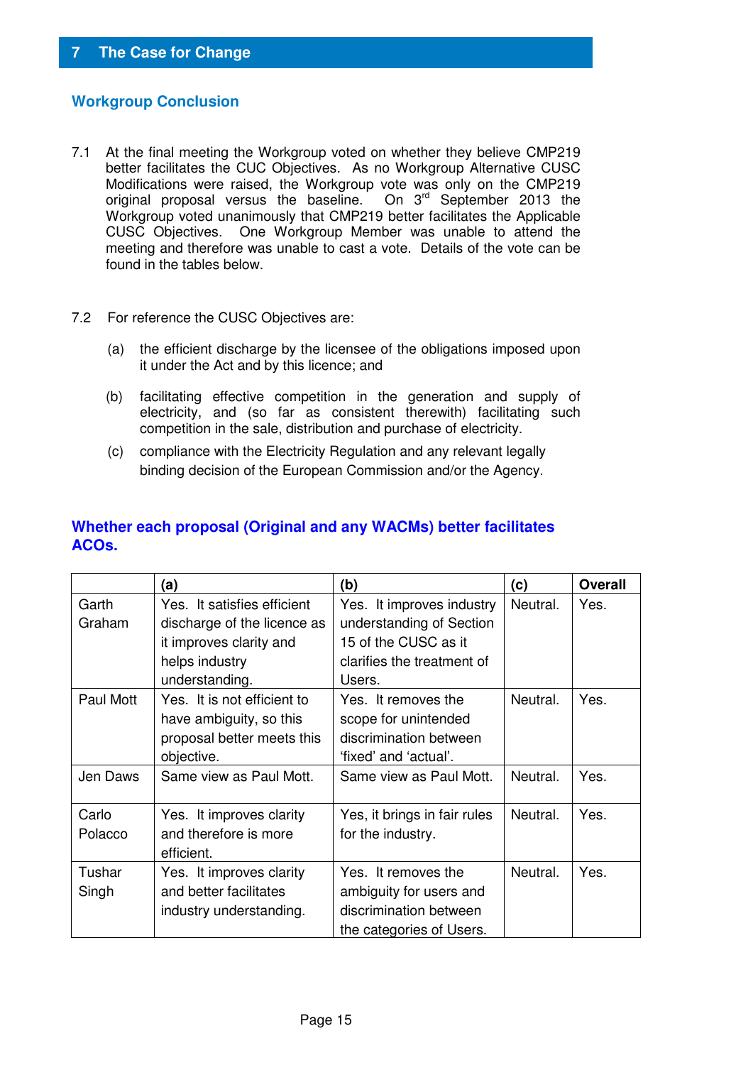# 7 The Case for Change

## Workgroup Conclusion

7.1 At the final meeting the Workgroup voted on whether they believe CMP219 better facilitates the CUC Objectives. As no Workgroup Alternative CUSC Modifications were raised, the Workgroup vote was only on the CMP219 original proposal versus the baseline. On 3rd September 2013 the Workgroup voted unanimously that CMP219 better facilitates the Applicable CUSC Objectives. One Workgroup Member was unable to attend the meeting and therefore was unable to cast a vote. Details of the vote can be found in the tables below.

7.2 For reference the CUSC Objectives are:

(a) the efficient discharge by the licensee of the obligations imposed upon it under the Act and by this licence; and

(b) facilitating effective competition in the generation and supply of electricity, and (so far as consistent therewith) facilitating such competition in the sale, distribution and purchase of electricity.

(c) compliance with the Electricity Regulation and any relevant legally binding decision of the European Commission and/or the Agency.

## Whether each proposal (Original and any WACMs) better facilitates ACOs.

| | (a) | (b) | (c) | Overall |
|---|---|---|---|---|
| Garth Graham | Yes. It satisfies efficient discharge of the licence as it improves clarity and helps industry understanding. | Yes. It improves industry understanding of Section 15 of the CUSC as it clarifies the treatment of Users. | Neutral. | Yes. |
| Paul Mott | Yes. It is not efficient to have ambiguity, so this proposal better meets this objective. | Yes. It removes the scope for unintended discrimination between 'fixed' and 'actual'. | Neutral. | Yes. |
| Jen Daws | Same view as Paul Mott. | Same view as Paul Mott. | Neutral. | Yes. |
| Carlo Polacco | Yes. It improves clarity and therefore is more efficient. | Yes, it brings in fair rules for the industry. | Neutral. | Yes. |
| Tushar Singh | Yes. It improves clarity and better facilitates industry understanding. | Yes. It removes the ambiguity for users and discrimination between the categories of Users. | Neutral. | Yes. |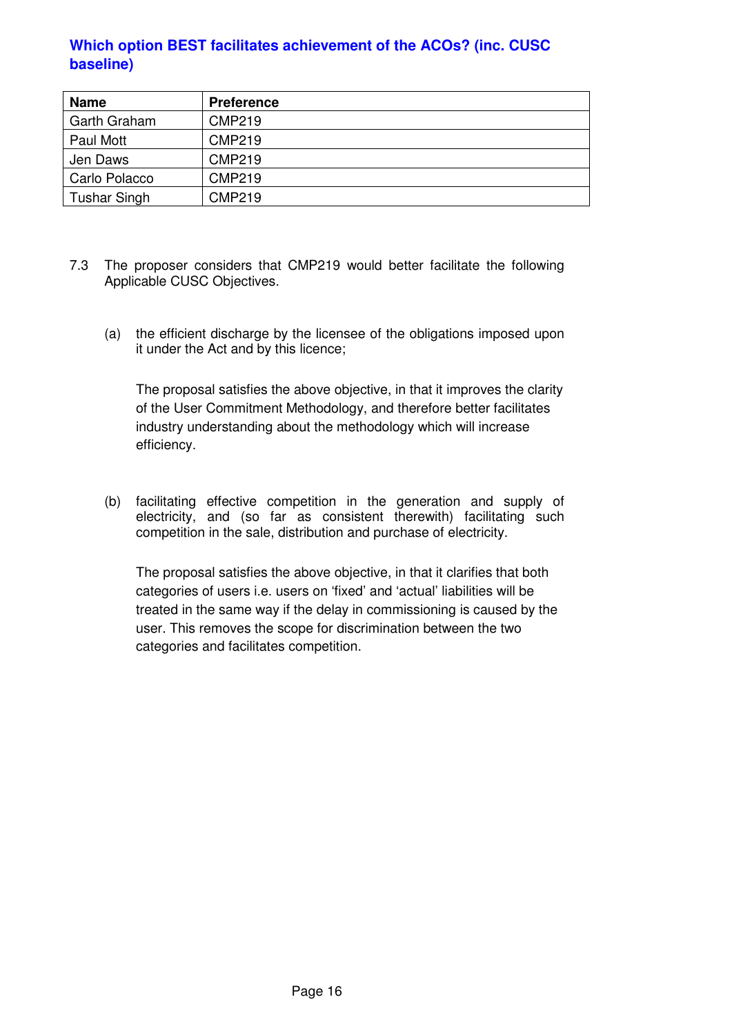### Which option BEST facilitates achievement of the ACOs? (inc. CUSC baseline)

| Name | Preference |
|---|---|
| Garth Graham | CMP219 |
| Paul Mott | CMP219 |
| Jen Daws | CMP219 |
| Carlo Polacco | CMP219 |
| Tushar Singh | CMP219 |

7.3 The proposer considers that CMP219 would better facilitate the following Applicable CUSC Objectives.

(a) the efficient discharge by the licensee of the obligations imposed upon it under the Act and by this licence;

The proposal satisfies the above objective, in that it improves the clarity of the User Commitment Methodology, and therefore better facilitates industry understanding about the methodology which will increase efficiency.

(b) facilitating effective competition in the generation and supply of electricity, and (so far as consistent therewith) facilitating such competition in the sale, distribution and purchase of electricity.

The proposal satisfies the above objective, in that it clarifies that both categories of users i.e. users on 'fixed' and 'actual' liabilities will be treated in the same way if the delay in commissioning is caused by the user. This removes the scope for discrimination between the two categories and facilitates competition.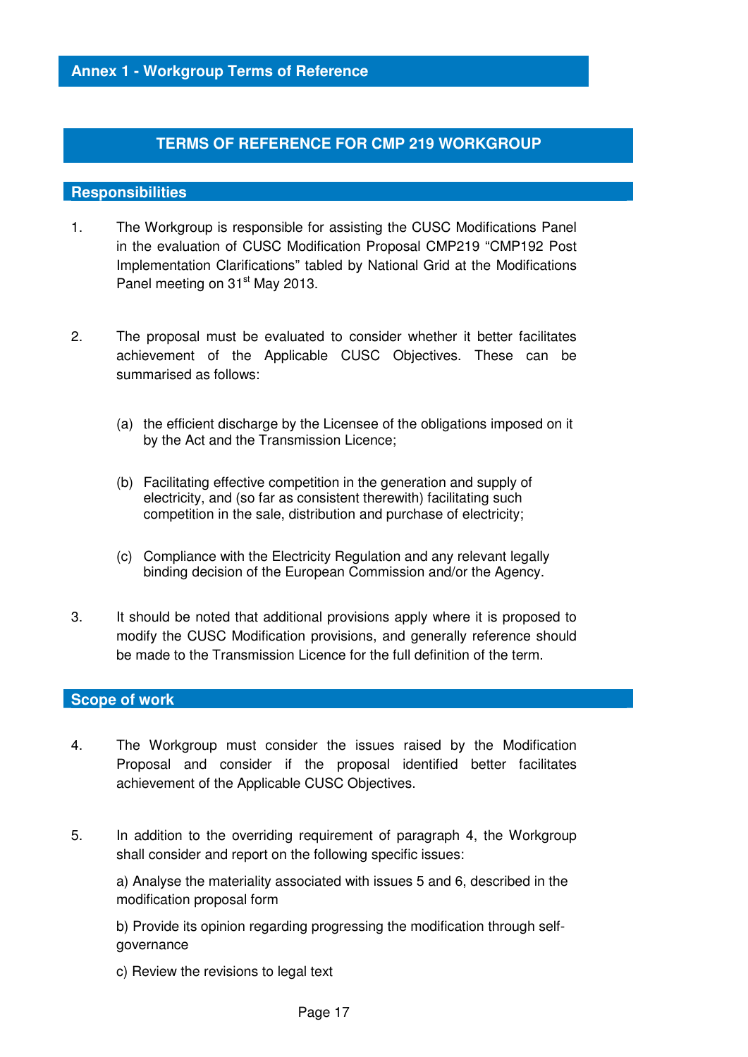# Annex 1 - Workgroup Terms of Reference

## TERMS OF REFERENCE FOR CMP 219 WORKGROUP

### Responsibilities

1. The Workgroup is responsible for assisting the CUSC Modifications Panel in the evaluation of CUSC Modification Proposal CMP219 "CMP192 Post Implementation Clarifications" tabled by National Grid at the Modifications Panel meeting on 31st May 2013.

2. The proposal must be evaluated to consider whether it better facilitates achievement of the Applicable CUSC Objectives. These can be summarised as follows:

   (a) the efficient discharge by the Licensee of the obligations imposed on it by the Act and the Transmission Licence;

   (b) Facilitating effective competition in the generation and supply of electricity, and (so far as consistent therewith) facilitating such competition in the sale, distribution and purchase of electricity;

   (c) Compliance with the Electricity Regulation and any relevant legally binding decision of the European Commission and/or the Agency.

3. It should be noted that additional provisions apply where it is proposed to modify the CUSC Modification provisions, and generally reference should be made to the Transmission Licence for the full definition of the term.

### Scope of work

4. The Workgroup must consider the issues raised by the Modification Proposal and consider if the proposal identified better facilitates achievement of the Applicable CUSC Objectives.

5. In addition to the overriding requirement of paragraph 4, the Workgroup shall consider and report on the following specific issues:

   a) Analyse the materiality associated with issues 5 and 6, described in the modification proposal form

   b) Provide its opinion regarding progressing the modification through self-governance

   c) Review the revisions to legal text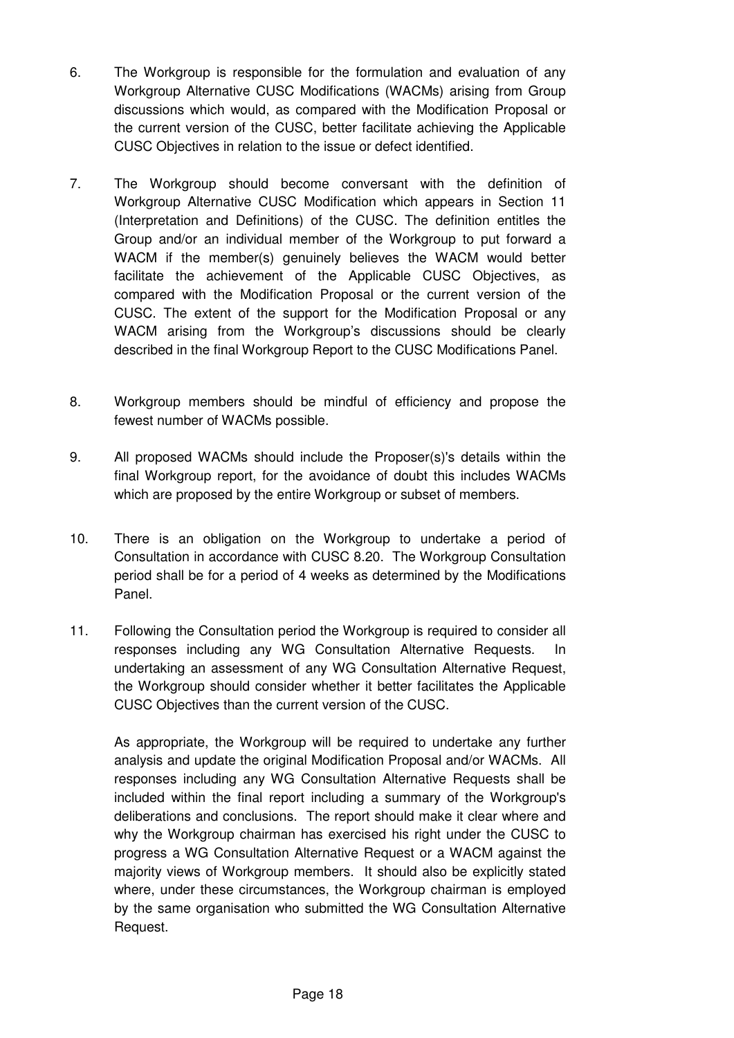6. The Workgroup is responsible for the formulation and evaluation of any Workgroup Alternative CUSC Modifications (WACMs) arising from Group discussions which would, as compared with the Modification Proposal or the current version of the CUSC, better facilitate achieving the Applicable CUSC Objectives in relation to the issue or defect identified.

7. The Workgroup should become conversant with the definition of Workgroup Alternative CUSC Modification which appears in Section 11 (Interpretation and Definitions) of the CUSC. The definition entitles the Group and/or an individual member of the Workgroup to put forward a WACM if the member(s) genuinely believes the WACM would better facilitate the achievement of the Applicable CUSC Objectives, as compared with the Modification Proposal or the current version of the CUSC. The extent of the support for the Modification Proposal or any WACM arising from the Workgroup's discussions should be clearly described in the final Workgroup Report to the CUSC Modifications Panel.

8. Workgroup members should be mindful of efficiency and propose the fewest number of WACMs possible.

9. All proposed WACMs should include the Proposer(s)'s details within the final Workgroup report, for the avoidance of doubt this includes WACMs which are proposed by the entire Workgroup or subset of members.

10. There is an obligation on the Workgroup to undertake a period of Consultation in accordance with CUSC 8.20. The Workgroup Consultation period shall be for a period of 4 weeks as determined by the Modifications Panel.

11. Following the Consultation period the Workgroup is required to consider all responses including any WG Consultation Alternative Requests. In undertaking an assessment of any WG Consultation Alternative Request, the Workgroup should consider whether it better facilitates the Applicable CUSC Objectives than the current version of the CUSC.

    As appropriate, the Workgroup will be required to undertake any further analysis and update the original Modification Proposal and/or WACMs. All responses including any WG Consultation Alternative Requests shall be included within the final report including a summary of the Workgroup's deliberations and conclusions. The report should make it clear where and why the Workgroup chairman has exercised his right under the CUSC to progress a WG Consultation Alternative Request or a WACM against the majority views of Workgroup members. It should also be explicitly stated where, under these circumstances, the Workgroup chairman is employed by the same organisation who submitted the WG Consultation Alternative Request.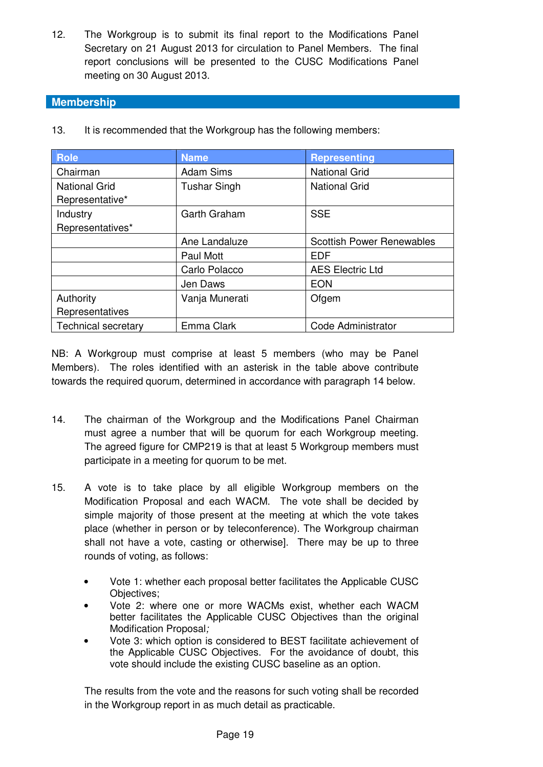12. The Workgroup is to submit its final report to the Modifications Panel Secretary on 21 August 2013 for circulation to Panel Members. The final report conclusions will be presented to the CUSC Modifications Panel meeting on 30 August 2013.

## Membership

13. It is recommended that the Workgroup has the following members:

| Role | Name | Representing |
|---|---|---|
| Chairman | Adam Sims | National Grid |
| National Grid Representative* | Tushar Singh | National Grid |
| Industry Representatives* | Garth Graham | SSE |
| | Ane Landaluze | Scottish Power Renewables |
| | Paul Mott | EDF |
| | Carlo Polacco | AES Electric Ltd |
| | Jen Daws | EON |
| Authority Representatives | Vanja Munerati | Ofgem |
| Technical secretary | Emma Clark | Code Administrator |

NB: A Workgroup must comprise at least 5 members (who may be Panel Members). The roles identified with an asterisk in the table above contribute towards the required quorum, determined in accordance with paragraph 14 below.

14. The chairman of the Workgroup and the Modifications Panel Chairman must agree a number that will be quorum for each Workgroup meeting. The agreed figure for CMP219 is that at least 5 Workgroup members must participate in a meeting for quorum to be met.

15. A vote is to take place by all eligible Workgroup members on the Modification Proposal and each WACM. The vote shall be decided by simple majority of those present at the meeting at which the vote takes place (whether in person or by teleconference). The Workgroup chairman shall not have a vote, casting or otherwise]. There may be up to three rounds of voting, as follows:

   - Vote 1: whether each proposal better facilitates the Applicable CUSC Objectives;
   - Vote 2: where one or more WACMs exist, whether each WACM better facilitates the Applicable CUSC Objectives than the original Modification Proposal;
   - Vote 3: which option is considered to BEST facilitate achievement of the Applicable CUSC Objectives. For the avoidance of doubt, this vote should include the existing CUSC baseline as an option.

   The results from the vote and the reasons for such voting shall be recorded in the Workgroup report in as much detail as practicable.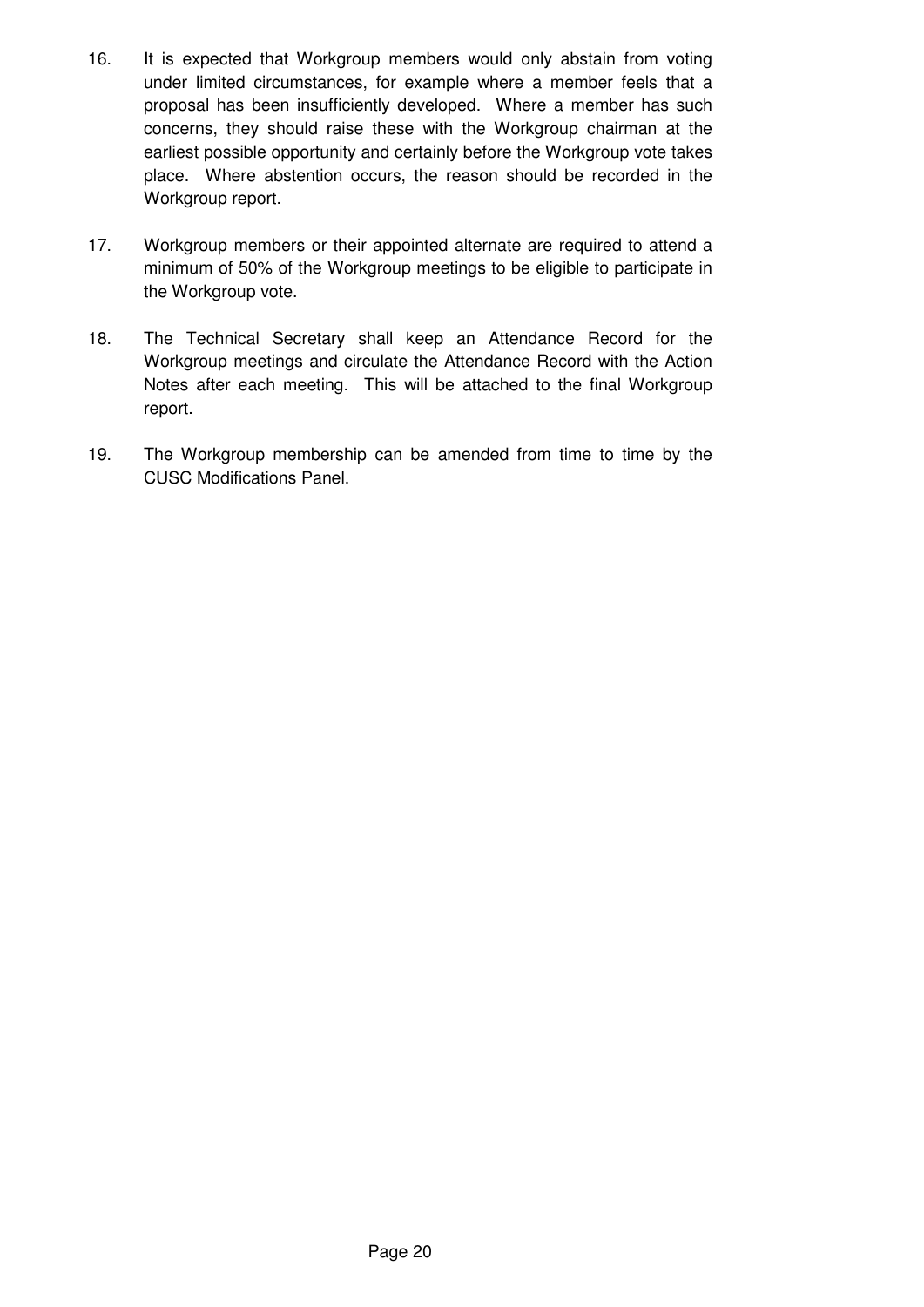16. It is expected that Workgroup members would only abstain from voting under limited circumstances, for example where a member feels that a proposal has been insufficiently developed. Where a member has such concerns, they should raise these with the Workgroup chairman at the earliest possible opportunity and certainly before the Workgroup vote takes place. Where abstention occurs, the reason should be recorded in the Workgroup report.

17. Workgroup members or their appointed alternate are required to attend a minimum of 50% of the Workgroup meetings to be eligible to participate in the Workgroup vote.

18. The Technical Secretary shall keep an Attendance Record for the Workgroup meetings and circulate the Attendance Record with the Action Notes after each meeting. This will be attached to the final Workgroup report.

19. The Workgroup membership can be amended from time to time by the CUSC Modifications Panel.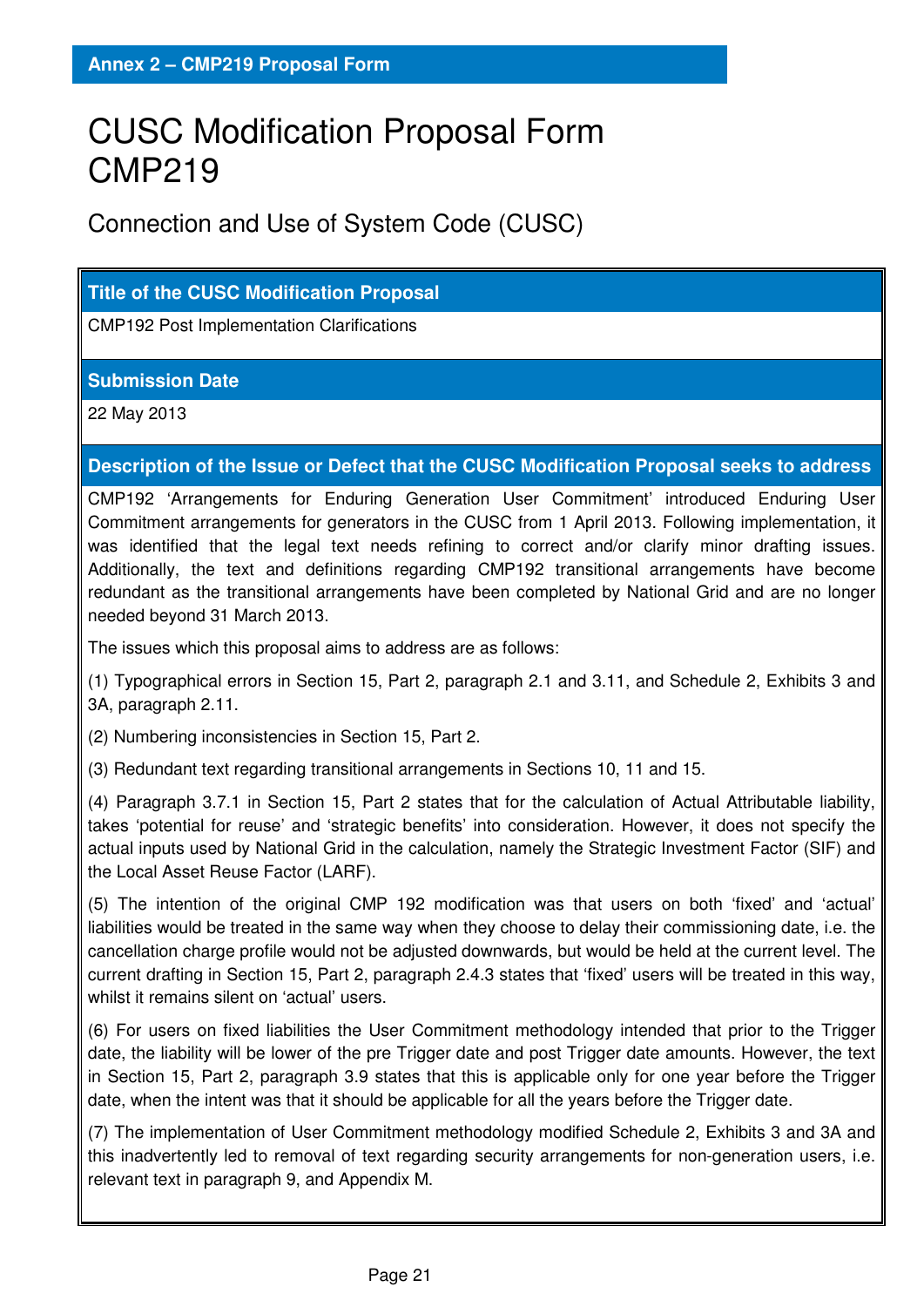Annex 2 – CMP219 Proposal Form

# CUSC Modification Proposal Form CMP219

## Connection and Use of System Code (CUSC)

### Title of the CUSC Modification Proposal

CMP192 Post Implementation Clarifications

### Submission Date

22 May 2013

### Description of the Issue or Defect that the CUSC Modification Proposal seeks to address

CMP192 'Arrangements for Enduring Generation User Commitment' introduced Enduring User Commitment arrangements for generators in the CUSC from 1 April 2013. Following implementation, it was identified that the legal text needs refining to correct and/or clarify minor drafting issues. Additionally, the text and definitions regarding CMP192 transitional arrangements have become redundant as the transitional arrangements have been completed by National Grid and are no longer needed beyond 31 March 2013.

The issues which this proposal aims to address are as follows:

(1) Typographical errors in Section 15, Part 2, paragraph 2.1 and 3.11, and Schedule 2, Exhibits 3 and 3A, paragraph 2.11.

(2) Numbering inconsistencies in Section 15, Part 2.

(3) Redundant text regarding transitional arrangements in Sections 10, 11 and 15.

(4) Paragraph 3.7.1 in Section 15, Part 2 states that for the calculation of Actual Attributable liability, takes 'potential for reuse' and 'strategic benefits' into consideration. However, it does not specify the actual inputs used by National Grid in the calculation, namely the Strategic Investment Factor (SIF) and the Local Asset Reuse Factor (LARF).

(5) The intention of the original CMP 192 modification was that users on both 'fixed' and 'actual' liabilities would be treated in the same way when they choose to delay their commissioning date, i.e. the cancellation charge profile would not be adjusted downwards, but would be held at the current level. The current drafting in Section 15, Part 2, paragraph 2.4.3 states that 'fixed' users will be treated in this way, whilst it remains silent on 'actual' users.

(6) For users on fixed liabilities the User Commitment methodology intended that prior to the Trigger date, the liability will be lower of the pre Trigger date and post Trigger date amounts. However, the text in Section 15, Part 2, paragraph 3.9 states that this is applicable only for one year before the Trigger date, when the intent was that it should be applicable for all the years before the Trigger date.

(7) The implementation of User Commitment methodology modified Schedule 2, Exhibits 3 and 3A and this inadvertently led to removal of text regarding security arrangements for non-generation users, i.e. relevant text in paragraph 9, and Appendix M.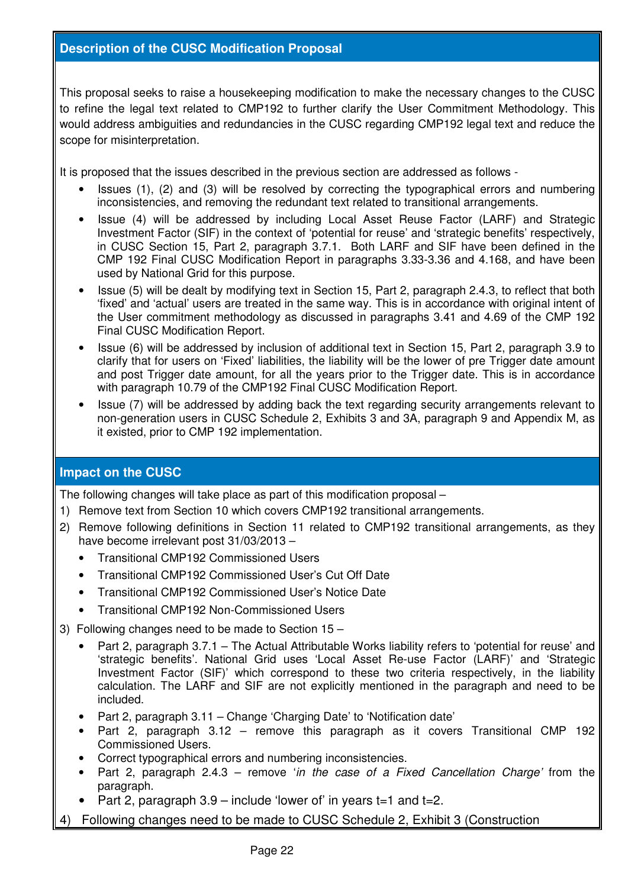## Description of the CUSC Modification Proposal

This proposal seeks to raise a housekeeping modification to make the necessary changes to the CUSC to refine the legal text related to CMP192 to further clarify the User Commitment Methodology. This would address ambiguities and redundancies in the CUSC regarding CMP192 legal text and reduce the scope for misinterpretation.

It is proposed that the issues described in the previous section are addressed as follows -

- Issues (1), (2) and (3) will be resolved by correcting the typographical errors and numbering inconsistencies, and removing the redundant text related to transitional arrangements.
- Issue (4) will be addressed by including Local Asset Reuse Factor (LARF) and Strategic Investment Factor (SIF) in the context of 'potential for reuse' and 'strategic benefits' respectively, in CUSC Section 15, Part 2, paragraph 3.7.1. Both LARF and SIF have been defined in the CMP 192 Final CUSC Modification Report in paragraphs 3.33-3.36 and 4.168, and have been used by National Grid for this purpose.
- Issue (5) will be dealt by modifying text in Section 15, Part 2, paragraph 2.4.3, to reflect that both 'fixed' and 'actual' users are treated in the same way. This is in accordance with original intent of the User commitment methodology as discussed in paragraphs 3.41 and 4.69 of the CMP 192 Final CUSC Modification Report.
- Issue (6) will be addressed by inclusion of additional text in Section 15, Part 2, paragraph 3.9 to clarify that for users on 'Fixed' liabilities, the liability will be the lower of pre Trigger date amount and post Trigger date amount, for all the years prior to the Trigger date. This is in accordance with paragraph 10.79 of the CMP192 Final CUSC Modification Report.
- Issue (7) will be addressed by adding back the text regarding security arrangements relevant to non-generation users in CUSC Schedule 2, Exhibits 3 and 3A, paragraph 9 and Appendix M, as it existed, prior to CMP 192 implementation.

## Impact on the CUSC

The following changes will take place as part of this modification proposal –

1) Remove text from Section 10 which covers CMP192 transitional arrangements.
2) Remove following definitions in Section 11 related to CMP192 transitional arrangements, as they have become irrelevant post 31/03/2013 –
   - Transitional CMP192 Commissioned Users
   - Transitional CMP192 Commissioned User's Cut Off Date
   - Transitional CMP192 Commissioned User's Notice Date
   - Transitional CMP192 Non-Commissioned Users
3) Following changes need to be made to Section 15 –
   - Part 2, paragraph 3.7.1 – The Actual Attributable Works liability refers to 'potential for reuse' and 'strategic benefits'. National Grid uses 'Local Asset Re-use Factor (LARF)' and 'Strategic Investment Factor (SIF)' which correspond to these two criteria respectively, in the liability calculation. The LARF and SIF are not explicitly mentioned in the paragraph and need to be included.
   - Part 2, paragraph 3.11 – Change 'Charging Date' to 'Notification date'
   - Part 2, paragraph 3.12 – remove this paragraph as it covers Transitional CMP 192 Commissioned Users.
   - Correct typographical errors and numbering inconsistencies.
   - Part 2, paragraph 2.4.3 – remove '*in the case of a Fixed Cancellation Charge'* from the paragraph.
   - Part 2, paragraph 3.9 – include 'lower of' in years t=1 and t=2.
4) Following changes need to be made to CUSC Schedule 2, Exhibit 3 (Construction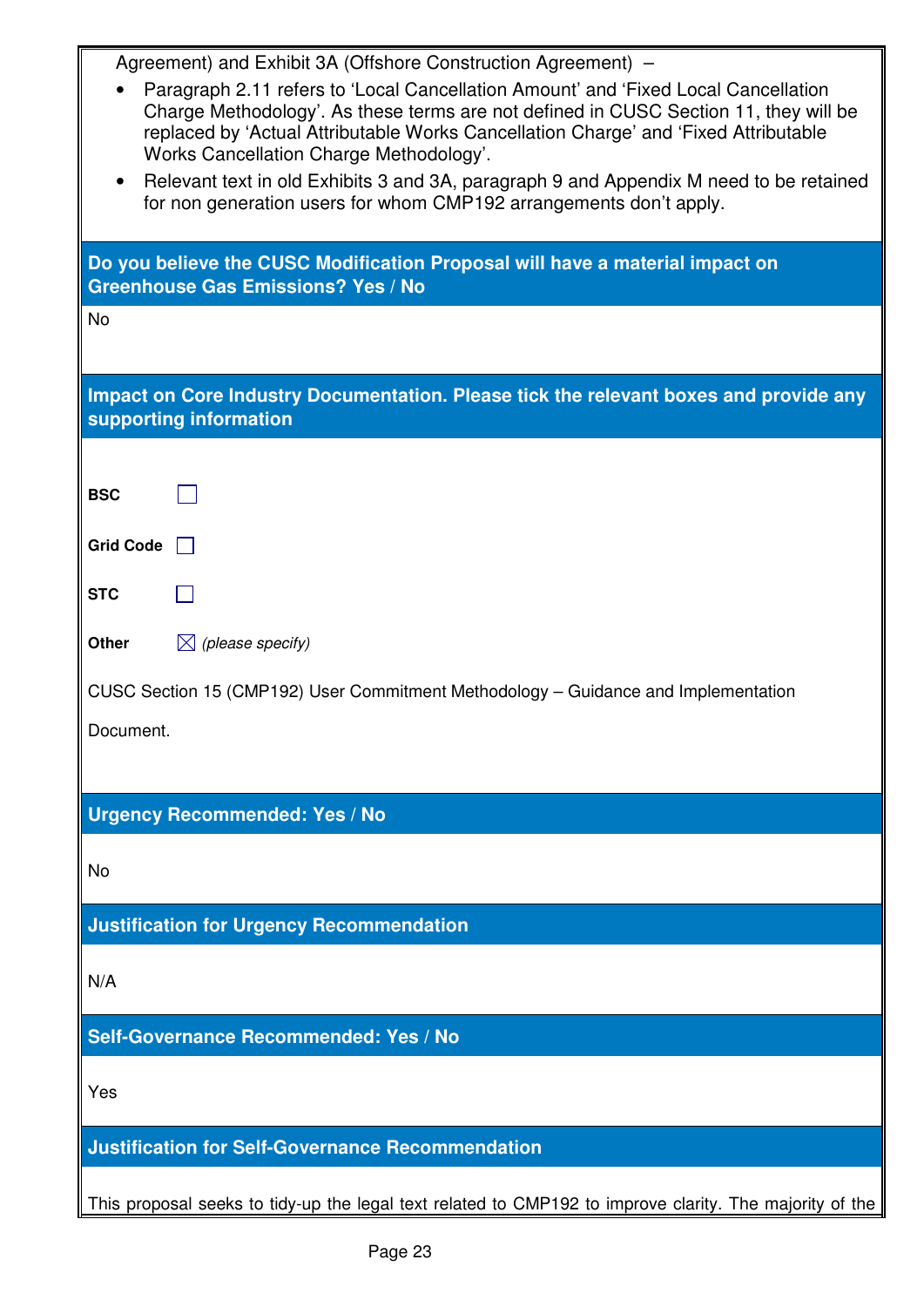Agreement) and Exhibit 3A (Offshore Construction Agreement) –

- Paragraph 2.11 refers to 'Local Cancellation Amount' and 'Fixed Local Cancellation Charge Methodology'. As these terms are not defined in CUSC Section 11, they will be replaced by 'Actual Attributable Works Cancellation Charge' and 'Fixed Attributable Works Cancellation Charge Methodology'.
- Relevant text in old Exhibits 3 and 3A, paragraph 9 and Appendix M need to be retained for non generation users for whom CMP192 arrangements don't apply.

**Do you believe the CUSC Modification Proposal will have a material impact on Greenhouse Gas Emissions? Yes / No**

No

**Impact on Core Industry Documentation. Please tick the relevant boxes and provide any supporting information**

**BSC** ☐

**Grid Code** ☐

**STC** ☐

**Other** ☒ *(please specify)*

CUSC Section 15 (CMP192) User Commitment Methodology – Guidance and Implementation

Document.

**Urgency Recommended: Yes / No**

No

**Justification for Urgency Recommendation**

N/A

**Self-Governance Recommended: Yes / No**

Yes

**Justification for Self-Governance Recommendation**

This proposal seeks to tidy-up the legal text related to CMP192 to improve clarity. The majority of the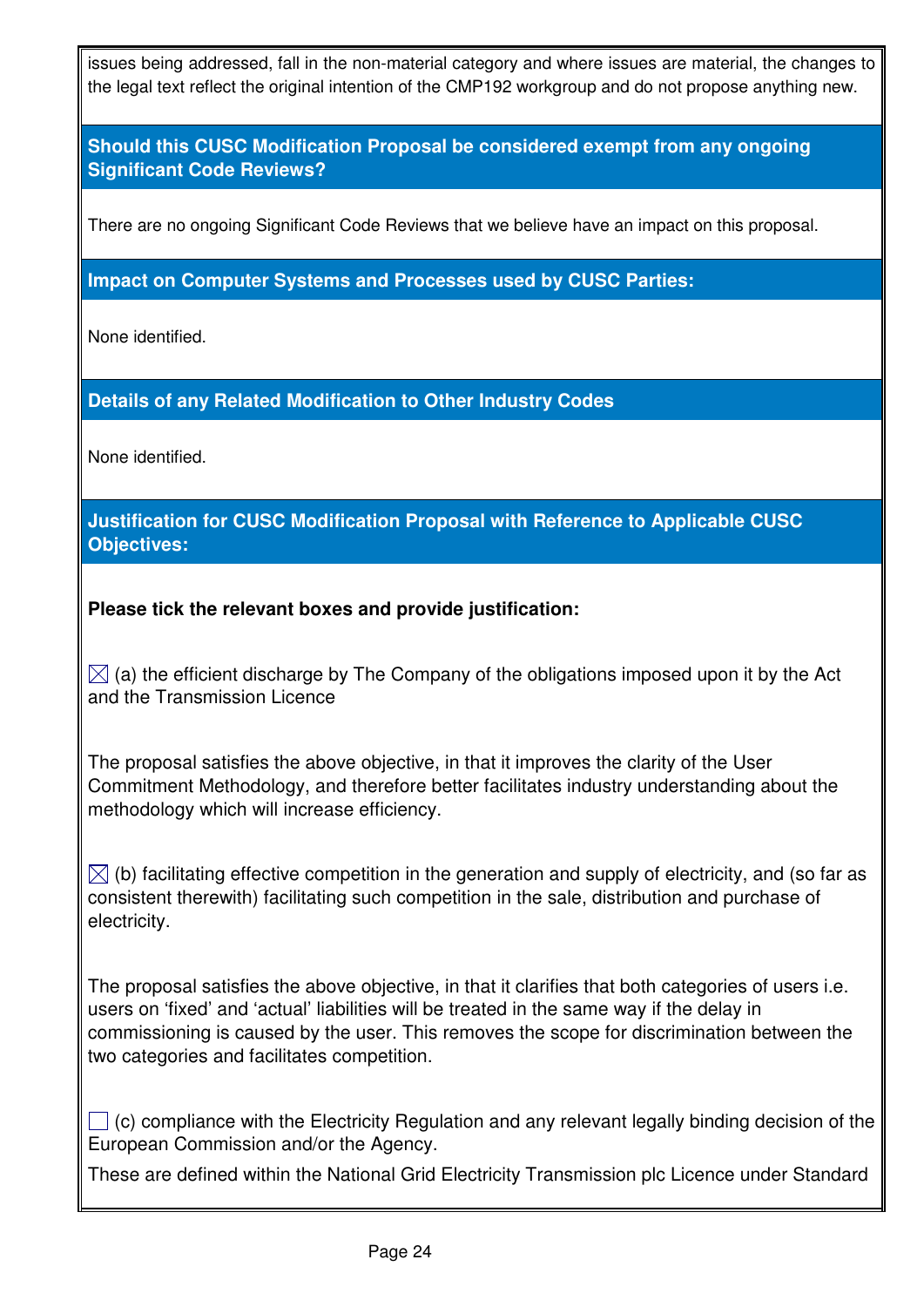issues being addressed, fall in the non-material category and where issues are material, the changes to the legal text reflect the original intention of the CMP192 workgroup and do not propose anything new.

**Should this CUSC Modification Proposal be considered exempt from any ongoing Significant Code Reviews?**

There are no ongoing Significant Code Reviews that we believe have an impact on this proposal.

**Impact on Computer Systems and Processes used by CUSC Parties:**

None identified.

**Details of any Related Modification to Other Industry Codes**

None identified.

**Justification for CUSC Modification Proposal with Reference to Applicable CUSC Objectives:**

**Please tick the relevant boxes and provide justification:**

☒ (a) the efficient discharge by The Company of the obligations imposed upon it by the Act and the Transmission Licence

The proposal satisfies the above objective, in that it improves the clarity of the User Commitment Methodology, and therefore better facilitates industry understanding about the methodology which will increase efficiency.

☒ (b) facilitating effective competition in the generation and supply of electricity, and (so far as consistent therewith) facilitating such competition in the sale, distribution and purchase of electricity.

The proposal satisfies the above objective, in that it clarifies that both categories of users i.e. users on 'fixed' and 'actual' liabilities will be treated in the same way if the delay in commissioning is caused by the user. This removes the scope for discrimination between the two categories and facilitates competition.

☐ (c) compliance with the Electricity Regulation and any relevant legally binding decision of the European Commission and/or the Agency.

These are defined within the National Grid Electricity Transmission plc Licence under Standard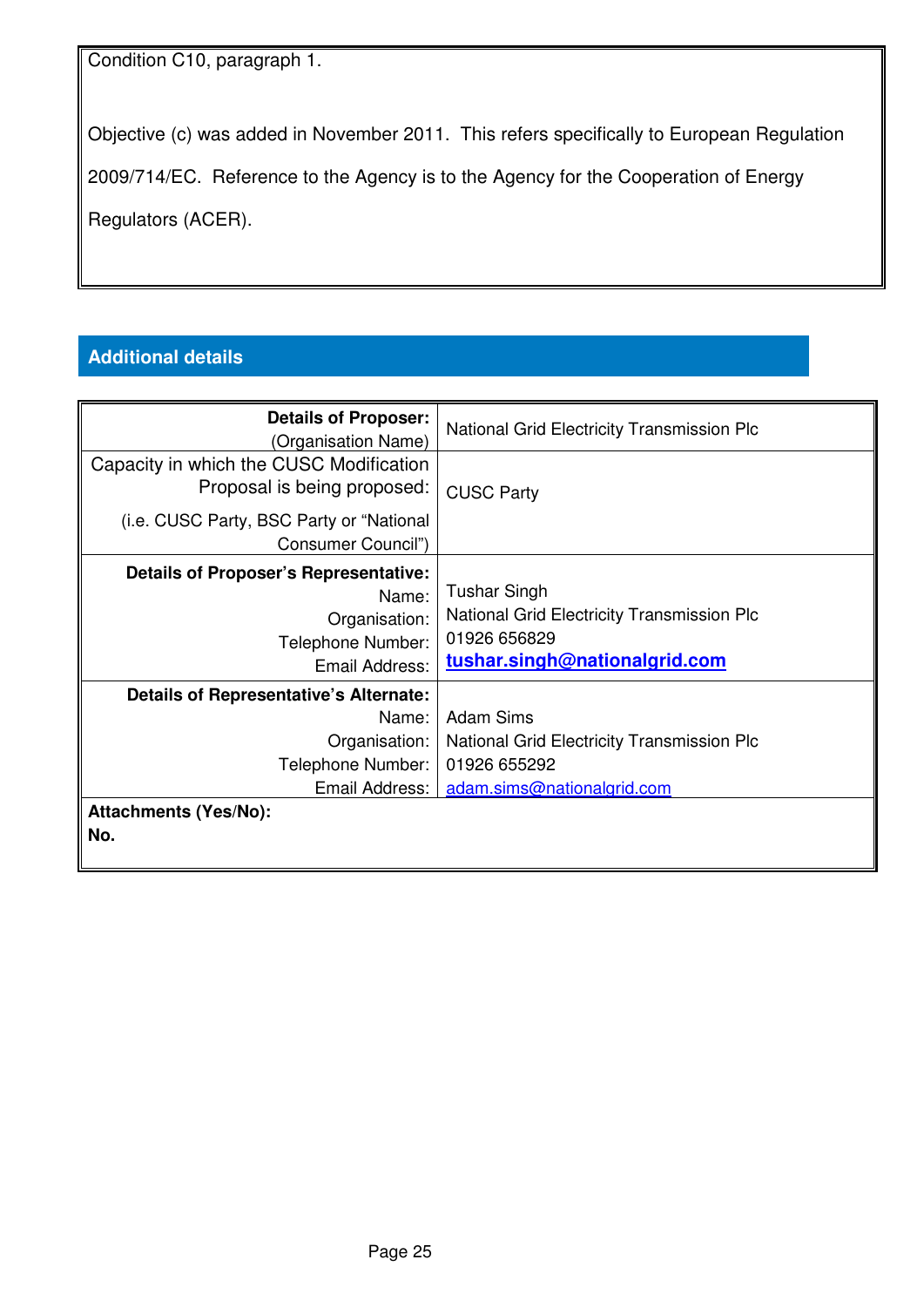Condition C10, paragraph 1.

Objective (c) was added in November 2011. This refers specifically to European Regulation 2009/714/EC. Reference to the Agency is to the Agency for the Cooperation of Energy Regulators (ACER).

## Additional details

| | |
|---|---|
| **Details of Proposer:** (Organisation Name) | National Grid Electricity Transmission Plc |
| Capacity in which the CUSC Modification Proposal is being proposed: (i.e. CUSC Party, BSC Party or "National Consumer Council") | CUSC Party |
| **Details of Proposer's Representative:** Name: Organisation: Telephone Number: Email Address: | Tushar Singh National Grid Electricity Transmission Plc 01926 656829 **tushar.singh@nationalgrid.com** |
| **Details of Representative's Alternate:** Name: Organisation: Telephone Number: Email Address: | Adam Sims National Grid Electricity Transmission Plc 01926 655292 adam.sims@nationalgrid.com |
| **Attachments (Yes/No):** **No.** | |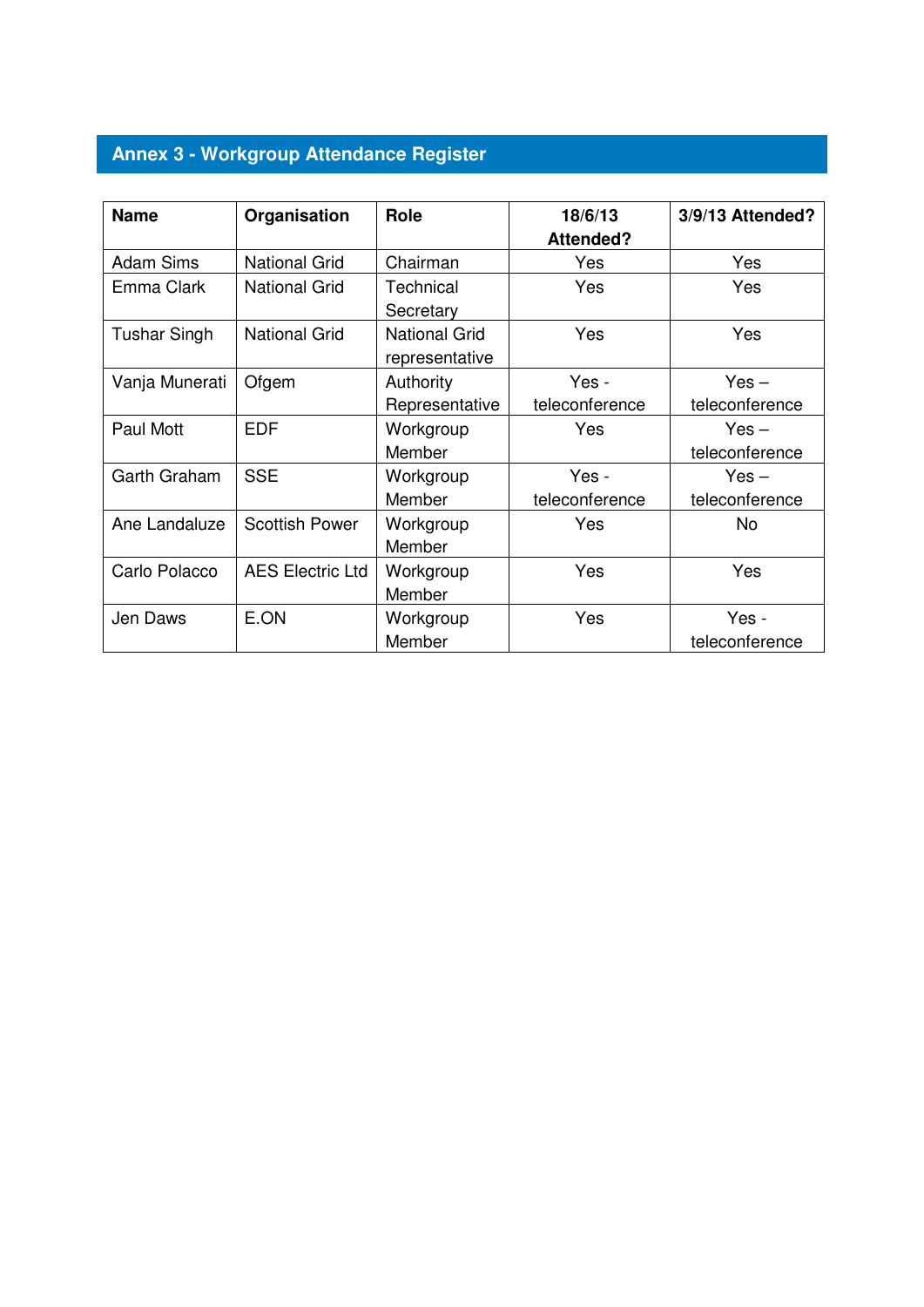## Annex 3 - Workgroup Attendance Register

| Name | Organisation | Role | 18/6/13 Attended? | 3/9/13 Attended? |
|---|---|---|---|---|
| Adam Sims | National Grid | Chairman | Yes | Yes |
| Emma Clark | National Grid | Technical Secretary | Yes | Yes |
| Tushar Singh | National Grid | National Grid representative | Yes | Yes |
| Vanja Munerati | Ofgem | Authority Representative | Yes - teleconference | Yes – teleconference |
| Paul Mott | EDF | Workgroup Member | Yes | Yes – teleconference |
| Garth Graham | SSE | Workgroup Member | Yes - teleconference | Yes – teleconference |
| Ane Landaluze | Scottish Power | Workgroup Member | Yes | No |
| Carlo Polacco | AES Electric Ltd | Workgroup Member | Yes | Yes |
| Jen Daws | E.ON | Workgroup Member | Yes | Yes - teleconference |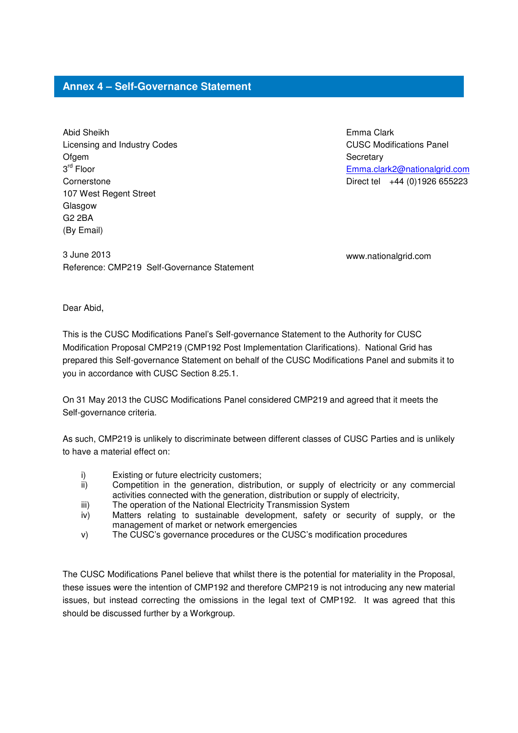## Annex 4 – Self-Governance Statement

Abid Sheikh
Licensing and Industry Codes
Ofgem
3rd Floor
Cornerstone
107 West Regent Street
Glasgow
G2 2BA
(By Email)

Emma Clark
CUSC Modifications Panel
Secretary
Emma.clark2@nationalgrid.com
Direct tel +44 (0)1926 655223

www.nationalgrid.com

3 June 2013
Reference: CMP219 Self-Governance Statement

Dear Abid,

This is the CUSC Modifications Panel's Self-governance Statement to the Authority for CUSC Modification Proposal CMP219 (CMP192 Post Implementation Clarifications). National Grid has prepared this Self-governance Statement on behalf of the CUSC Modifications Panel and submits it to you in accordance with CUSC Section 8.25.1.

On 31 May 2013 the CUSC Modifications Panel considered CMP219 and agreed that it meets the Self-governance criteria.

As such, CMP219 is unlikely to discriminate between different classes of CUSC Parties and is unlikely to have a material effect on:

i) Existing or future electricity customers;
ii) Competition in the generation, distribution, or supply of electricity or any commercial activities connected with the generation, distribution or supply of electricity,
iii) The operation of the National Electricity Transmission System
iv) Matters relating to sustainable development, safety or security of supply, or the management of market or network emergencies
v) The CUSC's governance procedures or the CUSC's modification procedures

The CUSC Modifications Panel believe that whilst there is the potential for materiality in the Proposal, these issues were the intention of CMP192 and therefore CMP219 is not introducing any new material issues, but instead correcting the omissions in the legal text of CMP192. It was agreed that this should be discussed further by a Workgroup.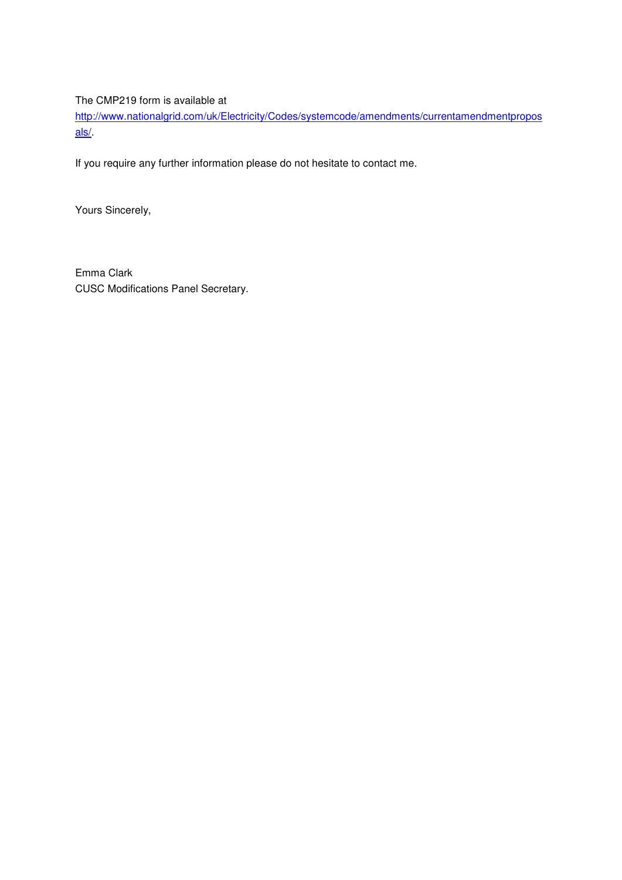The CMP219 form is available at [http://www.nationalgrid.com/uk/Electricity/Codes/systemcode/amendments/currentamendmentproposals/](http://www.nationalgrid.com/uk/Electricity/Codes/systemcode/amendments/currentamendmentproposals/).

If you require any further information please do not hesitate to contact me.

Yours Sincerely,

Emma Clark  
CUSC Modifications Panel Secretary.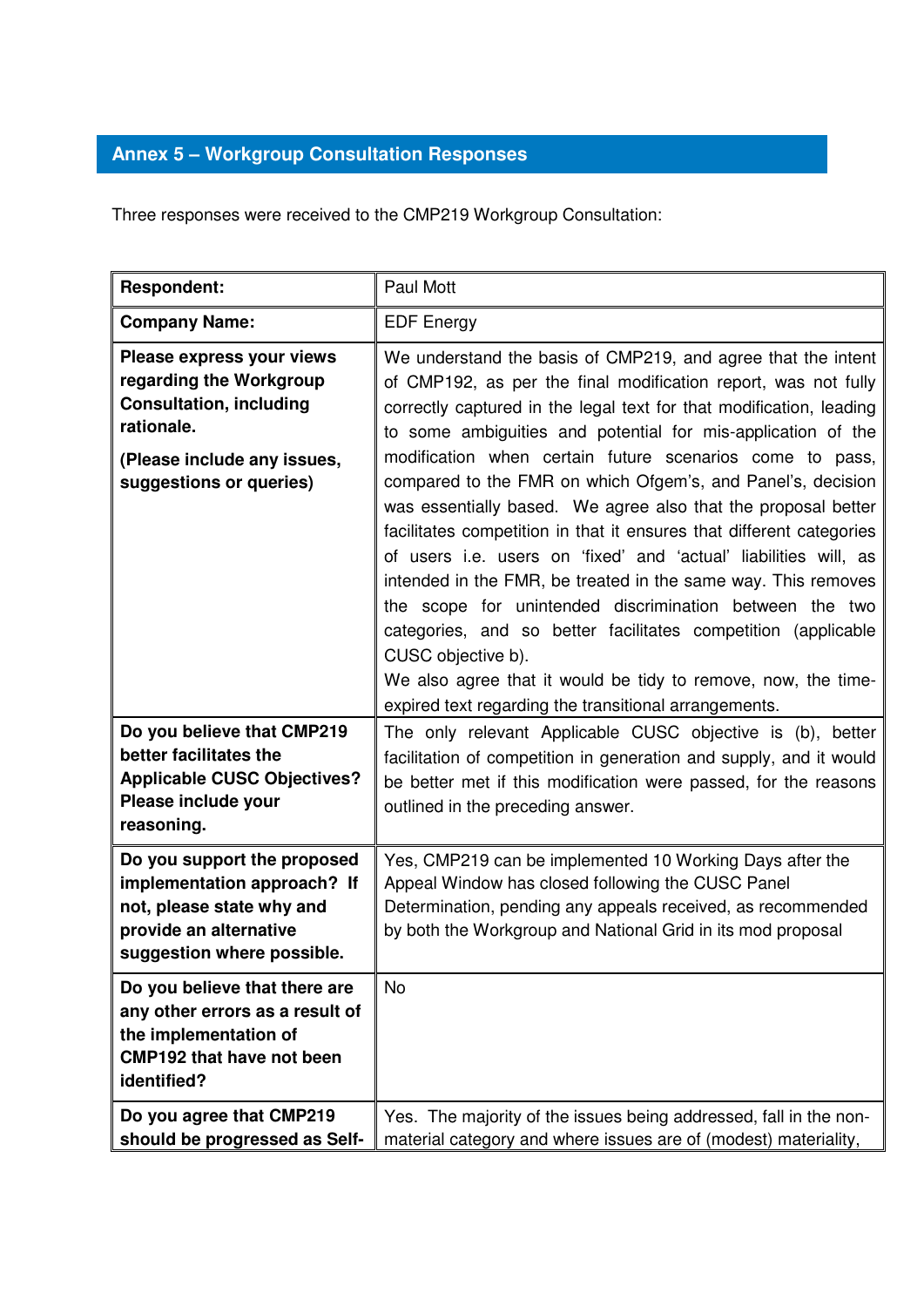## Annex 5 – Workgroup Consultation Responses

Three responses were received to the CMP219 Workgroup Consultation:

| **Respondent:** | Paul Mott |
|---|---|
| **Company Name:** | EDF Energy |
| **Please express your views regarding the Workgroup Consultation, including rationale.** **(Please include any issues, suggestions or queries)** | We understand the basis of CMP219, and agree that the intent of CMP192, as per the final modification report, was not fully correctly captured in the legal text for that modification, leading to some ambiguities and potential for mis-application of the modification when certain future scenarios come to pass, compared to the FMR on which Ofgem's, and Panel's, decision was essentially based. We agree also that the proposal better facilitates competition in that it ensures that different categories of users i.e. users on 'fixed' and 'actual' liabilities will, as intended in the FMR, be treated in the same way. This removes the scope for unintended discrimination between the two categories, and so better facilitates competition (applicable CUSC objective b). We also agree that it would be tidy to remove, now, the time-expired text regarding the transitional arrangements. |
| **Do you believe that CMP219 better facilitates the Applicable CUSC Objectives? Please include your reasoning.** | The only relevant Applicable CUSC objective is (b), better facilitation of competition in generation and supply, and it would be better met if this modification were passed, for the reasons outlined in the preceding answer. |
| **Do you support the proposed implementation approach? If not, please state why and provide an alternative suggestion where possible.** | Yes, CMP219 can be implemented 10 Working Days after the Appeal Window has closed following the CUSC Panel Determination, pending any appeals received, as recommended by both the Workgroup and National Grid in its mod proposal |
| **Do you believe that there are any other errors as a result of the implementation of CMP192 that have not been identified?** | No |
| **Do you agree that CMP219 should be progressed as Self-** | Yes. The majority of the issues being addressed, fall in the non-material category and where issues are of (modest) materiality, |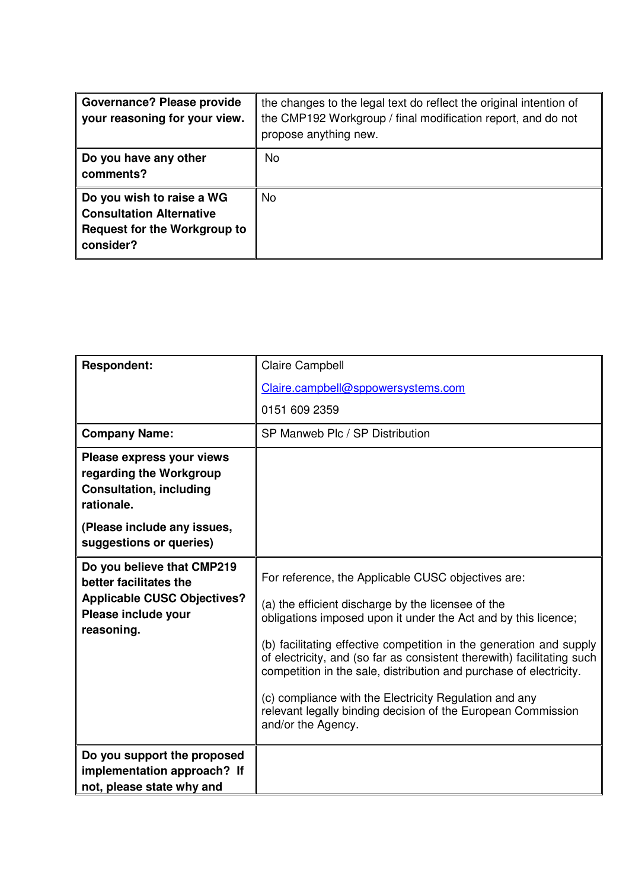| | |
|---|---|
| **Governance? Please provide your reasoning for your view.** | the changes to the legal text do reflect the original intention of the CMP192 Workgroup / final modification report, and do not propose anything new. |
| **Do you have any other comments?** | No |
| **Do you wish to raise a WG Consultation Alternative Request for the Workgroup to consider?** | No |

| | |
|---|---|
| **Respondent:** | Claire Campbell<br>Claire.campbell@sppowersystems.com<br>0151 609 2359 |
| **Company Name:** | SP Manweb Plc / SP Distribution |
| **Please express your views regarding the Workgroup Consultation, including rationale.**<br>**(Please include any issues, suggestions or queries)** | |
| **Do you believe that CMP219 better facilitates the Applicable CUSC Objectives? Please include your reasoning.** | For reference, the Applicable CUSC objectives are:<br>(a) the efficient discharge by the licensee of the obligations imposed upon it under the Act and by this licence;<br>(b) facilitating effective competition in the generation and supply of electricity, and (so far as consistent therewith) facilitating such competition in the sale, distribution and purchase of electricity.<br>(c) compliance with the Electricity Regulation and any relevant legally binding decision of the European Commission and/or the Agency. |
| **Do you support the proposed implementation approach? If not, please state why and** | |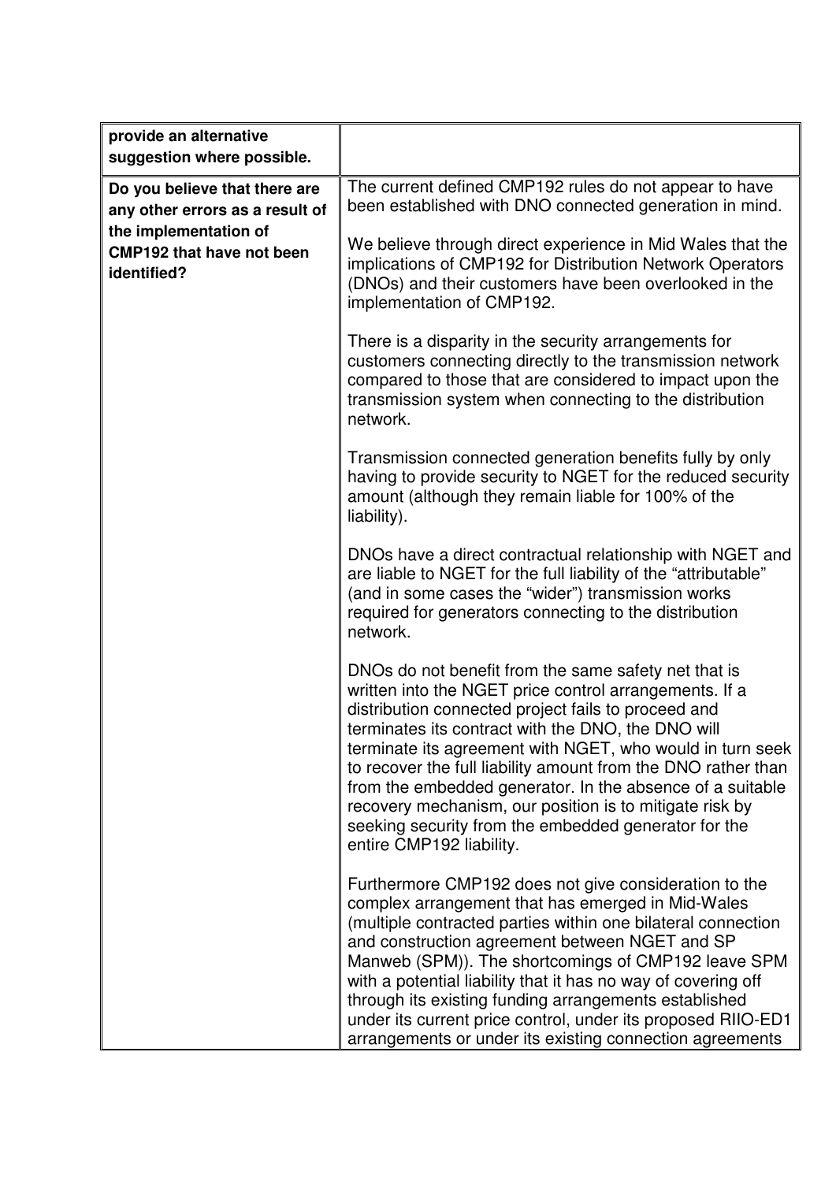| **provide an alternative suggestion where possible.** | |
|---|---|
| **Do you believe that there are any other errors as a result of the implementation of CMP192 that have not been identified?** | The current defined CMP192 rules do not appear to have been established with DNO connected generation in mind.<br><br>We believe through direct experience in Mid Wales that the implications of CMP192 for Distribution Network Operators (DNOs) and their customers have been overlooked in the implementation of CMP192.<br><br>There is a disparity in the security arrangements for customers connecting directly to the transmission network compared to those that are considered to impact upon the transmission system when connecting to the distribution network.<br><br>Transmission connected generation benefits fully by only having to provide security to NGET for the reduced security amount (although they remain liable for 100% of the liability).<br><br>DNOs have a direct contractual relationship with NGET and are liable to NGET for the full liability of the "attributable" (and in some cases the "wider") transmission works required for generators connecting to the distribution network.<br><br>DNOs do not benefit from the same safety net that is written into the NGET price control arrangements. If a distribution connected project fails to proceed and terminates its contract with the DNO, the DNO will terminate its agreement with NGET, who would in turn seek to recover the full liability amount from the DNO rather than from the embedded generator. In the absence of a suitable recovery mechanism, our position is to mitigate risk by seeking security from the embedded generator for the entire CMP192 liability.<br><br>Furthermore CMP192 does not give consideration to the complex arrangement that has emerged in Mid-Wales (multiple contracted parties within one bilateral connection and construction agreement between NGET and SP Manweb (SPM)). The shortcomings of CMP192 leave SPM with a potential liability that it has no way of covering off through its existing funding arrangements established under its current price control, under its proposed RIIO-ED1 arrangements or under its existing connection agreements |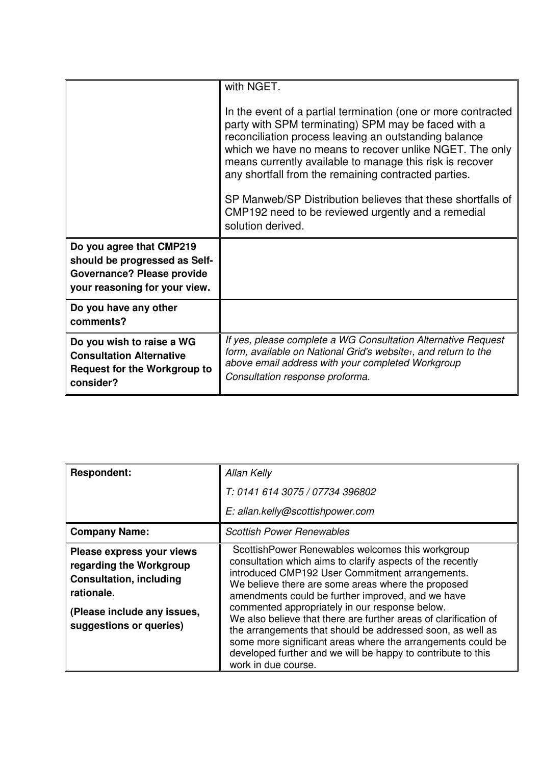| | |
|---|---|
| | with NGET.<br><br>In the event of a partial termination (one or more contracted party with SPM terminating) SPM may be faced with a reconciliation process leaving an outstanding balance which we have no means to recover unlike NGET. The only means currently available to manage this risk is recover any shortfall from the remaining contracted parties.<br><br>SP Manweb/SP Distribution believes that these shortfalls of CMP192 need to be reviewed urgently and a remedial solution derived. |
| **Do you agree that CMP219 should be progressed as Self-Governance? Please provide your reasoning for your view.** | |
| **Do you have any other comments?** | |
| **Do you wish to raise a WG Consultation Alternative Request for the Workgroup to consider?** | *If yes, please complete a WG Consultation Alternative Request form, available on National Grid's website[1], and return to the above email address with your completed Workgroup Consultation response proforma.* |

| | |
|---|---|
| **Respondent:** | *Allan Kelly*<br>*T: 0141 614 3075 / 07734 396802*<br>*E: allan.kelly@scottishpower.com* |
| **Company Name:** | *Scottish Power Renewables* |
| **Please express your views regarding the Workgroup Consultation, including rationale.**<br><br>**(Please include any issues, suggestions or queries)** | ScottishPower Renewables welcomes this workgroup consultation which aims to clarify aspects of the recently introduced CMP192 User Commitment arrangements.<br>We believe there are some areas where the proposed amendments could be further improved, and we have commented appropriately in our response below.<br>We also believe that there are further areas of clarification of the arrangements that should be addressed soon, as well as some more significant areas where the arrangements could be developed further and we will be happy to contribute to this work in due course. |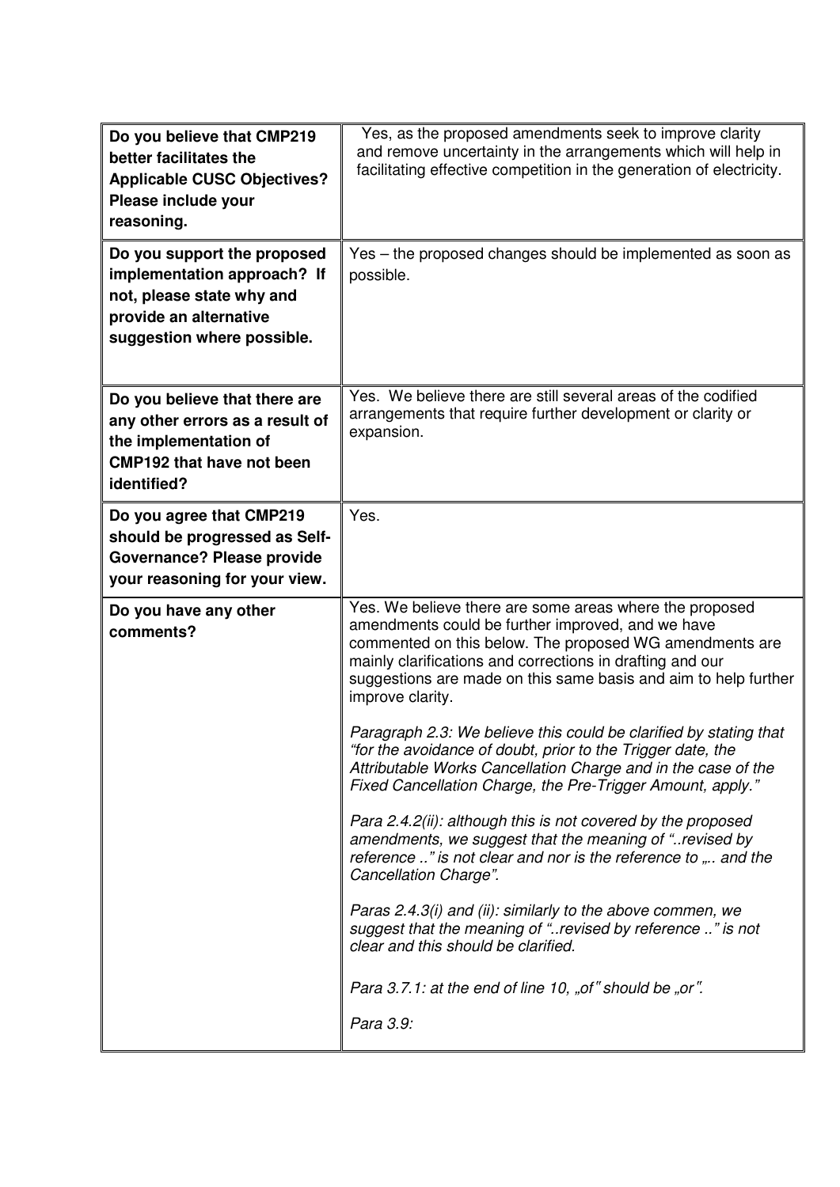| Do you believe that CMP219 better facilitates the Applicable CUSC Objectives? Please include your reasoning. | Yes, as the proposed amendments seek to improve clarity and remove uncertainty in the arrangements which will help in facilitating effective competition in the generation of electricity. |
|---|---|
| **Do you support the proposed implementation approach? If not, please state why and provide an alternative suggestion where possible.** | Yes – the proposed changes should be implemented as soon as possible. |
| **Do you believe that there are any other errors as a result of the implementation of CMP192 that have not been identified?** | Yes. We believe there are still several areas of the codified arrangements that require further development or clarity or expansion. |
| **Do you agree that CMP219 should be progressed as Self-Governance? Please provide your reasoning for your view.** | Yes. |
| **Do you have any other comments?** | Yes. We believe there are some areas where the proposed amendments could be further improved, and we have commented on this below. The proposed WG amendments are mainly clarifications and corrections in drafting and our suggestions are made on this same basis and aim to help further improve clarity.<br><br>*Paragraph 2.3: We believe this could be clarified by stating that "for the avoidance of doubt, prior to the Trigger date, the Attributable Works Cancellation Charge and in the case of the Fixed Cancellation Charge, the Pre-Trigger Amount, apply."*<br><br>*Para 2.4.2(ii): although this is not covered by the proposed amendments, we suggest that the meaning of "..revised by reference .." is not clear and nor is the reference to „.. and the Cancellation Charge".*<br><br>*Paras 2.4.3(i) and (ii): similarly to the above commen, we suggest that the meaning of "..revised by reference .." is not clear and this should be clarified.*<br><br>*Para 3.7.1: at the end of line 10, „of" should be „or".*<br><br>*Para 3.9:* |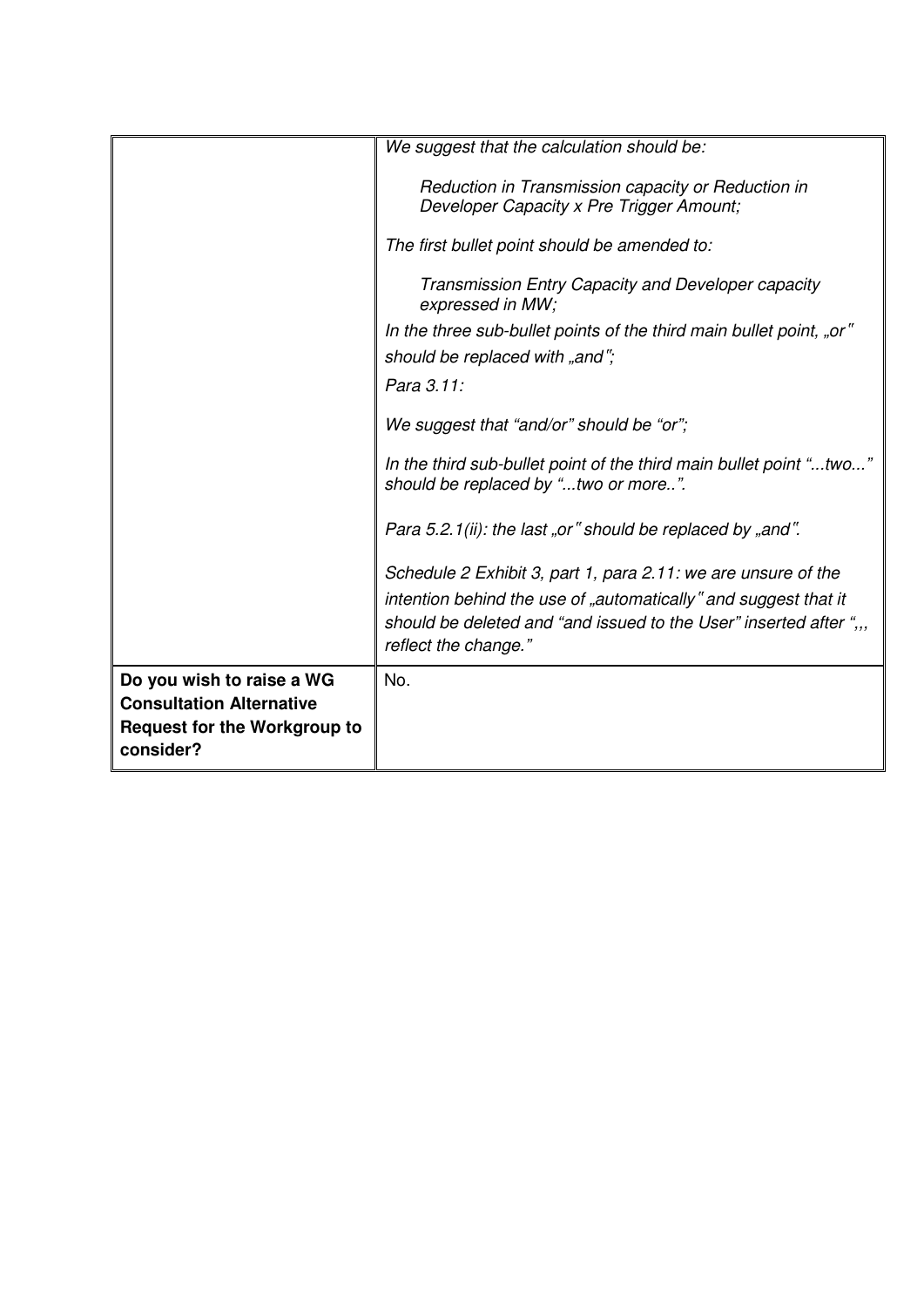| | |
|---|---|
| | *We suggest that the calculation should be:*<br><br>*Reduction in Transmission capacity or Reduction in Developer Capacity x Pre Trigger Amount;*<br><br>*The first bullet point should be amended to:*<br><br>*Transmission Entry Capacity and Developer capacity expressed in MW;*<br><br>*In the three sub-bullet points of the third main bullet point, „or" should be replaced with „and";*<br><br>*Para 3.11:*<br><br>*We suggest that "and/or" should be "or";*<br><br>*In the third sub-bullet point of the third main bullet point "...two..." should be replaced by "...two or more..".*<br><br>*Para 5.2.1(ii): the last „or" should be replaced by „and".*<br><br>*Schedule 2 Exhibit 3, part 1, para 2.11: we are unsure of the intention behind the use of „automatically" and suggest that it should be deleted and "and issued to the User" inserted after ",,, reflect the change."* |
| **Do you wish to raise a WG Consultation Alternative Request for the Workgroup to consider?** | No. |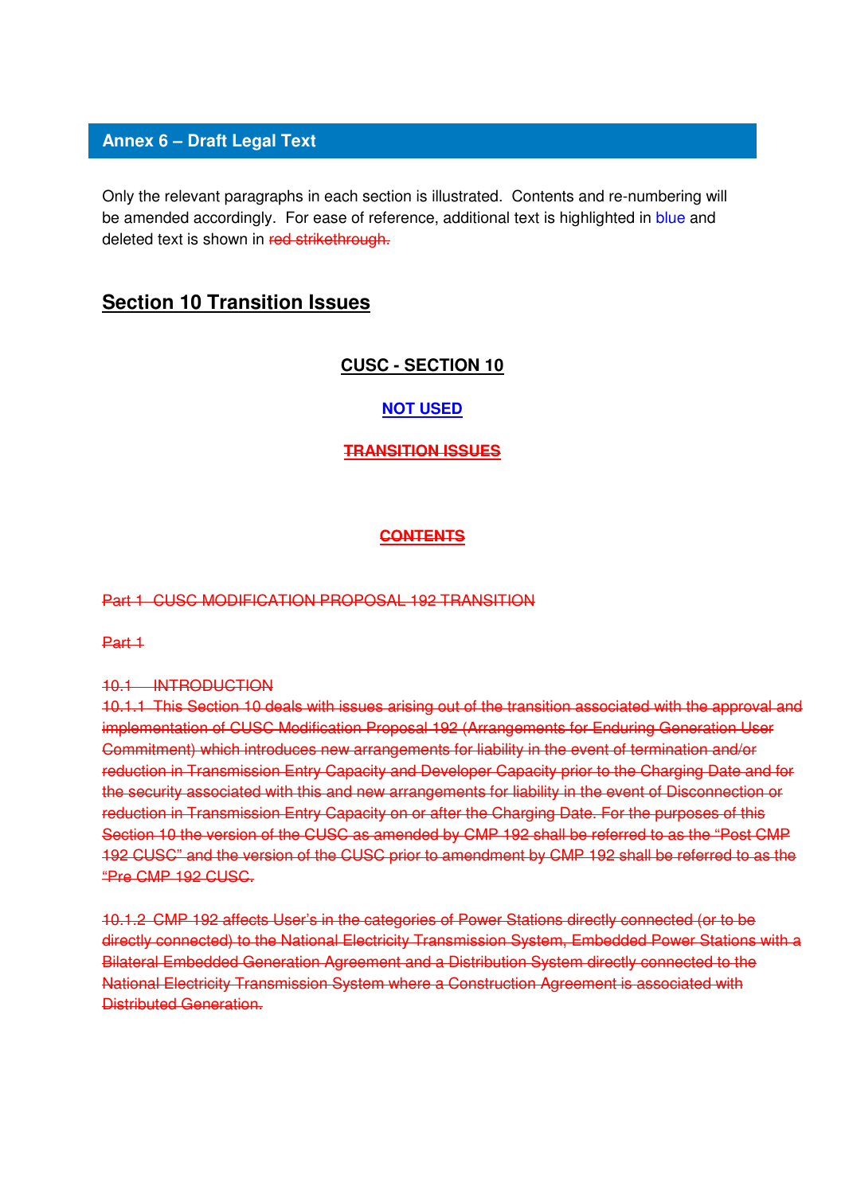## Annex 6 – Draft Legal Text

Only the relevant paragraphs in each section is illustrated. Contents and re-numbering will be amended accordingly. For ease of reference, additional text is highlighted in blue and deleted text is shown in ~~red strikethrough.~~

## Section 10 Transition Issues

**CUSC - SECTION 10**

**NOT USED**

~~**TRANSITION ISSUES**~~

~~**CONTENTS**~~

~~Part 1 CUSC MODIFICATION PROPOSAL 192 TRANSITION~~

~~Part 1~~

~~10.1 INTRODUCTION~~

~~10.1.1 This Section 10 deals with issues arising out of the transition associated with the approval and implementation of CUSC Modification Proposal 192 (Arrangements for Enduring Generation User Commitment) which introduces new arrangements for liability in the event of termination and/or reduction in Transmission Entry Capacity and Developer Capacity prior to the Charging Date and for the security associated with this and new arrangements for liability in the event of Disconnection or reduction in Transmission Entry Capacity on or after the Charging Date. For the purposes of this Section 10 the version of the CUSC as amended by CMP 192 shall be referred to as the "Post CMP 192 CUSC" and the version of the CUSC prior to amendment by CMP 192 shall be referred to as the "Pre CMP 192 CUSC.~~

~~10.1.2 CMP 192 affects User's in the categories of Power Stations directly connected (or to be directly connected) to the National Electricity Transmission System, Embedded Power Stations with a Bilateral Embedded Generation Agreement and a Distribution System directly connected to the National Electricity Transmission System where a Construction Agreement is associated with Distributed Generation.~~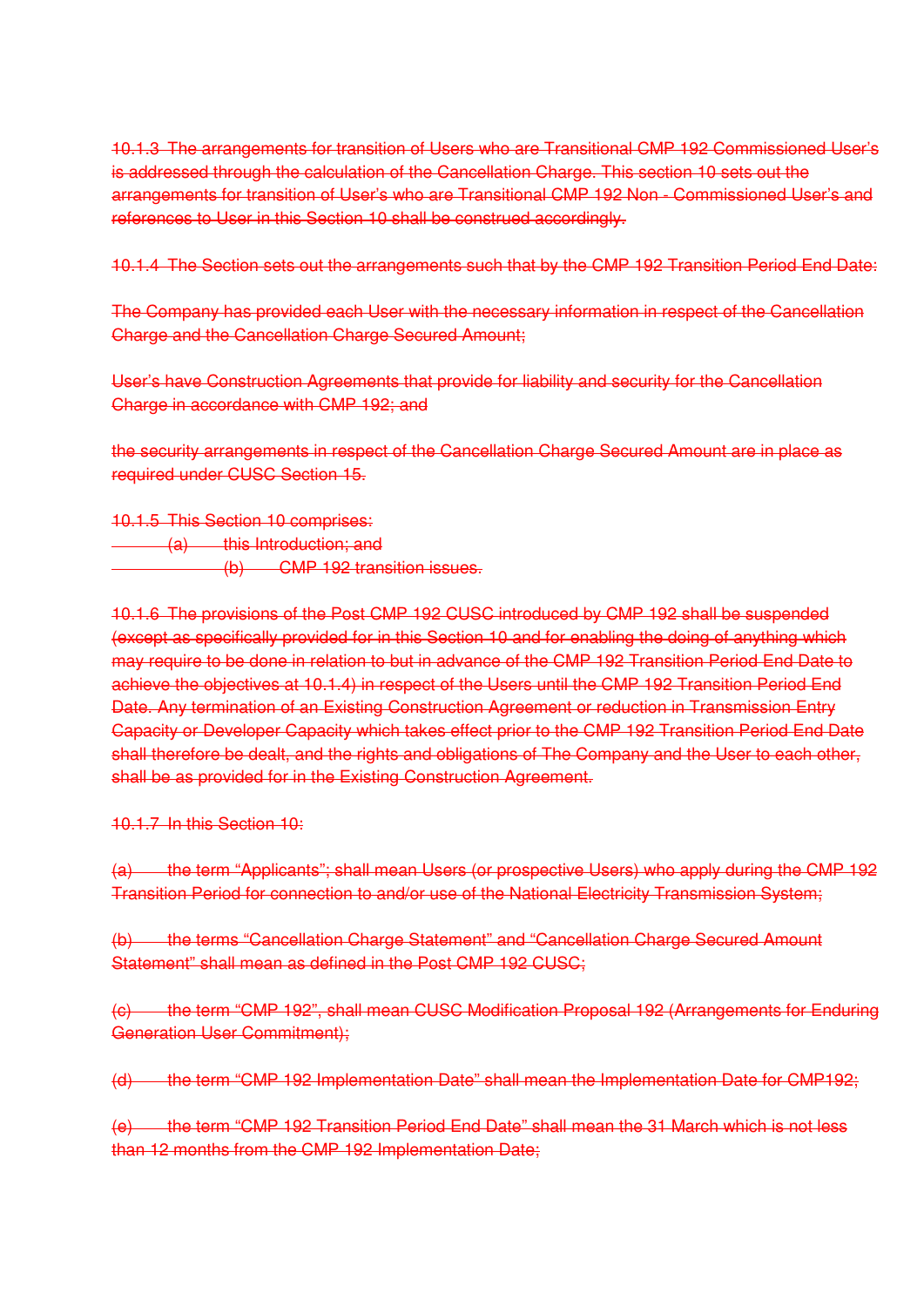10.1.3 The arrangements for transition of Users who are Transitional CMP 192 Commissioned User's is addressed through the calculation of the Cancellation Charge. This section 10 sets out the arrangements for transition of User's who are Transitional CMP 192 Non - Commissioned User's and references to User in this Section 10 shall be construed accordingly.

10.1.4 The Section sets out the arrangements such that by the CMP 192 Transition Period End Date:

The Company has provided each User with the necessary information in respect of the Cancellation Charge and the Cancellation Charge Secured Amount;

User's have Construction Agreements that provide for liability and security for the Cancellation Charge in accordance with CMP 192; and

the security arrangements in respect of the Cancellation Charge Secured Amount are in place as required under CUSC Section 15.

10.1.5 This Section 10 comprises:

(a) this Introduction; and

(b) CMP 192 transition issues.

10.1.6 The provisions of the Post CMP 192 CUSC introduced by CMP 192 shall be suspended (except as specifically provided for in this Section 10 and for enabling the doing of anything which may require to be done in relation to but in advance of the CMP 192 Transition Period End Date to achieve the objectives at 10.1.4) in respect of the Users until the CMP 192 Transition Period End Date. Any termination of an Existing Construction Agreement or reduction in Transmission Entry Capacity or Developer Capacity which takes effect prior to the CMP 192 Transition Period End Date shall therefore be dealt, and the rights and obligations of The Company and the User to each other, shall be as provided for in the Existing Construction Agreement.

10.1.7 In this Section 10:

(a) the term "Applicants"; shall mean Users (or prospective Users) who apply during the CMP 192 Transition Period for connection to and/or use of the National Electricity Transmission System;

(b) the terms "Cancellation Charge Statement" and "Cancellation Charge Secured Amount Statement" shall mean as defined in the Post CMP 192 CUSC;

(c) the term "CMP 192", shall mean CUSC Modification Proposal 192 (Arrangements for Enduring Generation User Commitment);

(d) the term "CMP 192 Implementation Date" shall mean the Implementation Date for CMP192;

(e) the term "CMP 192 Transition Period End Date" shall mean the 31 March which is not less than 12 months from the CMP 192 Implementation Date;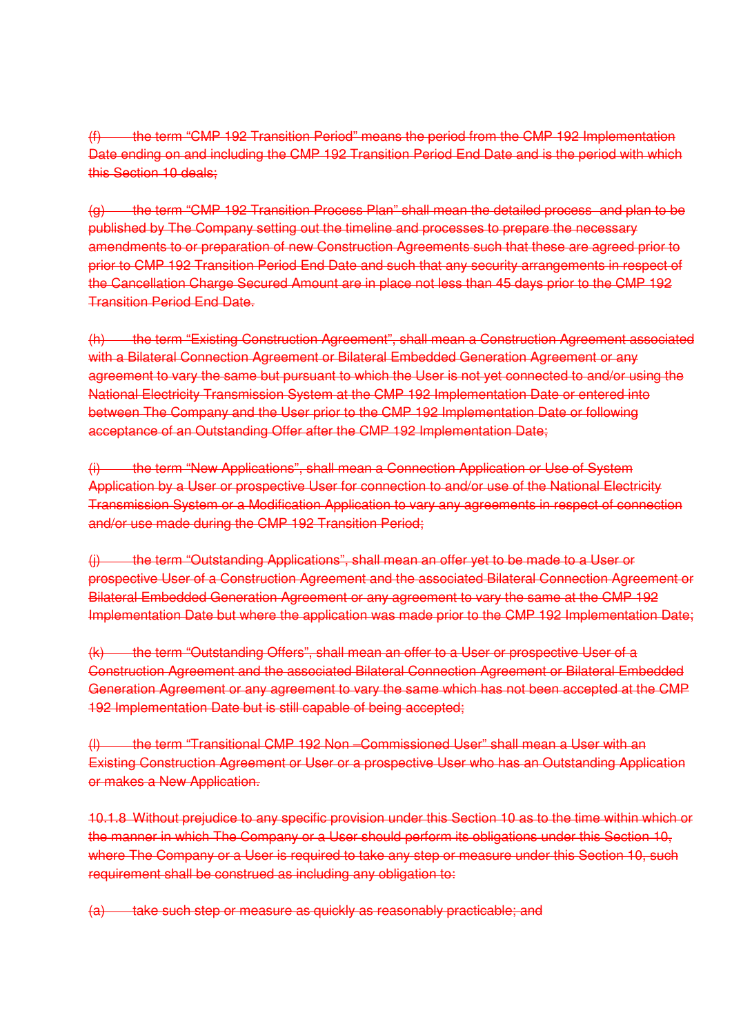(f) the term "CMP 192 Transition Period" means the period from the CMP 192 Implementation Date ending on and including the CMP 192 Transition Period End Date and is the period with which this Section 10 deals;

(g) the term "CMP 192 Transition Process Plan" shall mean the detailed process and plan to be published by The Company setting out the timeline and processes to prepare the necessary amendments to or preparation of new Construction Agreements such that these are agreed prior to prior to CMP 192 Transition Period End Date and such that any security arrangements in respect of the Cancellation Charge Secured Amount are in place not less than 45 days prior to the CMP 192 Transition Period End Date.

(h) the term "Existing Construction Agreement", shall mean a Construction Agreement associated with a Bilateral Connection Agreement or Bilateral Embedded Generation Agreement or any agreement to vary the same but pursuant to which the User is not yet connected to and/or using the National Electricity Transmission System at the CMP 192 Implementation Date or entered into between The Company and the User prior to the CMP 192 Implementation Date or following acceptance of an Outstanding Offer after the CMP 192 Implementation Date;

(i) the term "New Applications", shall mean a Connection Application or Use of System Application by a User or prospective User for connection to and/or use of the National Electricity Transmission System or a Modification Application to vary any agreements in respect of connection and/or use made during the CMP 192 Transition Period;

(j) the term "Outstanding Applications", shall mean an offer yet to be made to a User or prospective User of a Construction Agreement and the associated Bilateral Connection Agreement or Bilateral Embedded Generation Agreement or any agreement to vary the same at the CMP 192 Implementation Date but where the application was made prior to the CMP 192 Implementation Date;

(k) the term "Outstanding Offers", shall mean an offer to a User or prospective User of a Construction Agreement and the associated Bilateral Connection Agreement or Bilateral Embedded Generation Agreement or any agreement to vary the same which has not been accepted at the CMP 192 Implementation Date but is still capable of being accepted;

(l) the term "Transitional CMP 192 Non –Commissioned User" shall mean a User with an Existing Construction Agreement or User or a prospective User who has an Outstanding Application or makes a New Application.

10.1.8 Without prejudice to any specific provision under this Section 10 as to the time within which or the manner in which The Company or a User should perform its obligations under this Section 10, where The Company or a User is required to take any step or measure under this Section 10, such requirement shall be construed as including any obligation to:

(a) take such step or measure as quickly as reasonably practicable; and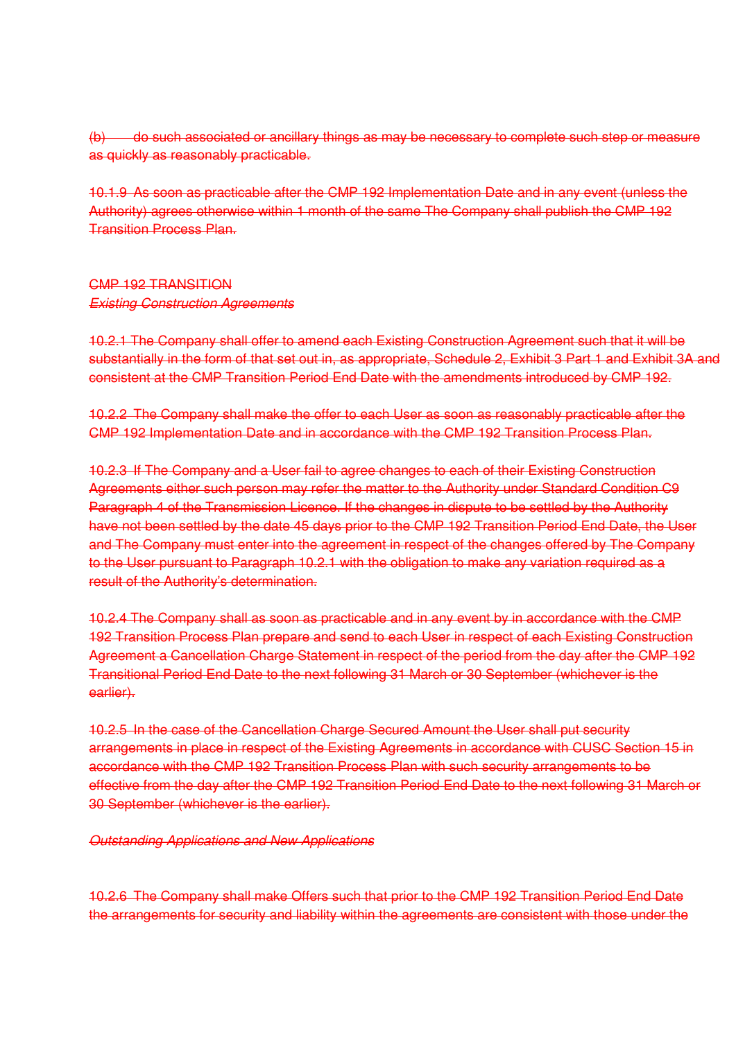~~(b) do such associated or ancillary things as may be necessary to complete such step or measure as quickly as reasonably practicable.~~

~~10.1.9 As soon as practicable after the CMP 192 Implementation Date and in any event (unless the Authority) agrees otherwise within 1 month of the same The Company shall publish the CMP 192 Transition Process Plan.~~

~~CMP 192 TRANSITION~~

~~*Existing Construction Agreements*~~

~~10.2.1 The Company shall offer to amend each Existing Construction Agreement such that it will be substantially in the form of that set out in, as appropriate, Schedule 2, Exhibit 3 Part 1 and Exhibit 3A and consistent at the CMP Transition Period End Date with the amendments introduced by CMP 192.~~

~~10.2.2 The Company shall make the offer to each User as soon as reasonably practicable after the CMP 192 Implementation Date and in accordance with the CMP 192 Transition Process Plan.~~

~~10.2.3 If The Company and a User fail to agree changes to each of their Existing Construction Agreements either such person may refer the matter to the Authority under Standard Condition C9 Paragraph 4 of the Transmission Licence. If the changes in dispute to be settled by the Authority have not been settled by the date 45 days prior to the CMP 192 Transition Period End Date, the User and The Company must enter into the agreement in respect of the changes offered by The Company to the User pursuant to Paragraph 10.2.1 with the obligation to make any variation required as a result of the Authority's determination.~~

~~10.2.4 The Company shall as soon as practicable and in any event by in accordance with the CMP 192 Transition Process Plan prepare and send to each User in respect of each Existing Construction Agreement a Cancellation Charge Statement in respect of the period from the day after the CMP 192 Transitional Period End Date to the next following 31 March or 30 September (whichever is the earlier).~~

~~10.2.5 In the case of the Cancellation Charge Secured Amount the User shall put security arrangements in place in respect of the Existing Agreements in accordance with CUSC Section 15 in accordance with the CMP 192 Transition Process Plan with such security arrangements to be effective from the day after the CMP 192 Transition Period End Date to the next following 31 March or 30 September (whichever is the earlier).~~

~~*Outstanding Applications and New Applications*~~

~~10.2.6 The Company shall make Offers such that prior to the CMP 192 Transition Period End Date the arrangements for security and liability within the agreements are consistent with those under the~~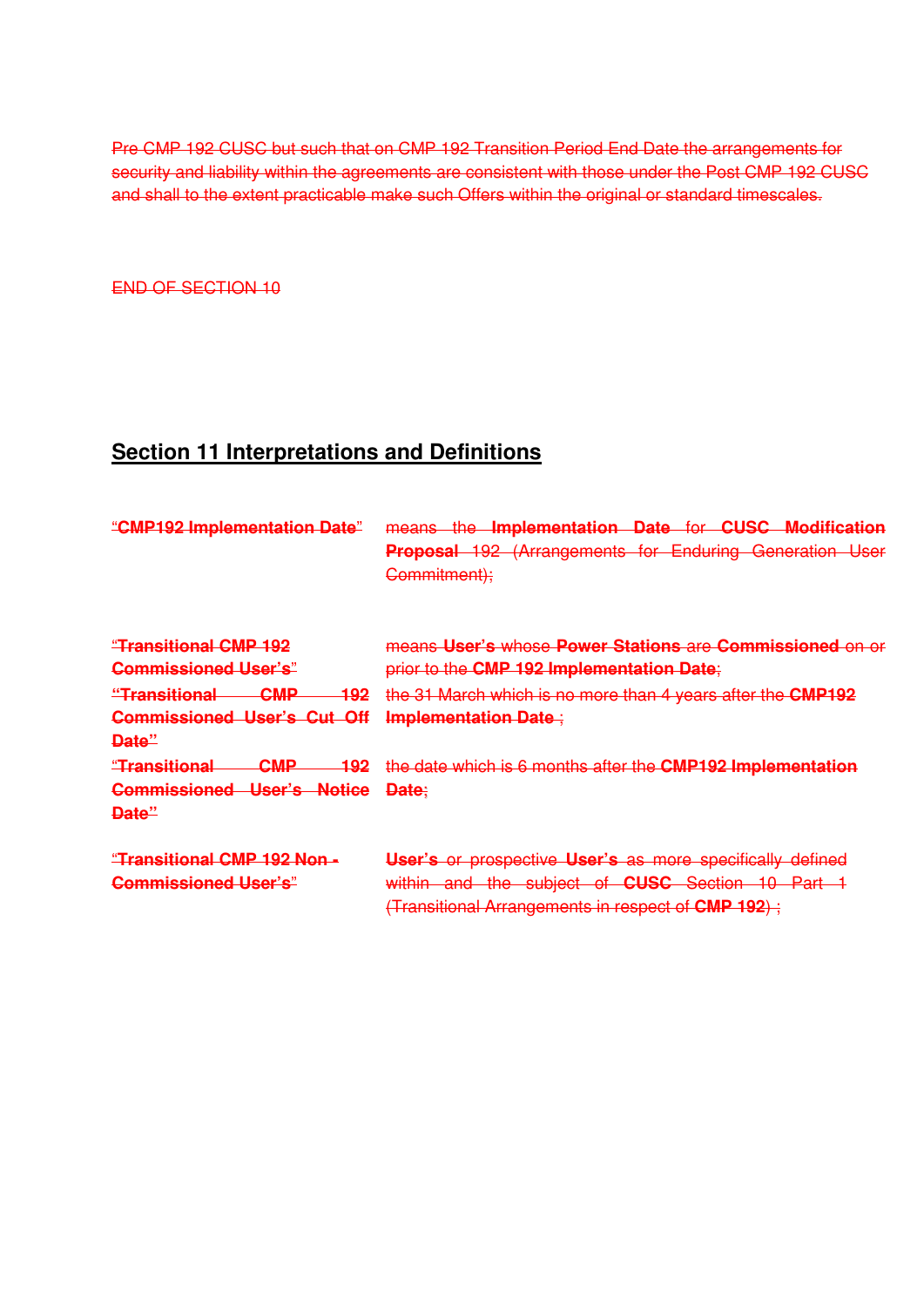~~Pre CMP 192 CUSC but such that on CMP 192 Transition Period End Date the arrangements for security and liability within the agreements are consistent with those under the Post CMP 192 CUSC and shall to the extent practicable make such Offers within the original or standard timescales.~~

~~END OF SECTION 10~~

## Section 11 Interpretations and Definitions

| | |
|---|---|
| ~~"**CMP192 Implementation Date**"~~ | ~~means the **Implementation Date** for **CUSC Modification Proposal** 192 (Arrangements for Enduring Generation User Commitment);~~ |
| ~~"**Transitional CMP 192 Commissioned User's**"~~ | ~~means **User's** whose **Power Stations** are **Commissioned** on or prior to the **CMP 192 Implementation Date**;~~ |
| ~~"**Transitional CMP 192 Commissioned User's Cut Off Date**"~~ | ~~the 31 March which is no more than 4 years after the **CMP192 Implementation Date** ;~~ |
| ~~"**Transitional CMP 192 Commissioned User's Notice Date**"~~ | ~~the date which is 6 months after the **CMP192 Implementation Date**;~~ |
| ~~"**Transitional CMP 192 Non - Commissioned User's**"~~ | ~~**User's** or prospective **User's** as more specifically defined within and the subject of **CUSC** Section 10 Part 1 (Transitional Arrangements in respect of **CMP 192**) ;~~ |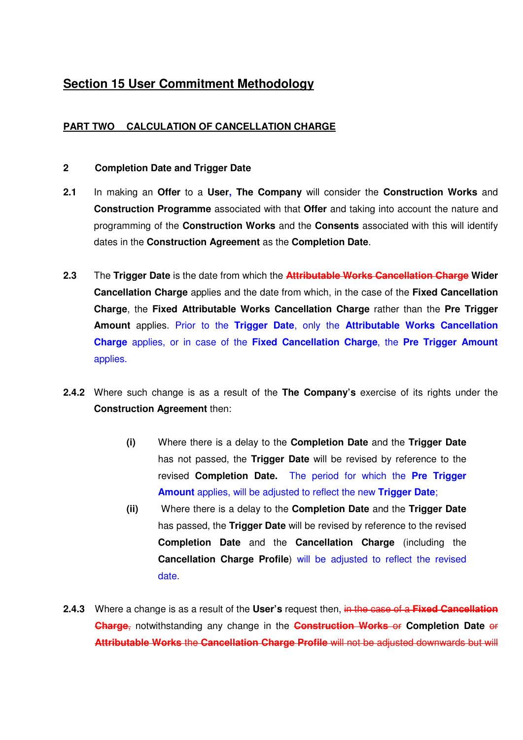## Section 15 User Commitment Methodology

### PART TWO CALCULATION OF CANCELLATION CHARGE

**2 Completion Date and Trigger Date**

**2.1** In making an **Offer** to a **User, The Company** will consider the **Construction Works** and **Construction Programme** associated with that **Offer** and taking into account the nature and programming of the **Construction Works** and the **Consents** associated with this will identify dates in the **Construction Agreement** as the **Completion Date**.

**2.3** The **Trigger Date** is the date from which the ~~**Attributable Works Cancellation Charge**~~ **Wider Cancellation Charge** applies and the date from which, in the case of the **Fixed Cancellation Charge**, the **Fixed Attributable Works Cancellation Charge** rather than the **Pre Trigger Amount** applies. Prior to the **Trigger Date**, only the **Attributable Works Cancellation Charge** applies, or in case of the **Fixed Cancellation Charge**, the **Pre Trigger Amount** applies.

**2.4.2** Where such change is as a result of the **The Company's** exercise of its rights under the **Construction Agreement** then:

- **(i)** Where there is a delay to the **Completion Date** and the **Trigger Date** has not passed, the **Trigger Date** will be revised by reference to the revised **Completion Date.** The period for which the **Pre Trigger Amount** applies, will be adjusted to reflect the new **Trigger Date**;
- **(ii)** Where there is a delay to the **Completion Date** and the **Trigger Date** has passed, the **Trigger Date** will be revised by reference to the revised **Completion Date** and the **Cancellation Charge** (including the **Cancellation Charge Profile**) will be adjusted to reflect the revised date.

**2.4.3** Where a change is as a result of the **User's** request then, ~~in the case of a **Fixed Cancellation Charge**,~~ notwithstanding any change in the ~~**Construction Works** or~~ **Completion Date** ~~or **Attributable Works** the **Cancellation Charge Profile** will not be adjusted downwards but will~~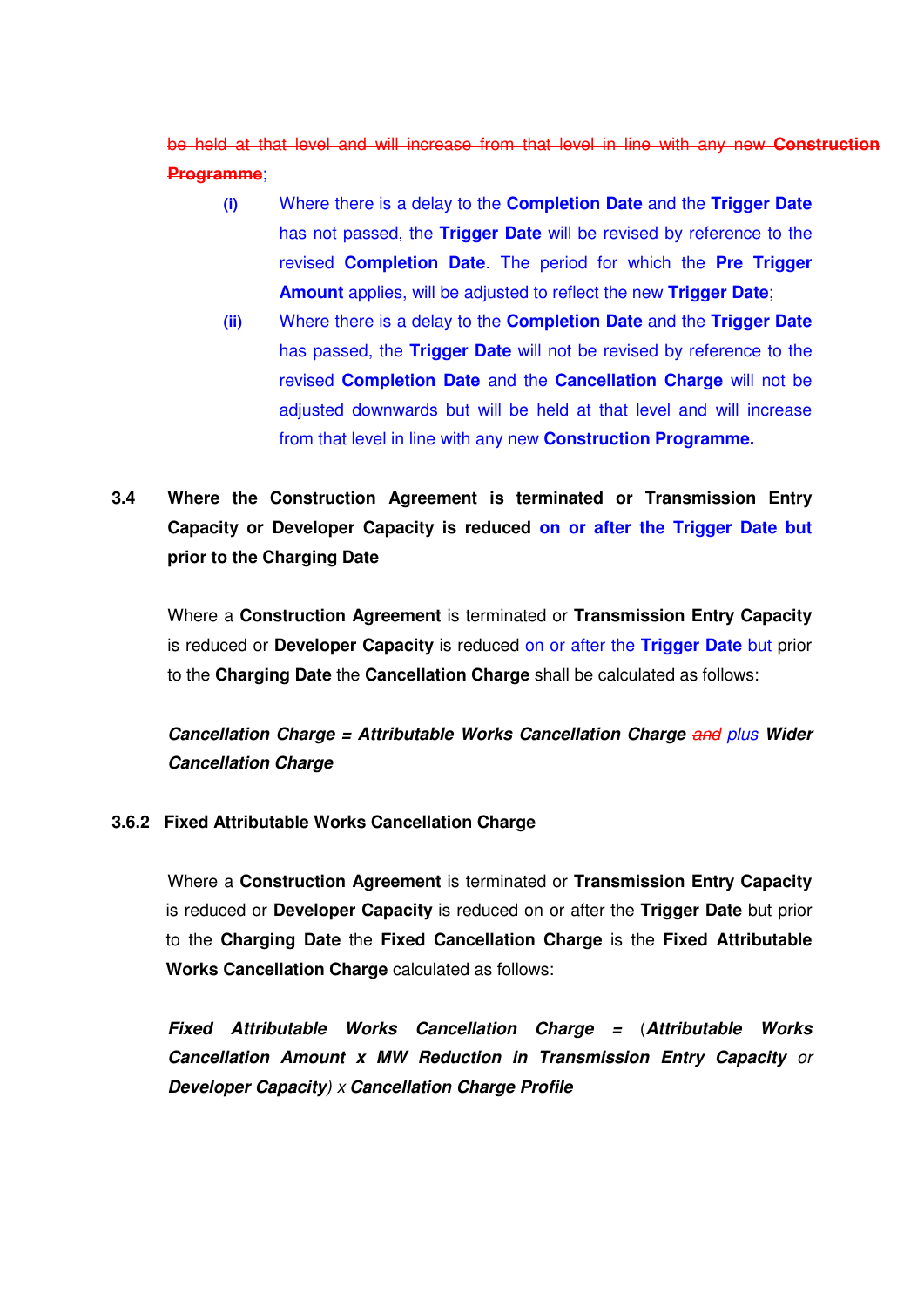~~be held at that level and will increase from that level in line with any new **Construction Programme**~~;

(i) Where there is a delay to the **Completion Date** and the **Trigger Date** has not passed, the **Trigger Date** will be revised by reference to the revised **Completion Date**. The period for which the **Pre Trigger Amount** applies, will be adjusted to reflect the new **Trigger Date**;

(ii) Where there is a delay to the **Completion Date** and the **Trigger Date** has passed, the **Trigger Date** will not be revised by reference to the revised **Completion Date** and the **Cancellation Charge** will not be adjusted downwards but will be held at that level and will increase from that level in line with any new **Construction Programme.**

**3.4 Where the Construction Agreement is terminated or Transmission Entry Capacity or Developer Capacity is reduced on or after the Trigger Date but prior to the Charging Date**

Where a **Construction Agreement** is terminated or **Transmission Entry Capacity** is reduced or **Developer Capacity** is reduced on or after the **Trigger Date** but prior to the **Charging Date** the **Cancellation Charge** shall be calculated as follows:

***Cancellation Charge = Attributable Works Cancellation Charge*** ~~*and*~~ *plus* ***Wider Cancellation Charge***

**3.6.2 Fixed Attributable Works Cancellation Charge**

Where a **Construction Agreement** is terminated or **Transmission Entry Capacity** is reduced or **Developer Capacity** is reduced on or after the **Trigger Date** but prior to the **Charging Date** the **Fixed Cancellation Charge** is the **Fixed Attributable Works Cancellation Charge** calculated as follows:

***Fixed Attributable Works Cancellation Charge** = (**Attributable Works Cancellation Amount x MW Reduction in Transmission Entry Capacity** or **Developer Capacity**) x **Cancellation Charge Profile***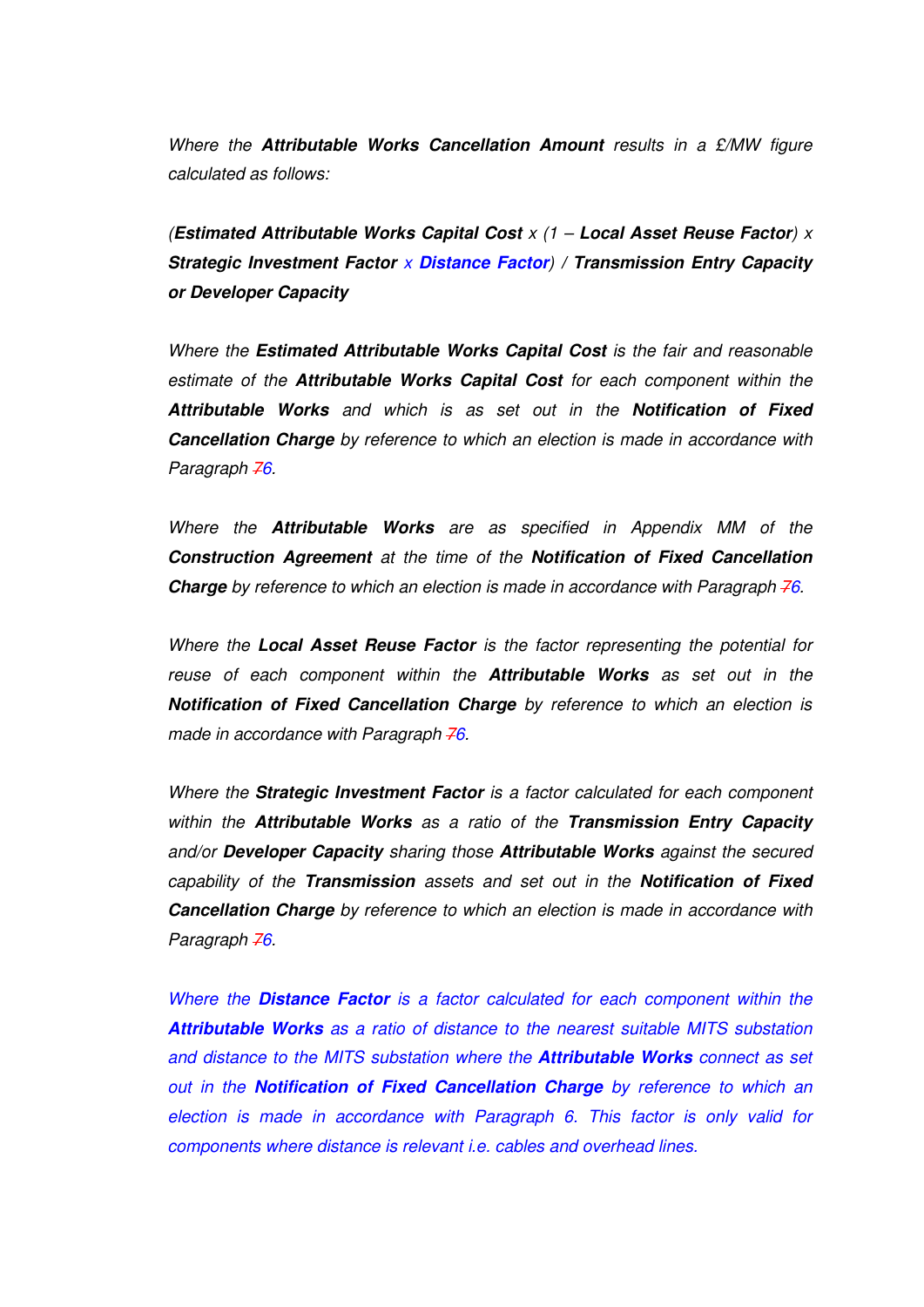*Where the **Attributable Works Cancellation Amount** results in a £/MW figure calculated as follows:*

*(**Estimated Attributable Works Capital Cost** x (1 – **Local Asset Reuse Factor**) x **Strategic Investment Factor** x **Distance Factor**) / **Transmission Entry Capacity or Developer Capacity***

*Where the **Estimated Attributable Works Capital Cost** is the fair and reasonable estimate of the **Attributable Works Capital Cost** for each component within the **Attributable Works** and which is as set out in the **Notification of Fixed Cancellation Charge** by reference to which an election is made in accordance with Paragraph ~~7~~6.*

*Where the **Attributable Works** are as specified in Appendix MM of the **Construction Agreement** at the time of the **Notification of Fixed Cancellation Charge** by reference to which an election is made in accordance with Paragraph ~~7~~6.*

*Where the **Local Asset Reuse Factor** is the factor representing the potential for reuse of each component within the **Attributable Works** as set out in the **Notification of Fixed Cancellation Charge** by reference to which an election is made in accordance with Paragraph ~~7~~6.*

*Where the **Strategic Investment Factor** is a factor calculated for each component within the **Attributable Works** as a ratio of the **Transmission Entry Capacity** and/or **Developer Capacity** sharing those **Attributable Works** against the secured capability of the **Transmission** assets and set out in the **Notification of Fixed Cancellation Charge** by reference to which an election is made in accordance with Paragraph ~~7~~6.*

*Where the **Distance Factor** is a factor calculated for each component within the **Attributable Works** as a ratio of distance to the nearest suitable MITS substation and distance to the MITS substation where the **Attributable Works** connect as set out in the **Notification of Fixed Cancellation Charge** by reference to which an election is made in accordance with Paragraph 6. This factor is only valid for components where distance is relevant i.e. cables and overhead lines.*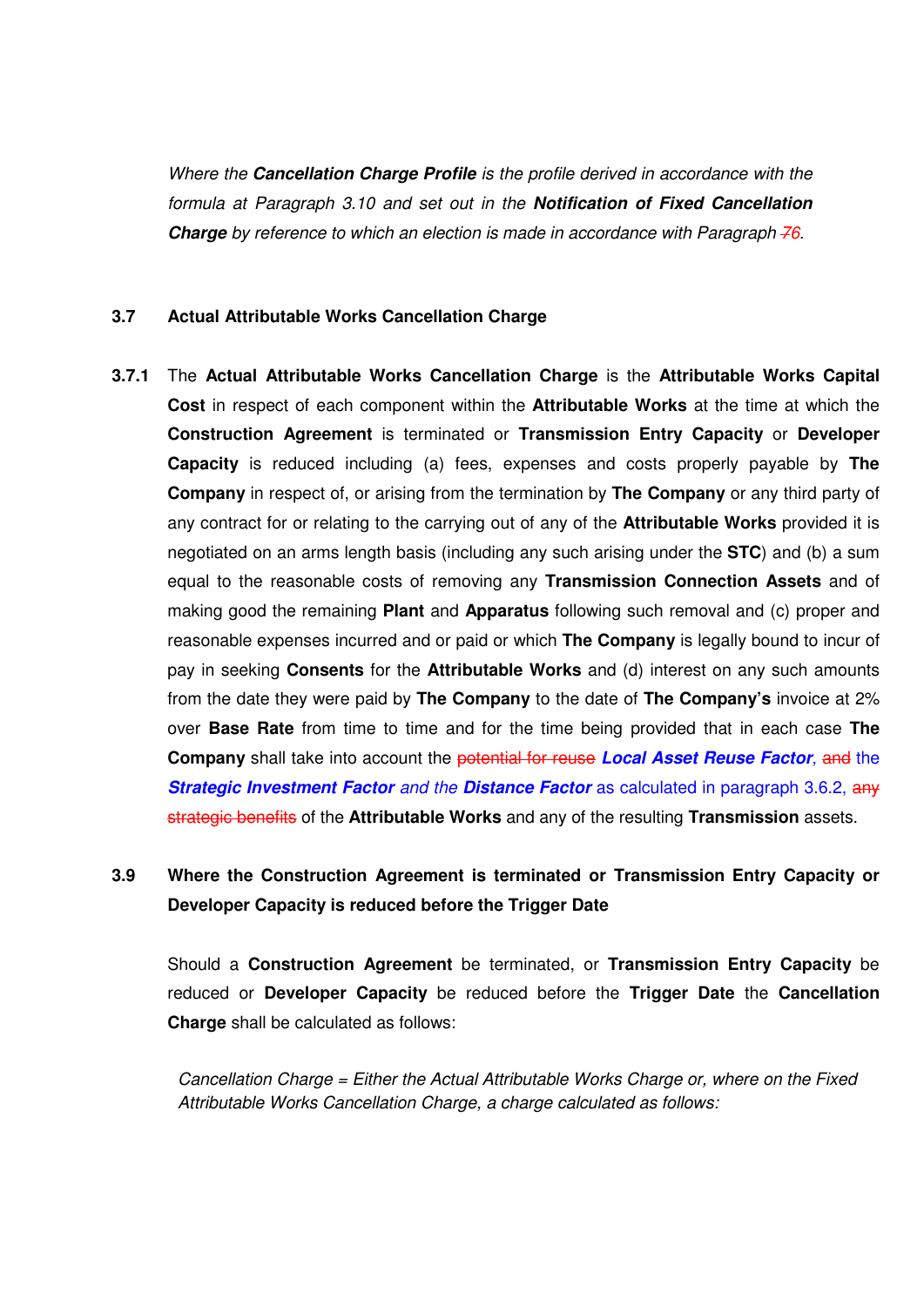*Where the **Cancellation Charge Profile** is the profile derived in accordance with the formula at Paragraph 3.10 and set out in the **Notification of Fixed Cancellation Charge** by reference to which an election is made in accordance with Paragraph ~~7~~6.*

### 3.7 Actual Attributable Works Cancellation Charge

**3.7.1** The **Actual Attributable Works Cancellation Charge** is the **Attributable Works Capital Cost** in respect of each component within the **Attributable Works** at the time at which the **Construction Agreement** is terminated or **Transmission Entry Capacity** or **Developer Capacity** is reduced including (a) fees, expenses and costs properly payable by **The Company** in respect of, or arising from the termination by **The Company** or any third party of any contract for or relating to the carrying out of any of the **Attributable Works** provided it is negotiated on an arms length basis (including any such arising under the **STC**) and (b) a sum equal to the reasonable costs of removing any **Transmission Connection Assets** and of making good the remaining **Plant** and **Apparatus** following such removal and (c) proper and reasonable expenses incurred and or paid or which **The Company** is legally bound to incur of pay in seeking **Consents** for the **Attributable Works** and (d) interest on any such amounts from the date they were paid by **The Company** to the date of **The Company's** invoice at 2% over **Base Rate** from time to time and for the time being provided that in each case **The Company** shall take into account the ~~potential for reuse~~ ***Local Asset Reuse Factor***, ~~and~~ the ***Strategic Investment Factor** and the **Distance Factor*** as calculated in paragraph 3.6.2, ~~any strategic benefits~~ of the **Attributable Works** and any of the resulting **Transmission** assets.

### 3.9 Where the Construction Agreement is terminated or Transmission Entry Capacity or Developer Capacity is reduced before the Trigger Date

Should a **Construction Agreement** be terminated, or **Transmission Entry Capacity** be reduced or **Developer Capacity** be reduced before the **Trigger Date** the **Cancellation Charge** shall be calculated as follows:

*Cancellation Charge = Either the Actual Attributable Works Charge or, where on the Fixed Attributable Works Cancellation Charge, a charge calculated as follows:*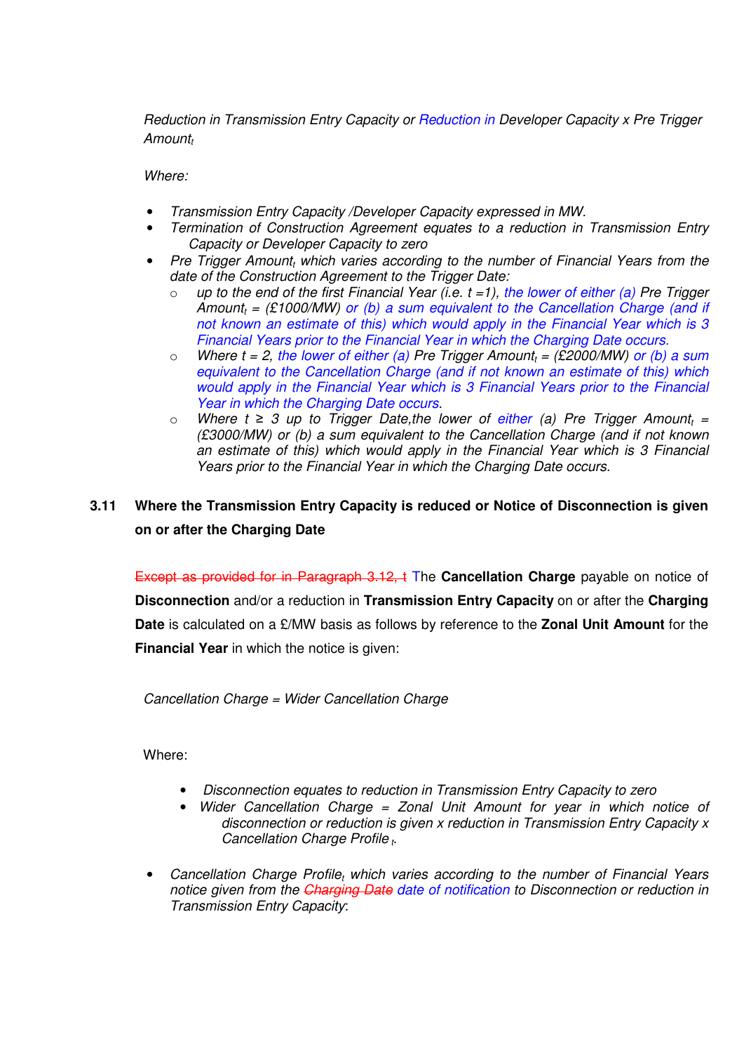*Reduction in Transmission Entry Capacity or Reduction in Developer Capacity x Pre Trigger Amount$_t$*

*Where:*

- *Transmission Entry Capacity /Developer Capacity expressed in MW.*
- *Termination of Construction Agreement equates to a reduction in Transmission Entry Capacity or Developer Capacity to zero*
- *Pre Trigger Amount$_t$ which varies according to the number of Financial Years from the date of the Construction Agreement to the Trigger Date:*
    - *up to the end of the first Financial Year (i.e. t =1), the lower of either (a) Pre Trigger Amount$_t$ = (£1000/MW) or (b) a sum equivalent to the Cancellation Charge (and if not known an estimate of this) which would apply in the Financial Year which is 3 Financial Years prior to the Financial Year in which the Charging Date occurs.*
    - *Where t = 2, the lower of either (a) Pre Trigger Amount$_t$ = (£2000/MW) or (b) a sum equivalent to the Cancellation Charge (and if not known an estimate of this) which would apply in the Financial Year which is 3 Financial Years prior to the Financial Year in which the Charging Date occurs.*
    - *Where t ≥ 3 up to Trigger Date,the lower of either (a) Pre Trigger Amount$_t$ = (£3000/MW) or (b) a sum equivalent to the Cancellation Charge (and if not known an estimate of this) which would apply in the Financial Year which is 3 Financial Years prior to the Financial Year in which the Charging Date occurs.*

### 3.11 Where the Transmission Entry Capacity is reduced or Notice of Disconnection is given on or after the Charging Date

~~Except as provided for in Paragraph 3.12, t~~ The **Cancellation Charge** payable on notice of **Disconnection** and/or a reduction in **Transmission Entry Capacity** on or after the **Charging Date** is calculated on a £/MW basis as follows by reference to the **Zonal Unit Amount** for the **Financial Year** in which the notice is given:

*Cancellation Charge = Wider Cancellation Charge*

Where:

- *Disconnection equates to reduction in Transmission Entry Capacity to zero*
- *Wider Cancellation Charge = Zonal Unit Amount for year in which notice of disconnection or reduction is given x reduction in Transmission Entry Capacity x Cancellation Charge Profile$_t$.*

- *Cancellation Charge Profile$_t$ which varies according to the number of Financial Years notice given from the ~~Charging Date~~ date of notification to Disconnection or reduction in Transmission Entry Capacity:*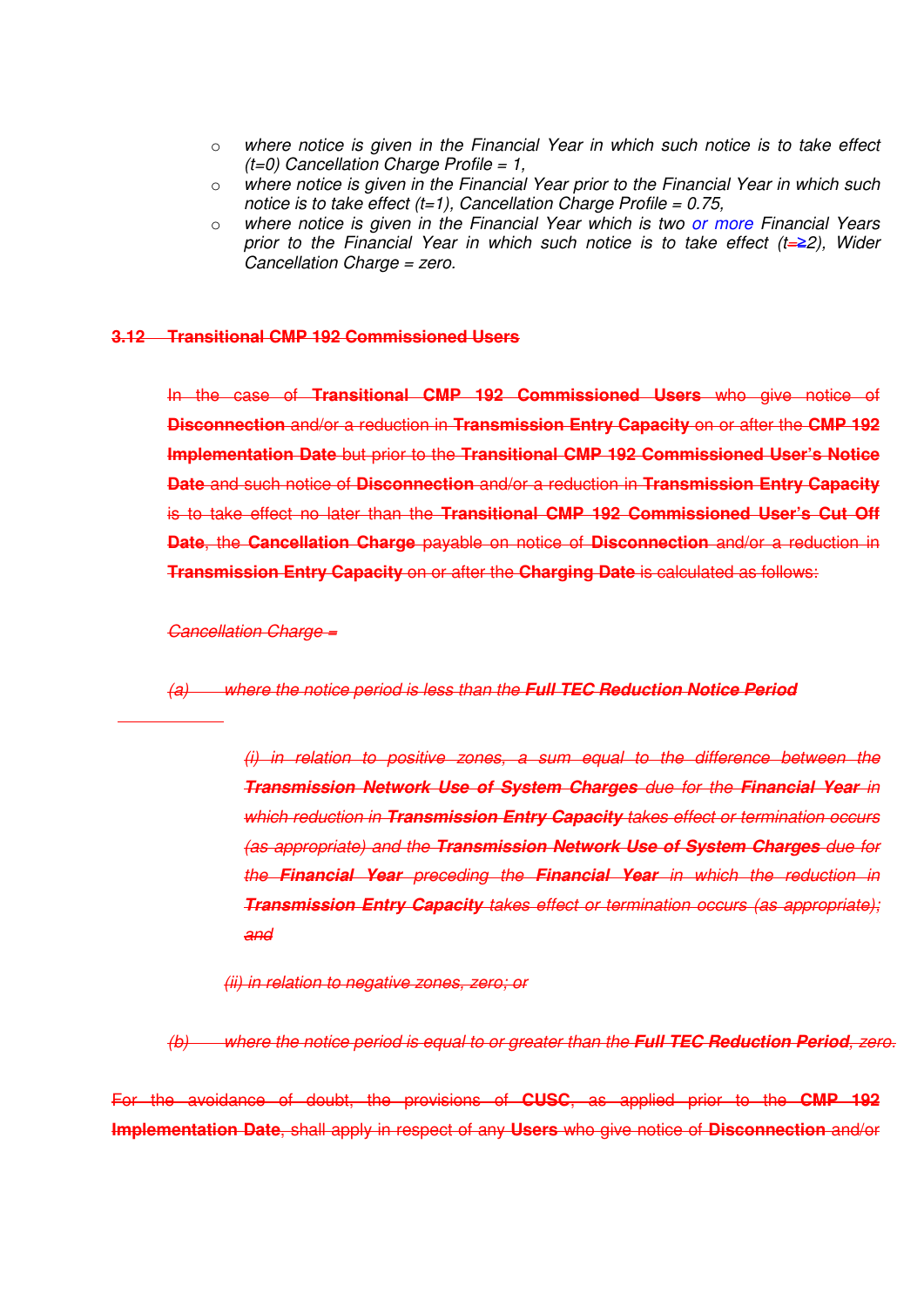- *where notice is given in the Financial Year in which such notice is to take effect (t=0) Cancellation Charge Profile = 1,*
- *where notice is given in the Financial Year prior to the Financial Year in which such notice is to take effect (t=1), Cancellation Charge Profile = 0.75,*
- *where notice is given in the Financial Year which is two or more Financial Years prior to the Financial Year in which such notice is to take effect (t=≥2), Wider Cancellation Charge = zero.*

## ~~3.12 Transitional CMP 192 Commissioned Users~~

~~In the case of **Transitional CMP 192 Commissioned Users** who give notice of **Disconnection** and/or a reduction in **Transmission Entry Capacity** on or after the **CMP 192 Implementation Date** but prior to the **Transitional CMP 192 Commissioned User's Notice Date** and such notice of **Disconnection** and/or a reduction in **Transmission Entry Capacity** is to take effect no later than the **Transitional CMP 192 Commissioned User's Cut Off Date**, the **Cancellation Charge** payable on notice of **Disconnection** and/or a reduction in **Transmission Entry Capacity** on or after the **Charging Date** is calculated as follows:~~

~~*Cancellation Charge =*~~

~~*(a) where the notice period is less than the **Full TEC Reduction Notice Period***~~

~~*(i) in relation to positive zones, a sum equal to the difference between the **Transmission Network Use of System Charges** due for the **Financial Year** in which reduction in **Transmission Entry Capacity** takes effect or termination occurs (as appropriate) and the **Transmission Network Use of System Charges** due for the **Financial Year** preceding the **Financial Year** in which the reduction in **Transmission Entry Capacity** takes effect or termination occurs (as appropriate); and*~~

~~*(ii) in relation to negative zones, zero; or*~~

~~*(b) where the notice period is equal to or greater than the **Full TEC Reduction Period**, zero.*~~

~~For the avoidance of doubt, the provisions of **CUSC**, as applied prior to the **CMP 192 Implementation Date**, shall apply in respect of any **Users** who give notice of **Disconnection** and/or~~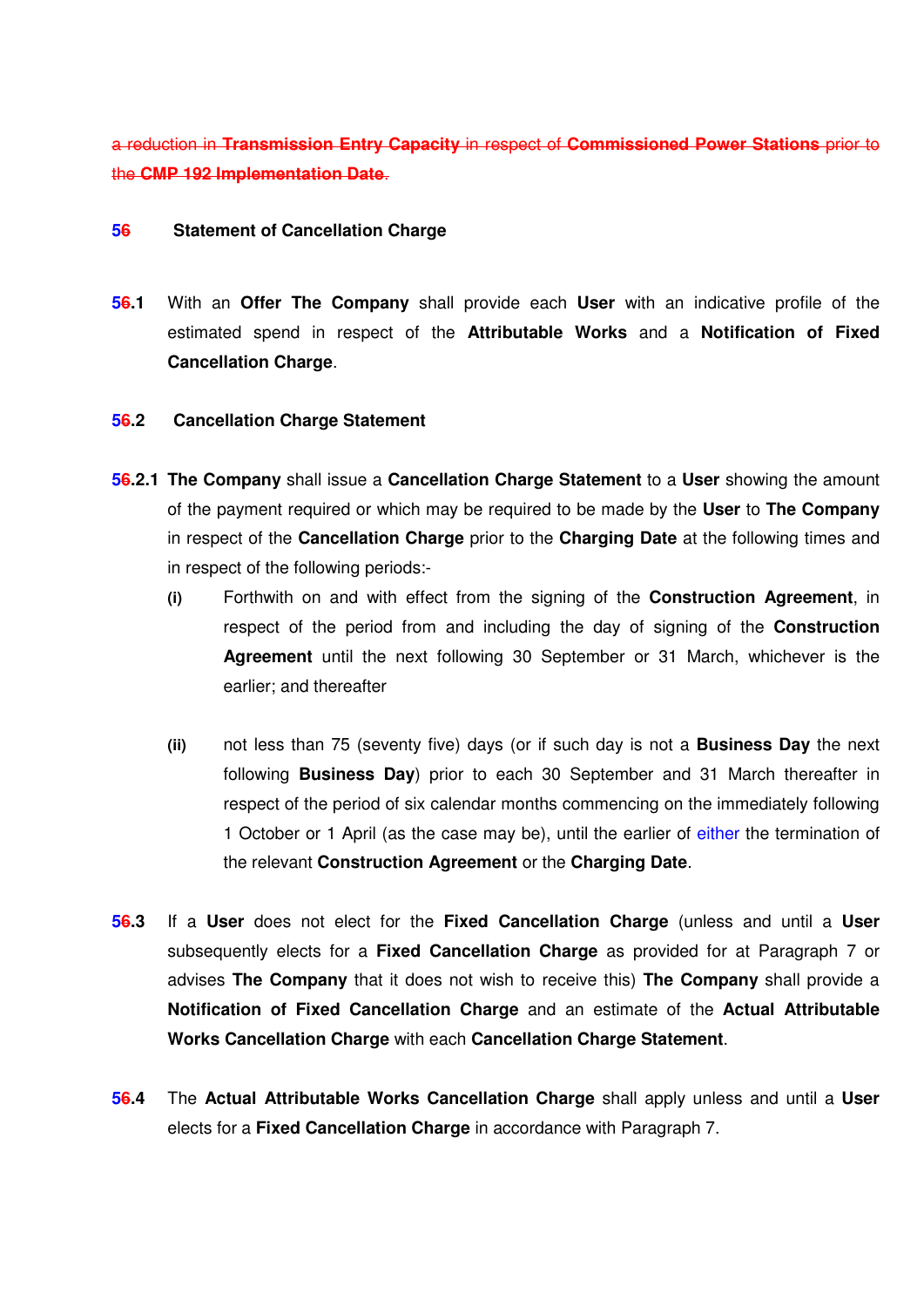~~a reduction in **Transmission Entry Capacity** in respect of **Commissioned Power Stations** prior to the **CMP 192 Implementation Date**.~~

## 5~~6~~ Statement of Cancellation Charge

**5~~6~~.1** With an **Offer The Company** shall provide each **User** with an indicative profile of the estimated spend in respect of the **Attributable Works** and a **Notification of Fixed Cancellation Charge**.

**5~~6~~.2 Cancellation Charge Statement**

**5~~6~~.2.1 The Company** shall issue a **Cancellation Charge Statement** to a **User** showing the amount of the payment required or which may be required to be made by the **User** to **The Company** in respect of the **Cancellation Charge** prior to the **Charging Date** at the following times and in respect of the following periods:-

**(i)** Forthwith on and with effect from the signing of the **Construction Agreement**, in respect of the period from and including the day of signing of the **Construction Agreement** until the next following 30 September or 31 March, whichever is the earlier; and thereafter

**(ii)** not less than 75 (seventy five) days (or if such day is not a **Business Day** the next following **Business Day**) prior to each 30 September and 31 March thereafter in respect of the period of six calendar months commencing on the immediately following 1 October or 1 April (as the case may be), until the earlier of either the termination of the relevant **Construction Agreement** or the **Charging Date**.

**5~~6~~.3** If a **User** does not elect for the **Fixed Cancellation Charge** (unless and until a **User** subsequently elects for a **Fixed Cancellation Charge** as provided for at Paragraph 7 or advises **The Company** that it does not wish to receive this) **The Company** shall provide a **Notification of Fixed Cancellation Charge** and an estimate of the **Actual Attributable Works Cancellation Charge** with each **Cancellation Charge Statement**.

**5~~6~~.4** The **Actual Attributable Works Cancellation Charge** shall apply unless and until a **User** elects for a **Fixed Cancellation Charge** in accordance with Paragraph 7.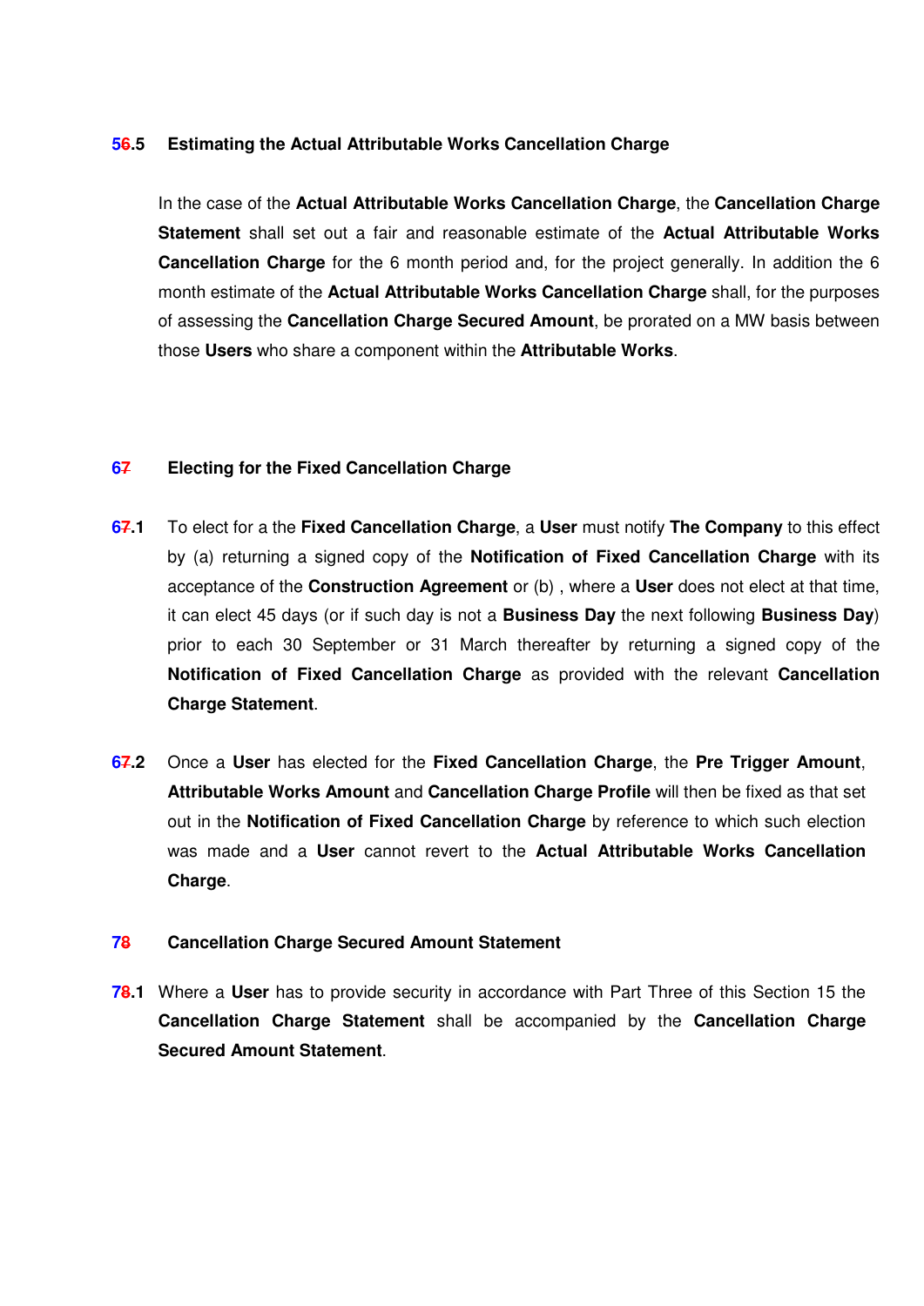**56.5 Estimating the Actual Attributable Works Cancellation Charge**

In the case of the **Actual Attributable Works Cancellation Charge**, the **Cancellation Charge Statement** shall set out a fair and reasonable estimate of the **Actual Attributable Works Cancellation Charge** for the 6 month period and, for the project generally. In addition the 6 month estimate of the **Actual Attributable Works Cancellation Charge** shall, for the purposes of assessing the **Cancellation Charge Secured Amount**, be prorated on a MW basis between those **Users** who share a component within the **Attributable Works**.

**67 Electing for the Fixed Cancellation Charge**

**67.1** To elect for a the **Fixed Cancellation Charge**, a **User** must notify **The Company** to this effect by (a) returning a signed copy of the **Notification of Fixed Cancellation Charge** with its acceptance of the **Construction Agreement** or (b) , where a **User** does not elect at that time, it can elect 45 days (or if such day is not a **Business Day** the next following **Business Day**) prior to each 30 September or 31 March thereafter by returning a signed copy of the **Notification of Fixed Cancellation Charge** as provided with the relevant **Cancellation Charge Statement**.

**67.2** Once a **User** has elected for the **Fixed Cancellation Charge**, the **Pre Trigger Amount**, **Attributable Works Amount** and **Cancellation Charge Profile** will then be fixed as that set out in the **Notification of Fixed Cancellation Charge** by reference to which such election was made and a **User** cannot revert to the **Actual Attributable Works Cancellation Charge**.

**78 Cancellation Charge Secured Amount Statement**

**78.1** Where a **User** has to provide security in accordance with Part Three of this Section 15 the **Cancellation Charge Statement** shall be accompanied by the **Cancellation Charge Secured Amount Statement**.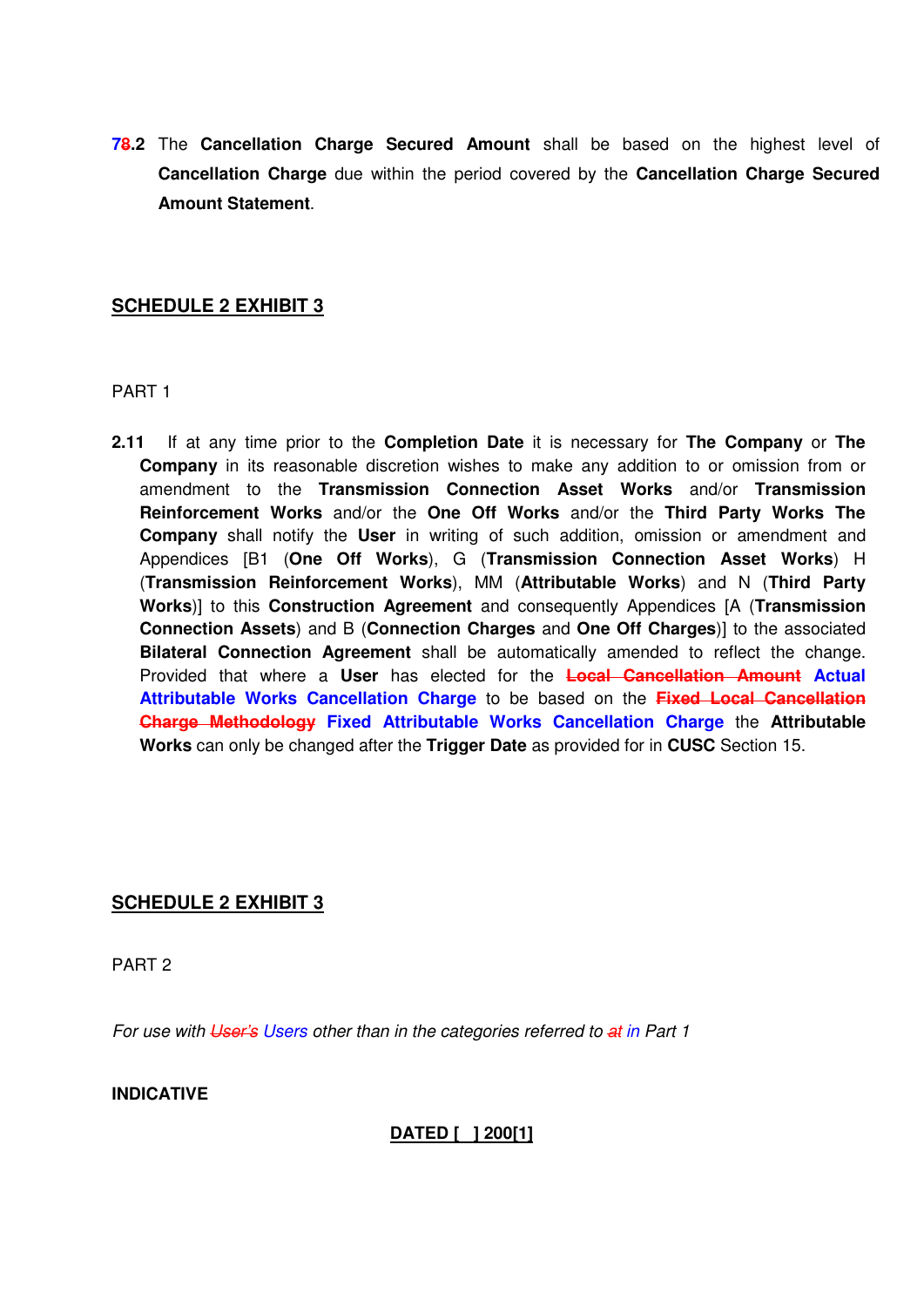**7~~8~~.2** The **Cancellation Charge Secured Amount** shall be based on the highest level of **Cancellation Charge** due within the period covered by the **Cancellation Charge Secured Amount Statement**.

## SCHEDULE 2 EXHIBIT 3

PART 1

**2.11** If at any time prior to the **Completion Date** it is necessary for **The Company** or **The Company** in its reasonable discretion wishes to make any addition to or omission from or amendment to the **Transmission Connection Asset Works** and/or **Transmission Reinforcement Works** and/or the **One Off Works** and/or the **Third Party Works The Company** shall notify the **User** in writing of such addition, omission or amendment and Appendices [B1 (**One Off Works**), G (**Transmission Connection Asset Works**) H (**Transmission Reinforcement Works**), MM (**Attributable Works**) and N (**Third Party Works**)] to this **Construction Agreement** and consequently Appendices [A (**Transmission Connection Assets**) and B (**Connection Charges** and **One Off Charges**)] to the associated **Bilateral Connection Agreement** shall be automatically amended to reflect the change. Provided that where a **User** has elected for the ~~**Local Cancellation Amount**~~ **Actual Attributable Works Cancellation Charge** to be based on the ~~**Fixed Local Cancellation Charge Methodology**~~ **Fixed Attributable Works Cancellation Charge** the **Attributable Works** can only be changed after the **Trigger Date** as provided for in **CUSC** Section 15.

## SCHEDULE 2 EXHIBIT 3

PART 2

*For use with ~~User's~~ Users other than in the categories referred to ~~at~~ in Part 1*

**INDICATIVE**

**DATED [ ] 200[1]**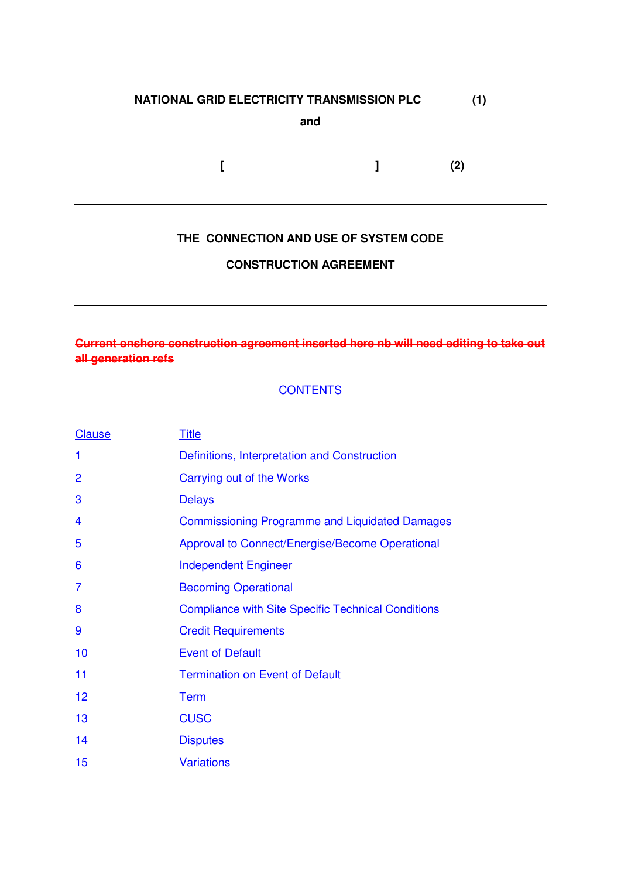**NATIONAL GRID ELECTRICITY TRANSMISSION PLC (1)**

**and**

**[ ] (2)**

---

**THE CONNECTION AND USE OF SYSTEM CODE**

**CONSTRUCTION AGREEMENT**

---

~~**Current onshore construction agreement inserted here nb will need editing to take out all generation refs**~~

CONTENTS

| Clause | Title |
|---|---|
| 1 | Definitions, Interpretation and Construction |
| 2 | Carrying out of the Works |
| 3 | Delays |
| 4 | Commissioning Programme and Liquidated Damages |
| 5 | Approval to Connect/Energise/Become Operational |
| 6 | Independent Engineer |
| 7 | Becoming Operational |
| 8 | Compliance with Site Specific Technical Conditions |
| 9 | Credit Requirements |
| 10 | Event of Default |
| 11 | Termination on Event of Default |
| 12 | Term |
| 13 | CUSC |
| 14 | Disputes |
| 15 | Variations |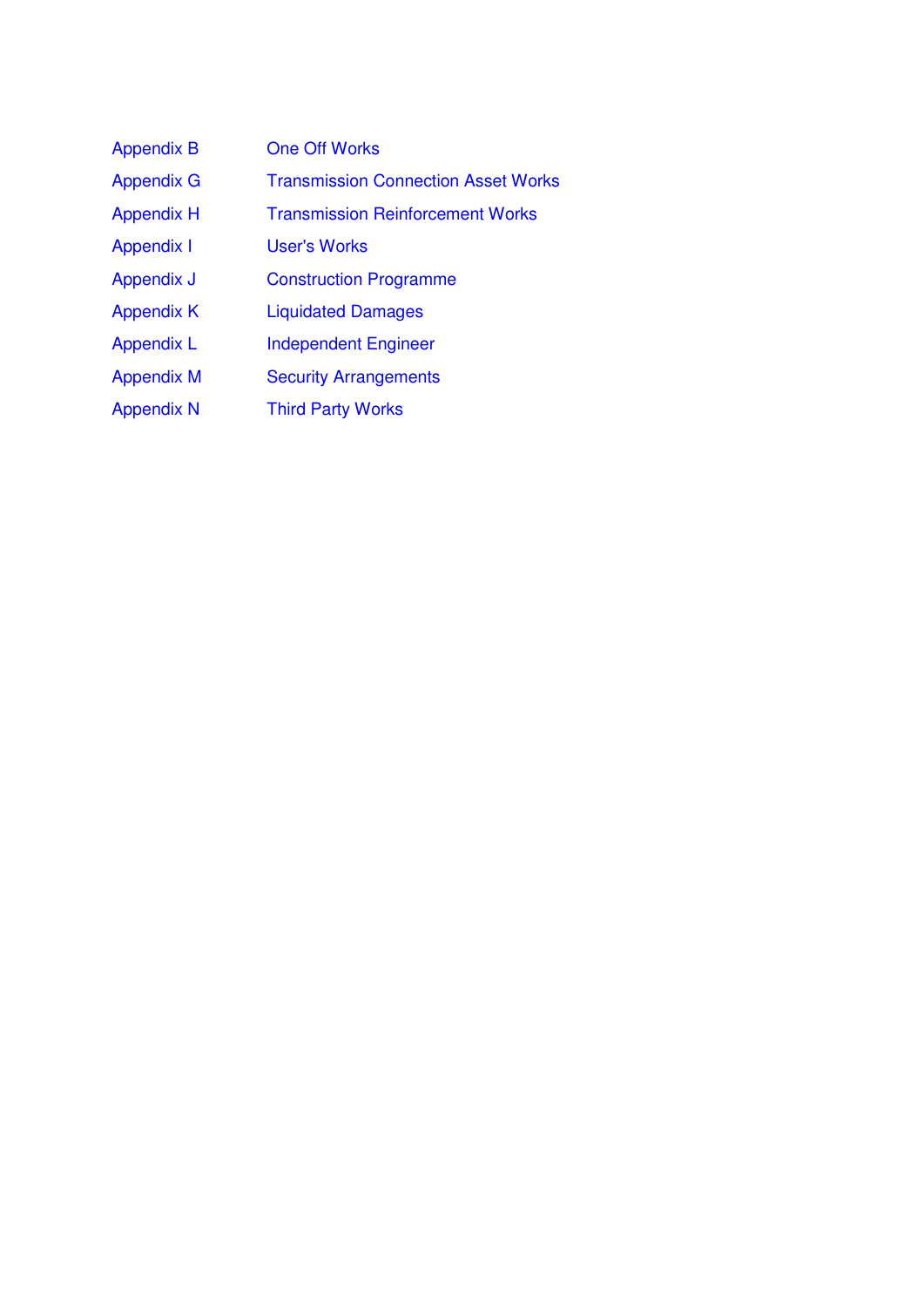| | |
|---|---|
| Appendix B | One Off Works |
| Appendix G | Transmission Connection Asset Works |
| Appendix H | Transmission Reinforcement Works |
| Appendix I | User's Works |
| Appendix J | Construction Programme |
| Appendix K | Liquidated Damages |
| Appendix L | Independent Engineer |
| Appendix M | Security Arrangements |
| Appendix N | Third Party Works |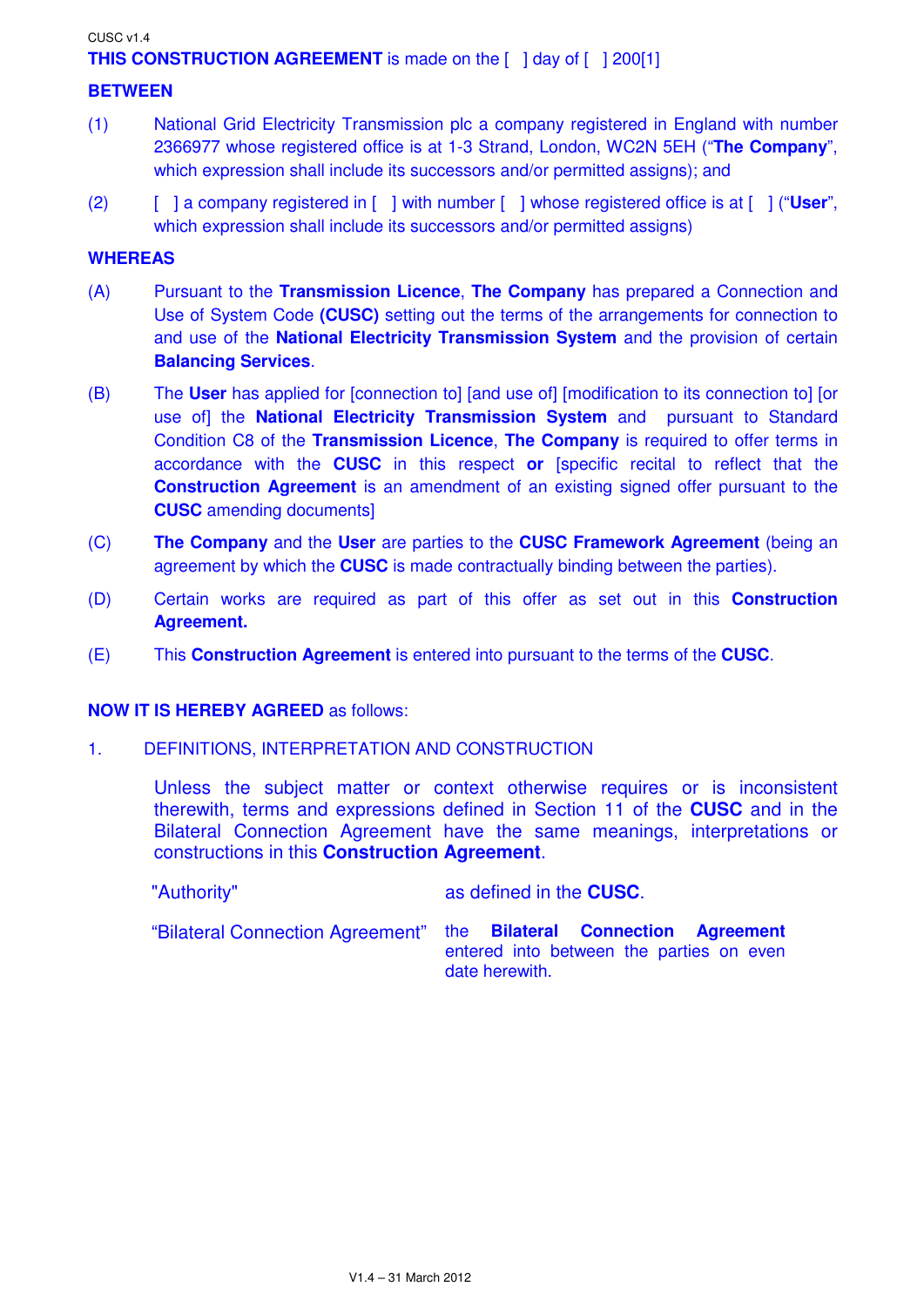**THIS CONSTRUCTION AGREEMENT** is made on the [ ] day of [ ] 200[1]

**BETWEEN**

(1) National Grid Electricity Transmission plc a company registered in England with number 2366977 whose registered office is at 1-3 Strand, London, WC2N 5EH ("**The Company**", which expression shall include its successors and/or permitted assigns); and

(2) [ ] a company registered in [ ] with number [ ] whose registered office is at [ ] ("**User**", which expression shall include its successors and/or permitted assigns)

**WHEREAS**

(A) Pursuant to the **Transmission Licence**, **The Company** has prepared a Connection and Use of System Code **(CUSC)** setting out the terms of the arrangements for connection to and use of the **National Electricity Transmission System** and the provision of certain **Balancing Services**.

(B) The **User** has applied for [connection to] [and use of] [modification to its connection to] [or use of] the **National Electricity Transmission System** and pursuant to Standard Condition C8 of the **Transmission Licence**, **The Company** is required to offer terms in accordance with the **CUSC** in this respect **or** [specific recital to reflect that the **Construction Agreement** is an amendment of an existing signed offer pursuant to the **CUSC** amending documents]

(C) **The Company** and the **User** are parties to the **CUSC Framework Agreement** (being an agreement by which the **CUSC** is made contractually binding between the parties).

(D) Certain works are required as part of this offer as set out in this **Construction Agreement.**

(E) This **Construction Agreement** is entered into pursuant to the terms of the **CUSC**.

**NOW IT IS HEREBY AGREED** as follows:

1. DEFINITIONS, INTERPRETATION AND CONSTRUCTION

Unless the subject matter or context otherwise requires or is inconsistent therewith, terms and expressions defined in Section 11 of the **CUSC** and in the Bilateral Connection Agreement have the same meanings, interpretations or constructions in this **Construction Agreement**.

"Authority" as defined in the **CUSC**.

"Bilateral Connection Agreement" the **Bilateral Connection Agreement** entered into between the parties on even date herewith.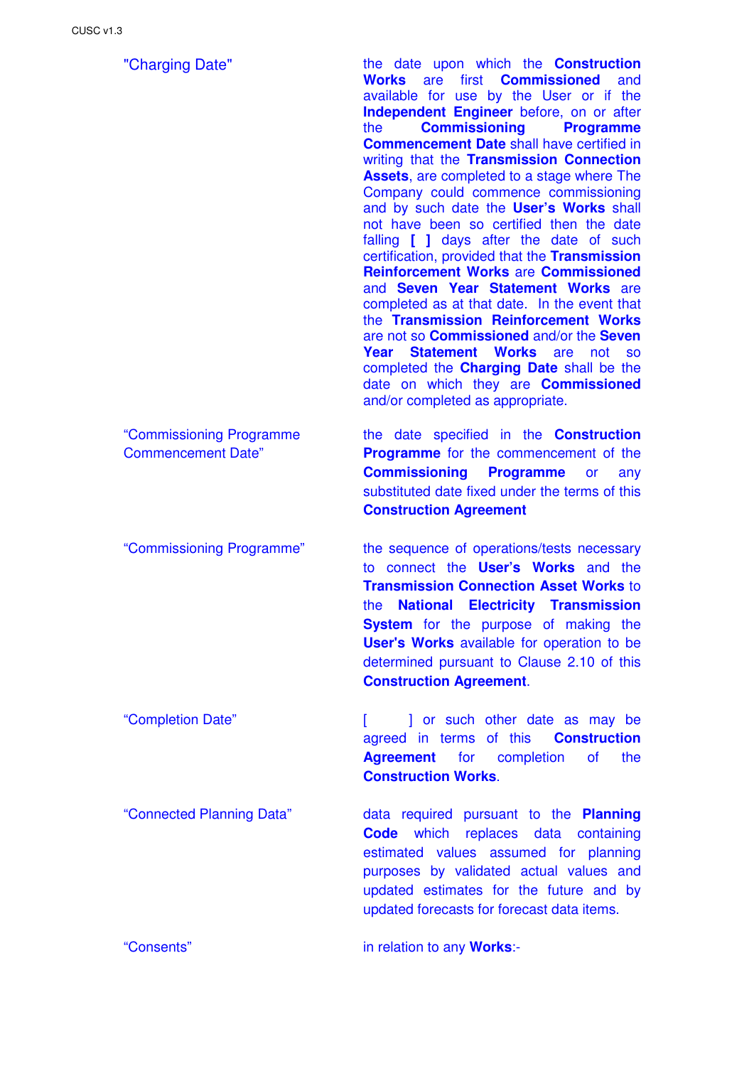"Charging Date" — the date upon which the **Construction Works** are first **Commissioned** and available for use by the User or if the **Independent Engineer** before, on or after the **Commissioning Programme Commencement Date** shall have certified in writing that the **Transmission Connection Assets**, are completed to a stage where The Company could commence commissioning and by such date the **User's Works** shall not have been so certified then the date falling **[ ]** days after the date of such certification, provided that the **Transmission Reinforcement Works** are **Commissioned** and **Seven Year Statement Works** are completed as at that date. In the event that the **Transmission Reinforcement Works** are not so **Commissioned** and/or the **Seven Year Statement Works** are not so completed the **Charging Date** shall be the date on which they are **Commissioned** and/or completed as appropriate.

"Commissioning Programme Commencement Date" — the date specified in the **Construction Programme** for the commencement of the **Commissioning Programme** or any substituted date fixed under the terms of this **Construction Agreement**

"Commissioning Programme" — the sequence of operations/tests necessary to connect the **User's Works** and the **Transmission Connection Asset Works** to the **National Electricity Transmission System** for the purpose of making the **User's Works** available for operation to be determined pursuant to Clause 2.10 of this **Construction Agreement**.

"Completion Date" — [ ] or such other date as may be agreed in terms of this **Construction Agreement** for completion of the **Construction Works**.

"Connected Planning Data" — data required pursuant to the **Planning Code** which replaces data containing estimated values assumed for planning purposes by validated actual values and updated estimates for the future and by updated forecasts for forecast data items.

"Consents" — in relation to any **Works**:-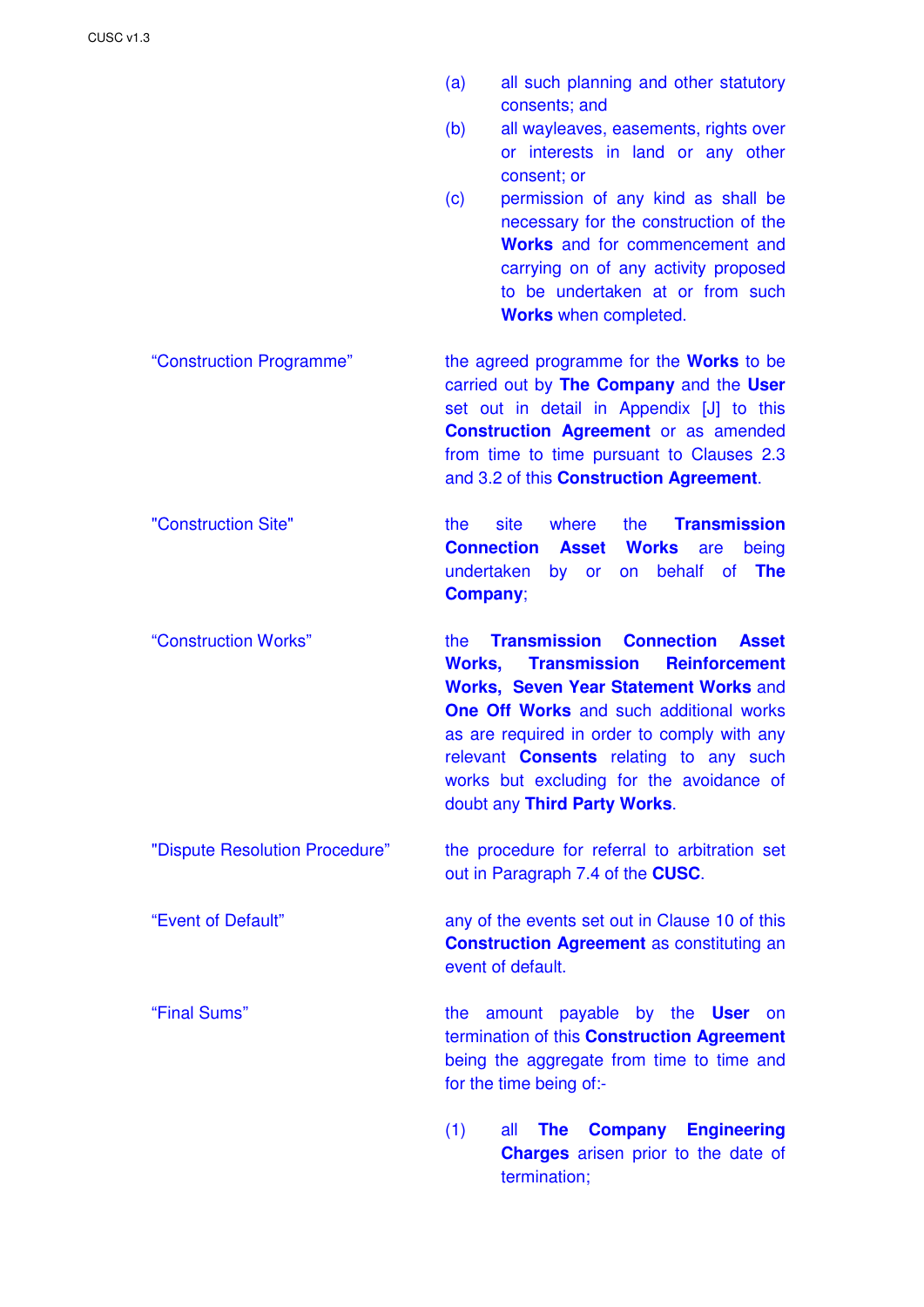(a) all such planning and other statutory consents; and

(b) all wayleaves, easements, rights over or interests in land or any other consent; or

(c) permission of any kind as shall be necessary for the construction of the **Works** and for commencement and carrying on of any activity proposed to be undertaken at or from such **Works** when completed.

“Construction Programme” — the agreed programme for the **Works** to be carried out by **The Company** and the **User** set out in detail in Appendix [J] to this **Construction Agreement** or as amended from time to time pursuant to Clauses 2.3 and 3.2 of this **Construction Agreement**.

"Construction Site" — the site where the **Transmission Connection Asset Works** are being undertaken by or on behalf of **The Company**;

“Construction Works” — the **Transmission Connection Asset Works**, **Transmission Reinforcement Works**, **Seven Year Statement Works** and **One Off Works** and such additional works as are required in order to comply with any relevant **Consents** relating to any such works but excluding for the avoidance of doubt any **Third Party Works**.

"Dispute Resolution Procedure" — the procedure for referral to arbitration set out in Paragraph 7.4 of the **CUSC**.

“Event of Default” — any of the events set out in Clause 10 of this **Construction Agreement** as constituting an event of default.

“Final Sums” — the amount payable by the **User** on termination of this **Construction Agreement** being the aggregate from time to time and for the time being of:-

(1) all **The Company Engineering Charges** arisen prior to the date of termination;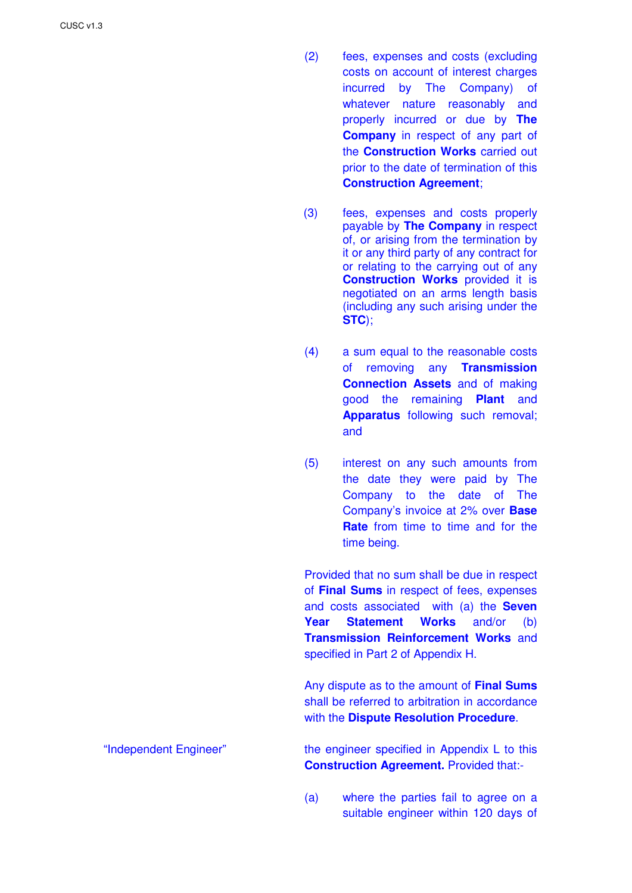(2) fees, expenses and costs (excluding costs on account of interest charges incurred by The Company) of whatever nature reasonably and properly incurred or due by **The Company** in respect of any part of the **Construction Works** carried out prior to the date of termination of this **Construction Agreement**;

(3) fees, expenses and costs properly payable by **The Company** in respect of, or arising from the termination by it or any third party of any contract for or relating to the carrying out of any **Construction Works** provided it is negotiated on an arms length basis (including any such arising under the **STC**);

(4) a sum equal to the reasonable costs of removing any **Transmission Connection Assets** and of making good the remaining **Plant** and **Apparatus** following such removal; and

(5) interest on any such amounts from the date they were paid by The Company to the date of The Company's invoice at 2% over **Base Rate** from time to time and for the time being.

Provided that no sum shall be due in respect of **Final Sums** in respect of fees, expenses and costs associated with (a) the **Seven Year Statement Works** and/or (b) **Transmission Reinforcement Works** and specified in Part 2 of Appendix H.

Any dispute as to the amount of **Final Sums** shall be referred to arbitration in accordance with the **Dispute Resolution Procedure**.

"Independent Engineer" the engineer specified in Appendix L to this **Construction Agreement.** Provided that:-

(a) where the parties fail to agree on a suitable engineer within 120 days of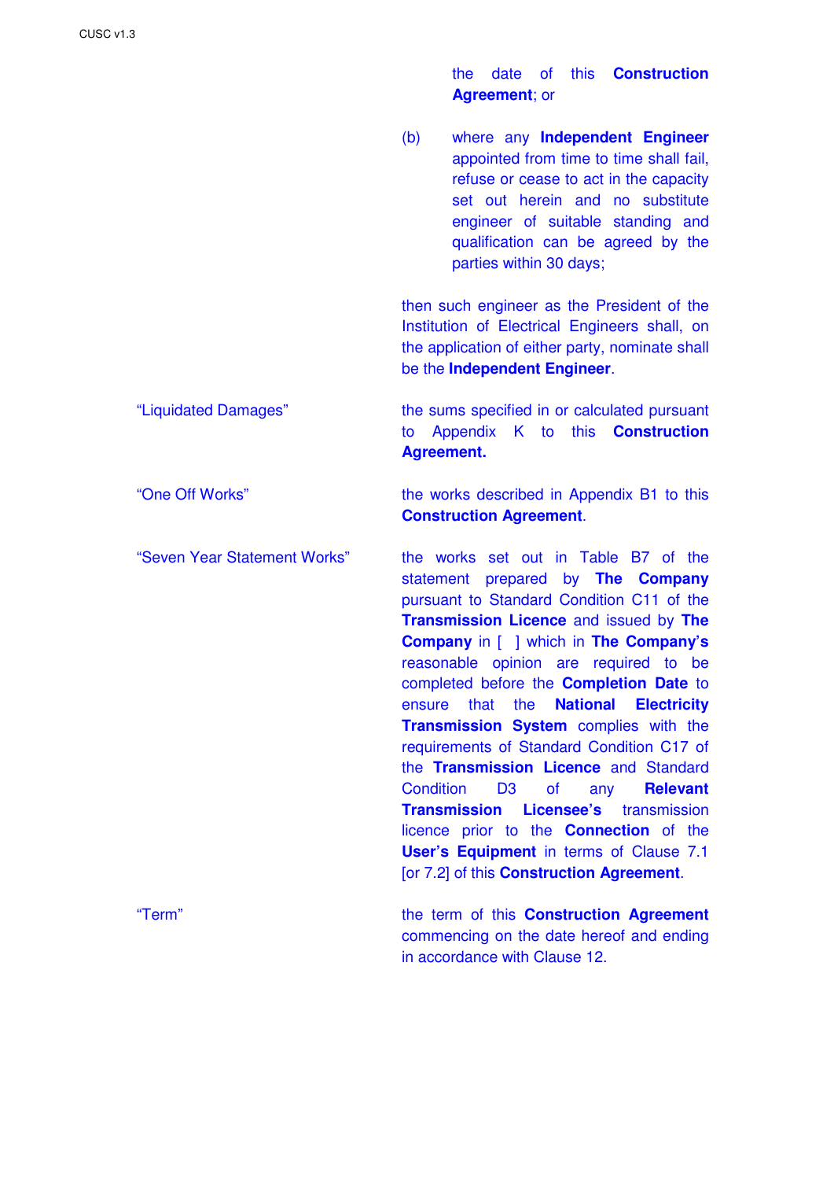the date of this **Construction Agreement**; or

(b) where any **Independent Engineer** appointed from time to time shall fail, refuse or cease to act in the capacity set out herein and no substitute engineer of suitable standing and qualification can be agreed by the parties within 30 days;

then such engineer as the President of the Institution of Electrical Engineers shall, on the application of either party, nominate shall be the **Independent Engineer**.

"Liquidated Damages" — the sums specified in or calculated pursuant to Appendix K to this **Construction Agreement.**

"One Off Works" — the works described in Appendix B1 to this **Construction Agreement**.

"Seven Year Statement Works" — the works set out in Table B7 of the statement prepared by **The Company** pursuant to Standard Condition C11 of the **Transmission Licence** and issued by **The Company** in [ ] which in **The Company's** reasonable opinion are required to be completed before the **Completion Date** to ensure that the **National Electricity Transmission System** complies with the requirements of Standard Condition C17 of the **Transmission Licence** and Standard Condition D3 of any **Relevant Transmission Licensee's** transmission licence prior to the **Connection** of the **User's Equipment** in terms of Clause 7.1 [or 7.2] of this **Construction Agreement**.

"Term" — the term of this **Construction Agreement** commencing on the date hereof and ending in accordance with Clause 12.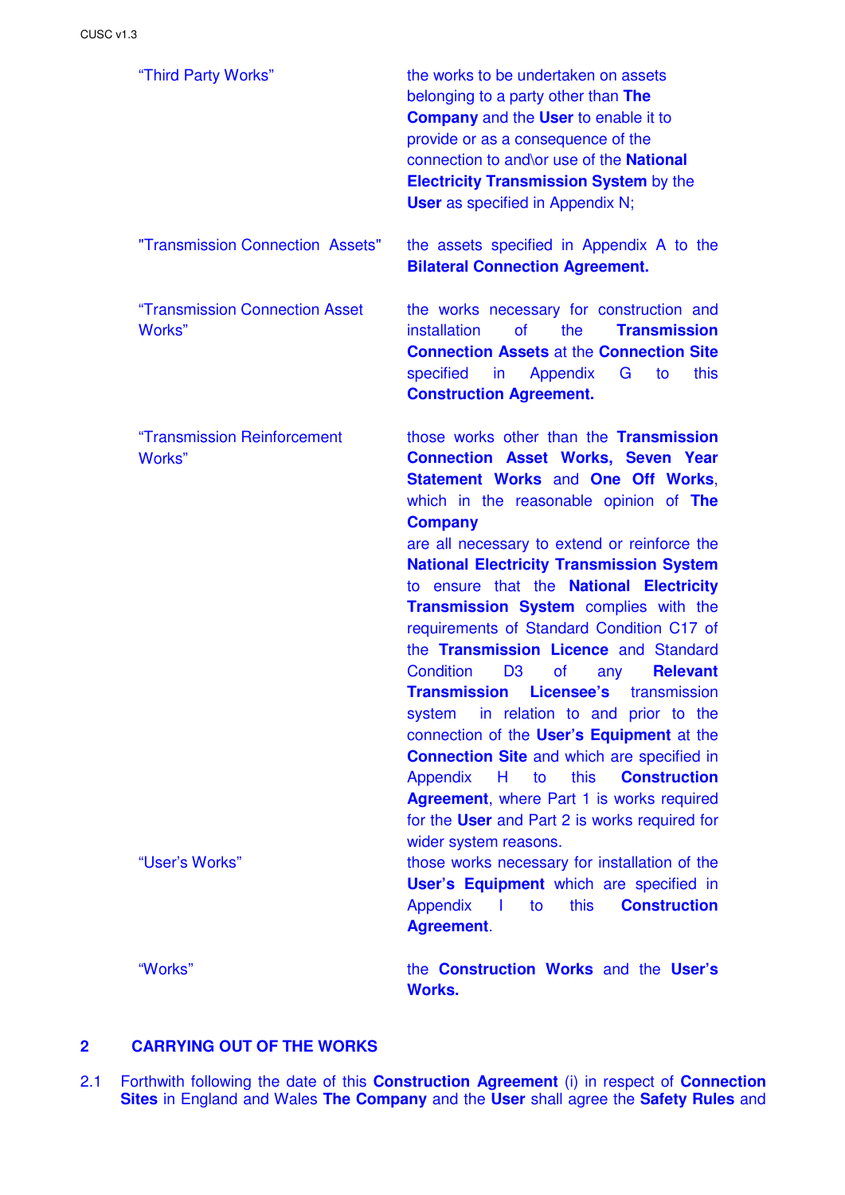| | |
|---|---|
| "Third Party Works" | the works to be undertaken on assets belonging to a party other than **The Company** and the **User** to enable it to provide or as a consequence of the connection to and\or use of the **National Electricity Transmission System** by the **User** as specified in Appendix N; |
| "Transmission Connection Assets" | the assets specified in Appendix A to the **Bilateral Connection Agreement.** |
| "Transmission Connection Asset Works" | the works necessary for construction and installation of the **Transmission Connection Assets** at the **Connection Site** specified in Appendix G to this **Construction Agreement.** |
| "Transmission Reinforcement Works" | those works other than the **Transmission Connection Asset Works, Seven Year Statement Works** and **One Off Works**, which in the reasonable opinion of **The Company** are all necessary to extend or reinforce the **National Electricity Transmission System** to ensure that the **National Electricity Transmission System** complies with the requirements of Standard Condition C17 of the **Transmission Licence** and Standard Condition D3 of any **Relevant Transmission Licensee's** transmission system in relation to and prior to the connection of the **User's Equipment** at the **Connection Site** and which are specified in Appendix H to this **Construction Agreement**, where Part 1 is works required for the **User** and Part 2 is works required for wider system reasons. |
| "User's Works" | those works necessary for installation of the **User's Equipment** which are specified in Appendix I to this **Construction Agreement**. |
| "Works" | the **Construction Works** and the **User's Works.** |

## 2 CARRYING OUT OF THE WORKS

2.1 Forthwith following the date of this **Construction Agreement** (i) in respect of **Connection Sites** in England and Wales **The Company** and the **User** shall agree the **Safety Rules** and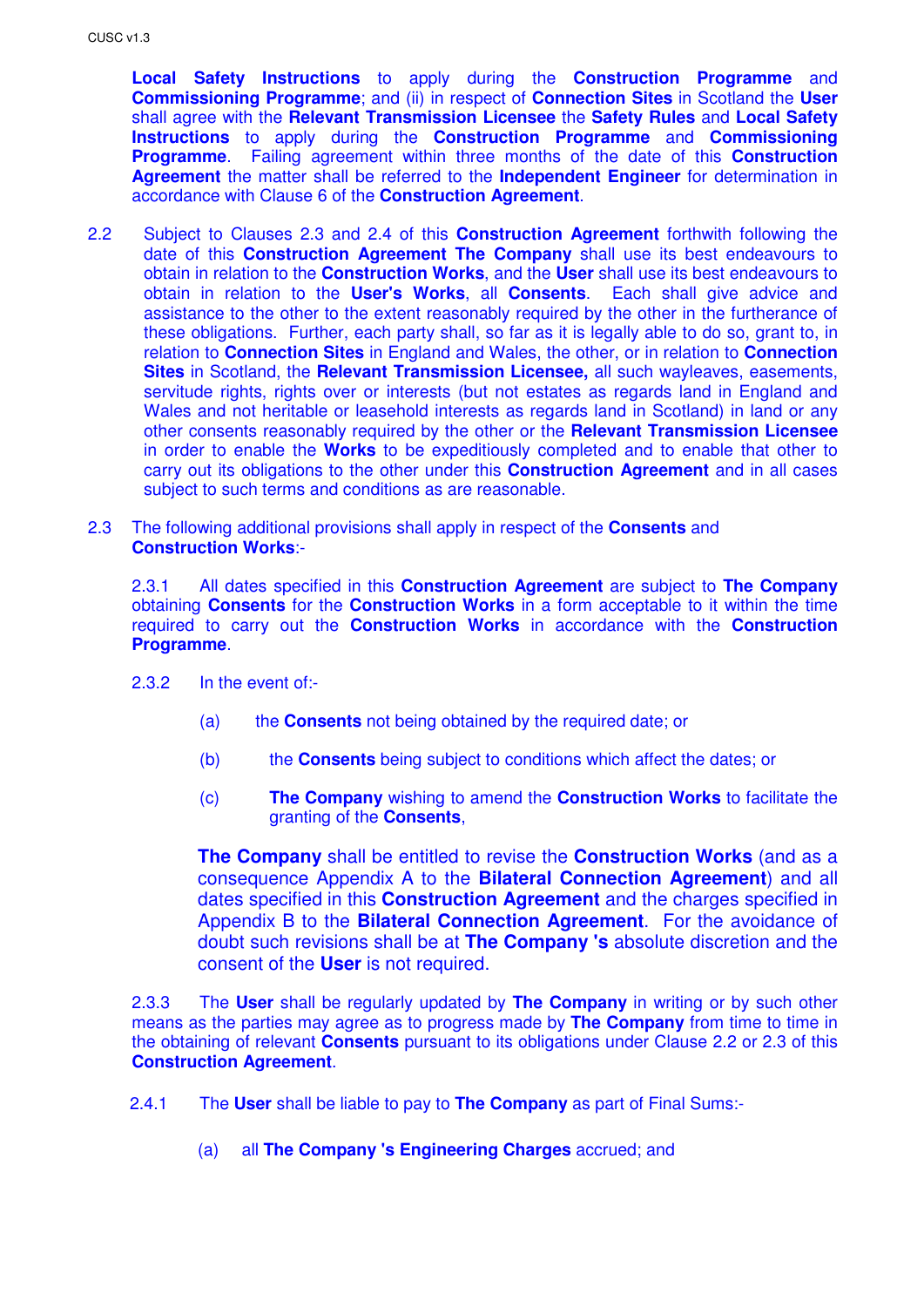**Local Safety Instructions** to apply during the **Construction Programme** and **Commissioning Programme**; and (ii) in respect of **Connection Sites** in Scotland the **User** shall agree with the **Relevant Transmission Licensee** the **Safety Rules** and **Local Safety Instructions** to apply during the **Construction Programme** and **Commissioning Programme**. Failing agreement within three months of the date of this **Construction Agreement** the matter shall be referred to the **Independent Engineer** for determination in accordance with Clause 6 of the **Construction Agreement**.

2.2 Subject to Clauses 2.3 and 2.4 of this **Construction Agreement** forthwith following the date of this **Construction Agreement The Company** shall use its best endeavours to obtain in relation to the **Construction Works**, and the **User** shall use its best endeavours to obtain in relation to the **User's Works**, all **Consents**. Each shall give advice and assistance to the other to the extent reasonably required by the other in the furtherance of these obligations. Further, each party shall, so far as it is legally able to do so, grant to, in relation to **Connection Sites** in England and Wales, the other, or in relation to **Connection Sites** in Scotland, the **Relevant Transmission Licensee,** all such wayleaves, easements, servitude rights, rights over or interests (but not estates as regards land in England and Wales and not heritable or leasehold interests as regards land in Scotland) in land or any other consents reasonably required by the other or the **Relevant Transmission Licensee** in order to enable the **Works** to be expeditiously completed and to enable that other to carry out its obligations to the other under this **Construction Agreement** and in all cases subject to such terms and conditions as are reasonable.

2.3 The following additional provisions shall apply in respect of the **Consents** and **Construction Works**:-

2.3.1 All dates specified in this **Construction Agreement** are subject to **The Company** obtaining **Consents** for the **Construction Works** in a form acceptable to it within the time required to carry out the **Construction Works** in accordance with the **Construction Programme**.

2.3.2 In the event of:-

(a) the **Consents** not being obtained by the required date; or

(b) the **Consents** being subject to conditions which affect the dates; or

(c) **The Company** wishing to amend the **Construction Works** to facilitate the granting of the **Consents**,

**The Company** shall be entitled to revise the **Construction Works** (and as a consequence Appendix A to the **Bilateral Connection Agreement**) and all dates specified in this **Construction Agreement** and the charges specified in Appendix B to the **Bilateral Connection Agreement**. For the avoidance of doubt such revisions shall be at **The Company 's** absolute discretion and the consent of the **User** is not required.

2.3.3 The **User** shall be regularly updated by **The Company** in writing or by such other means as the parties may agree as to progress made by **The Company** from time to time in the obtaining of relevant **Consents** pursuant to its obligations under Clause 2.2 or 2.3 of this **Construction Agreement**.

2.4.1 The **User** shall be liable to pay to **The Company** as part of Final Sums:-

(a) all **The Company 's Engineering Charges** accrued; and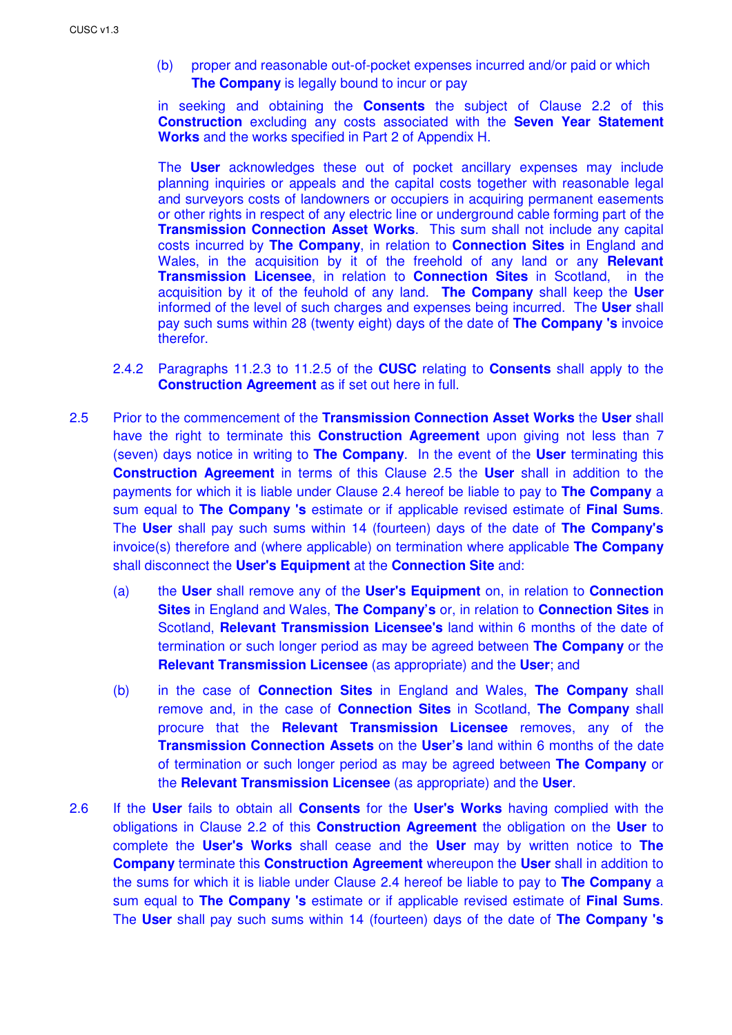(b) proper and reasonable out-of-pocket expenses incurred and/or paid or which **The Company** is legally bound to incur or pay

in seeking and obtaining the **Consents** the subject of Clause 2.2 of this **Construction** excluding any costs associated with the **Seven Year Statement Works** and the works specified in Part 2 of Appendix H.

The **User** acknowledges these out of pocket ancillary expenses may include planning inquiries or appeals and the capital costs together with reasonable legal and surveyors costs of landowners or occupiers in acquiring permanent easements or other rights in respect of any electric line or underground cable forming part of the **Transmission Connection Asset Works**. This sum shall not include any capital costs incurred by **The Company**, in relation to **Connection Sites** in England and Wales, in the acquisition by it of the freehold of any land or any **Relevant Transmission Licensee**, in relation to **Connection Sites** in Scotland, in the acquisition by it of the feuhold of any land. **The Company** shall keep the **User** informed of the level of such charges and expenses being incurred. The **User** shall pay such sums within 28 (twenty eight) days of the date of **The Company 's** invoice therefor.

2.4.2 Paragraphs 11.2.3 to 11.2.5 of the **CUSC** relating to **Consents** shall apply to the **Construction Agreement** as if set out here in full.

2.5 Prior to the commencement of the **Transmission Connection Asset Works** the **User** shall have the right to terminate this **Construction Agreement** upon giving not less than 7 (seven) days notice in writing to **The Company**. In the event of the **User** terminating this **Construction Agreement** in terms of this Clause 2.5 the **User** shall in addition to the payments for which it is liable under Clause 2.4 hereof be liable to pay to **The Company** a sum equal to **The Company 's** estimate or if applicable revised estimate of **Final Sums**. The **User** shall pay such sums within 14 (fourteen) days of the date of **The Company's** invoice(s) therefore and (where applicable) on termination where applicable **The Company** shall disconnect the **User's Equipment** at the **Connection Site** and:

(a) the **User** shall remove any of the **User's Equipment** on, in relation to **Connection Sites** in England and Wales, **The Company's** or, in relation to **Connection Sites** in Scotland, **Relevant Transmission Licensee's** land within 6 months of the date of termination or such longer period as may be agreed between **The Company** or the **Relevant Transmission Licensee** (as appropriate) and the **User**; and

(b) in the case of **Connection Sites** in England and Wales, **The Company** shall remove and, in the case of **Connection Sites** in Scotland, **The Company** shall procure that the **Relevant Transmission Licensee** removes, any of the **Transmission Connection Assets** on the **User's** land within 6 months of the date of termination or such longer period as may be agreed between **The Company** or the **Relevant Transmission Licensee** (as appropriate) and the **User**.

2.6 If the **User** fails to obtain all **Consents** for the **User's Works** having complied with the obligations in Clause 2.2 of this **Construction Agreement** the obligation on the **User** to complete the **User's Works** shall cease and the **User** may by written notice to **The Company** terminate this **Construction Agreement** whereupon the **User** shall in addition to the sums for which it is liable under Clause 2.4 hereof be liable to pay to **The Company** a sum equal to **The Company 's** estimate or if applicable revised estimate of **Final Sums**. The **User** shall pay such sums within 14 (fourteen) days of the date of **The Company 's**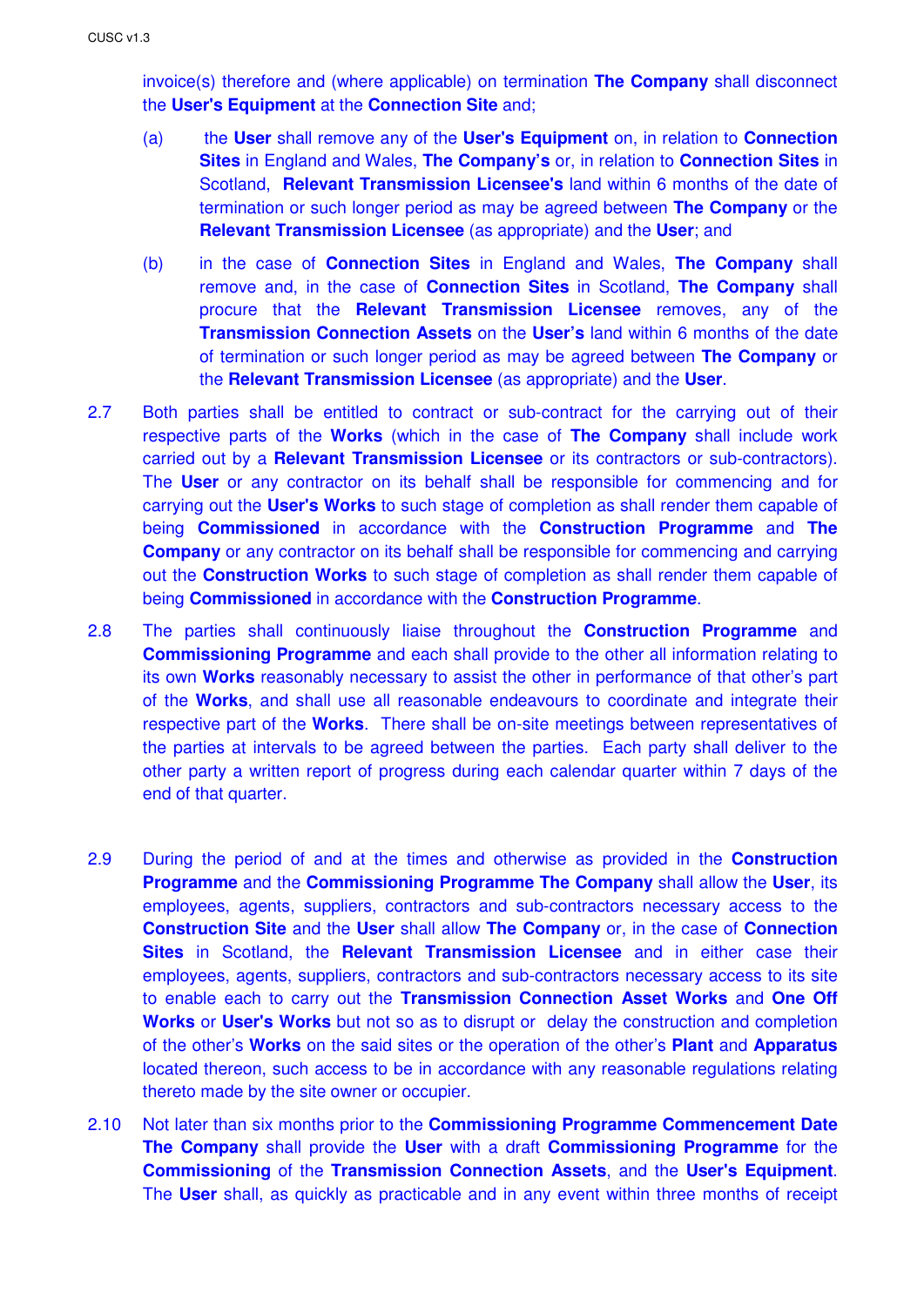invoice(s) therefore and (where applicable) on termination **The Company** shall disconnect the **User's Equipment** at the **Connection Site** and;

(a) the **User** shall remove any of the **User's Equipment** on, in relation to **Connection Sites** in England and Wales, **The Company's** or, in relation to **Connection Sites** in Scotland, **Relevant Transmission Licensee's** land within 6 months of the date of termination or such longer period as may be agreed between **The Company** or the **Relevant Transmission Licensee** (as appropriate) and the **User**; and

(b) in the case of **Connection Sites** in England and Wales, **The Company** shall remove and, in the case of **Connection Sites** in Scotland, **The Company** shall procure that the **Relevant Transmission Licensee** removes, any of the **Transmission Connection Assets** on the **User's** land within 6 months of the date of termination or such longer period as may be agreed between **The Company** or the **Relevant Transmission Licensee** (as appropriate) and the **User**.

2.7 Both parties shall be entitled to contract or sub-contract for the carrying out of their respective parts of the **Works** (which in the case of **The Company** shall include work carried out by a **Relevant Transmission Licensee** or its contractors or sub-contractors). The **User** or any contractor on its behalf shall be responsible for commencing and for carrying out the **User's Works** to such stage of completion as shall render them capable of being **Commissioned** in accordance with the **Construction Programme** and **The Company** or any contractor on its behalf shall be responsible for commencing and carrying out the **Construction Works** to such stage of completion as shall render them capable of being **Commissioned** in accordance with the **Construction Programme**.

2.8 The parties shall continuously liaise throughout the **Construction Programme** and **Commissioning Programme** and each shall provide to the other all information relating to its own **Works** reasonably necessary to assist the other in performance of that other's part of the **Works**, and shall use all reasonable endeavours to coordinate and integrate their respective part of the **Works**. There shall be on-site meetings between representatives of the parties at intervals to be agreed between the parties. Each party shall deliver to the other party a written report of progress during each calendar quarter within 7 days of the end of that quarter.

2.9 During the period of and at the times and otherwise as provided in the **Construction Programme** and the **Commissioning Programme** **The Company** shall allow the **User**, its employees, agents, suppliers, contractors and sub-contractors necessary access to the **Construction Site** and the **User** shall allow **The Company** or, in the case of **Connection Sites** in Scotland, the **Relevant Transmission Licensee** and in either case their employees, agents, suppliers, contractors and sub-contractors necessary access to its site to enable each to carry out the **Transmission Connection Asset Works** and **One Off Works** or **User's Works** but not so as to disrupt or delay the construction and completion of the other's **Works** on the said sites or the operation of the other's **Plant** and **Apparatus** located thereon, such access to be in accordance with any reasonable regulations relating thereto made by the site owner or occupier.

2.10 Not later than six months prior to the **Commissioning Programme Commencement Date** **The Company** shall provide the **User** with a draft **Commissioning Programme** for the **Commissioning** of the **Transmission Connection Assets**, and the **User's Equipment**. The **User** shall, as quickly as practicable and in any event within three months of receipt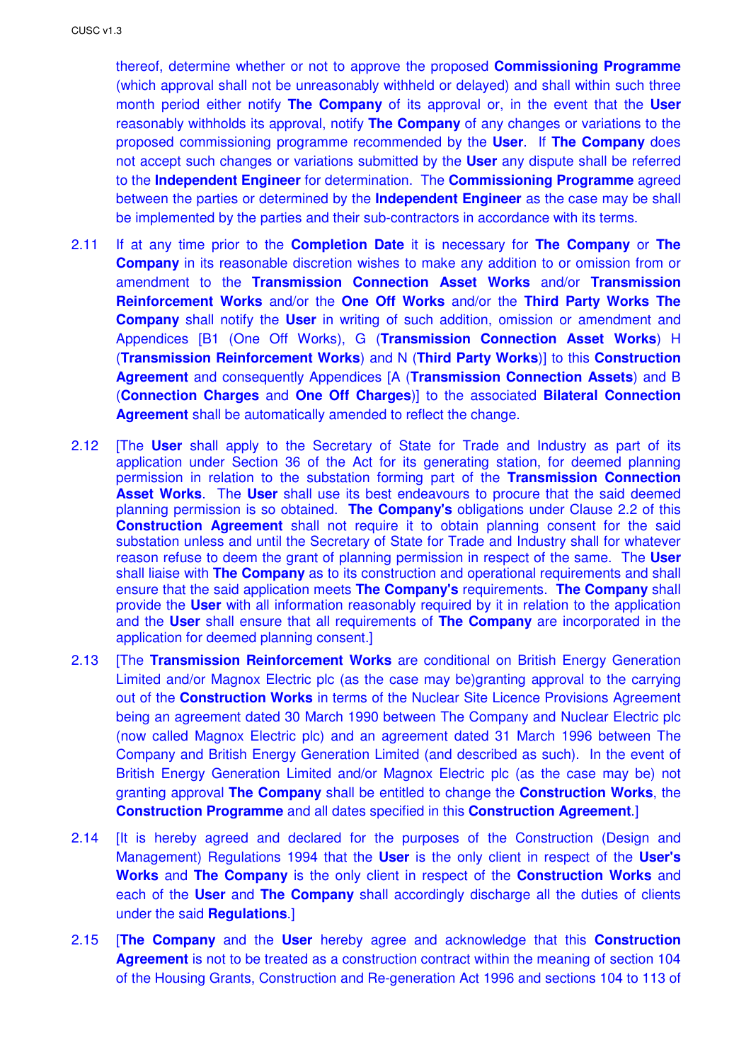thereof, determine whether or not to approve the proposed **Commissioning Programme** (which approval shall not be unreasonably withheld or delayed) and shall within such three month period either notify **The Company** of its approval or, in the event that the **User** reasonably withholds its approval, notify **The Company** of any changes or variations to the proposed commissioning programme recommended by the **User**. If **The Company** does not accept such changes or variations submitted by the **User** any dispute shall be referred to the **Independent Engineer** for determination. The **Commissioning Programme** agreed between the parties or determined by the **Independent Engineer** as the case may be shall be implemented by the parties and their sub-contractors in accordance with its terms.

2.11 If at any time prior to the **Completion Date** it is necessary for **The Company** or **The Company** in its reasonable discretion wishes to make any addition to or omission from or amendment to the **Transmission Connection Asset Works** and/or **Transmission Reinforcement Works** and/or the **One Off Works** and/or the **Third Party Works The Company** shall notify the **User** in writing of such addition, omission or amendment and Appendices [B1 (One Off Works), G (**Transmission Connection Asset Works**) H (**Transmission Reinforcement Works**) and N (**Third Party Works**)] to this **Construction Agreement** and consequently Appendices [A (**Transmission Connection Assets**) and B (**Connection Charges** and **One Off Charges**)] to the associated **Bilateral Connection Agreement** shall be automatically amended to reflect the change.

2.12 [The **User** shall apply to the Secretary of State for Trade and Industry as part of its application under Section 36 of the Act for its generating station, for deemed planning permission in relation to the substation forming part of the **Transmission Connection Asset Works**. The **User** shall use its best endeavours to procure that the said deemed planning permission is so obtained. **The Company's** obligations under Clause 2.2 of this **Construction Agreement** shall not require it to obtain planning consent for the said substation unless and until the Secretary of State for Trade and Industry shall for whatever reason refuse to deem the grant of planning permission in respect of the same. The **User** shall liaise with **The Company** as to its construction and operational requirements and shall ensure that the said application meets **The Company's** requirements. **The Company** shall provide the **User** with all information reasonably required by it in relation to the application and the **User** shall ensure that all requirements of **The Company** are incorporated in the application for deemed planning consent.]

2.13 [The **Transmission Reinforcement Works** are conditional on British Energy Generation Limited and/or Magnox Electric plc (as the case may be)granting approval to the carrying out of the **Construction Works** in terms of the Nuclear Site Licence Provisions Agreement being an agreement dated 30 March 1990 between The Company and Nuclear Electric plc (now called Magnox Electric plc) and an agreement dated 31 March 1996 between The Company and British Energy Generation Limited (and described as such). In the event of British Energy Generation Limited and/or Magnox Electric plc (as the case may be) not granting approval **The Company** shall be entitled to change the **Construction Works**, the **Construction Programme** and all dates specified in this **Construction Agreement**.]

2.14 [It is hereby agreed and declared for the purposes of the Construction (Design and Management) Regulations 1994 that the **User** is the only client in respect of the **User's Works** and **The Company** is the only client in respect of the **Construction Works** and each of the **User** and **The Company** shall accordingly discharge all the duties of clients under the said **Regulations**.]

2.15 [**The Company** and the **User** hereby agree and acknowledge that this **Construction Agreement** is not to be treated as a construction contract within the meaning of section 104 of the Housing Grants, Construction and Re-generation Act 1996 and sections 104 to 113 of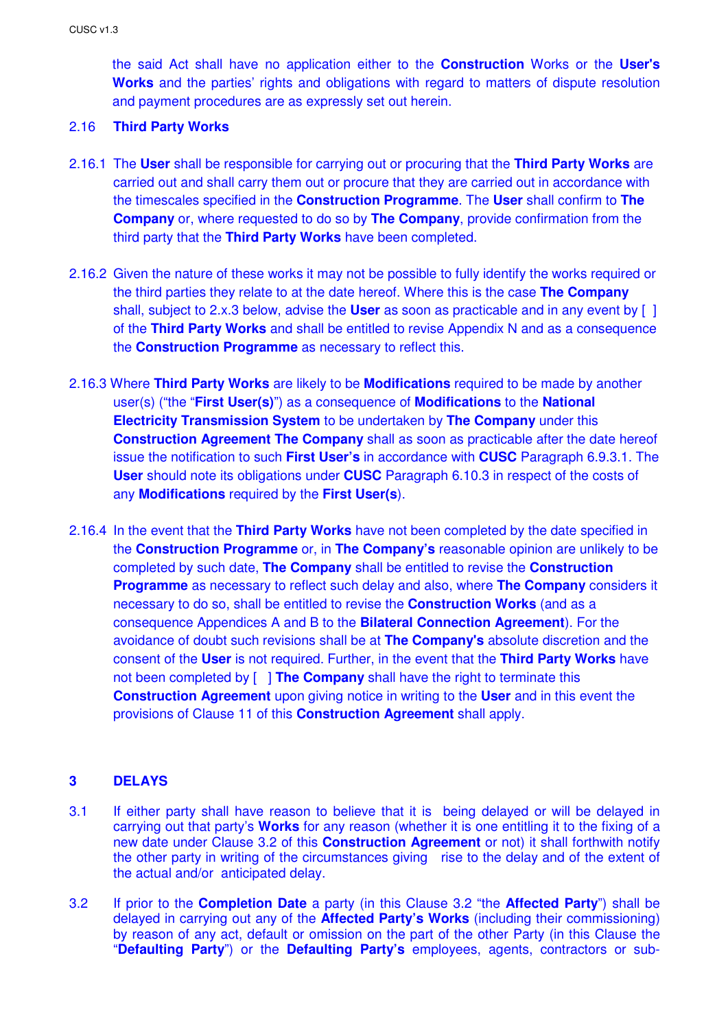the said Act shall have no application either to the **Construction** Works or the **User's Works** and the parties' rights and obligations with regard to matters of dispute resolution and payment procedures are as expressly set out herein.

2.16 **Third Party Works**

2.16.1 The **User** shall be responsible for carrying out or procuring that the **Third Party Works** are carried out and shall carry them out or procure that they are carried out in accordance with the timescales specified in the **Construction Programme**. The **User** shall confirm to **The Company** or, where requested to do so by **The Company**, provide confirmation from the third party that the **Third Party Works** have been completed.

2.16.2 Given the nature of these works it may not be possible to fully identify the works required or the third parties they relate to at the date hereof. Where this is the case **The Company** shall, subject to 2.x.3 below, advise the **User** as soon as practicable and in any event by [ ] of the **Third Party Works** and shall be entitled to revise Appendix N and as a consequence the **Construction Programme** as necessary to reflect this.

2.16.3 Where **Third Party Works** are likely to be **Modifications** required to be made by another user(s) ("the "**First User(s)**") as a consequence of **Modifications** to the **National Electricity Transmission System** to be undertaken by **The Company** under this **Construction Agreement The Company** shall as soon as practicable after the date hereof issue the notification to such **First User's** in accordance with **CUSC** Paragraph 6.9.3.1. The **User** should note its obligations under **CUSC** Paragraph 6.10.3 in respect of the costs of any **Modifications** required by the **First User(s)**.

2.16.4 In the event that the **Third Party Works** have not been completed by the date specified in the **Construction Programme** or, in **The Company's** reasonable opinion are unlikely to be completed by such date, **The Company** shall be entitled to revise the **Construction Programme** as necessary to reflect such delay and also, where **The Company** considers it necessary to do so, shall be entitled to revise the **Construction Works** (and as a consequence Appendices A and B to the **Bilateral Connection Agreement**). For the avoidance of doubt such revisions shall be at **The Company's** absolute discretion and the consent of the **User** is not required. Further, in the event that the **Third Party Works** have not been completed by [ ] **The Company** shall have the right to terminate this **Construction Agreement** upon giving notice in writing to the **User** and in this event the provisions of Clause 11 of this **Construction Agreement** shall apply.

## 3 DELAYS

3.1 If either party shall have reason to believe that it is being delayed or will be delayed in carrying out that party's **Works** for any reason (whether it is one entitling it to the fixing of a new date under Clause 3.2 of this **Construction Agreement** or not) it shall forthwith notify the other party in writing of the circumstances giving rise to the delay and of the extent of the actual and/or anticipated delay.

3.2 If prior to the **Completion Date** a party (in this Clause 3.2 "the **Affected Party**") shall be delayed in carrying out any of the **Affected Party's Works** (including their commissioning) by reason of any act, default or omission on the part of the other Party (in this Clause the "**Defaulting Party**") or the **Defaulting Party's** employees, agents, contractors or sub-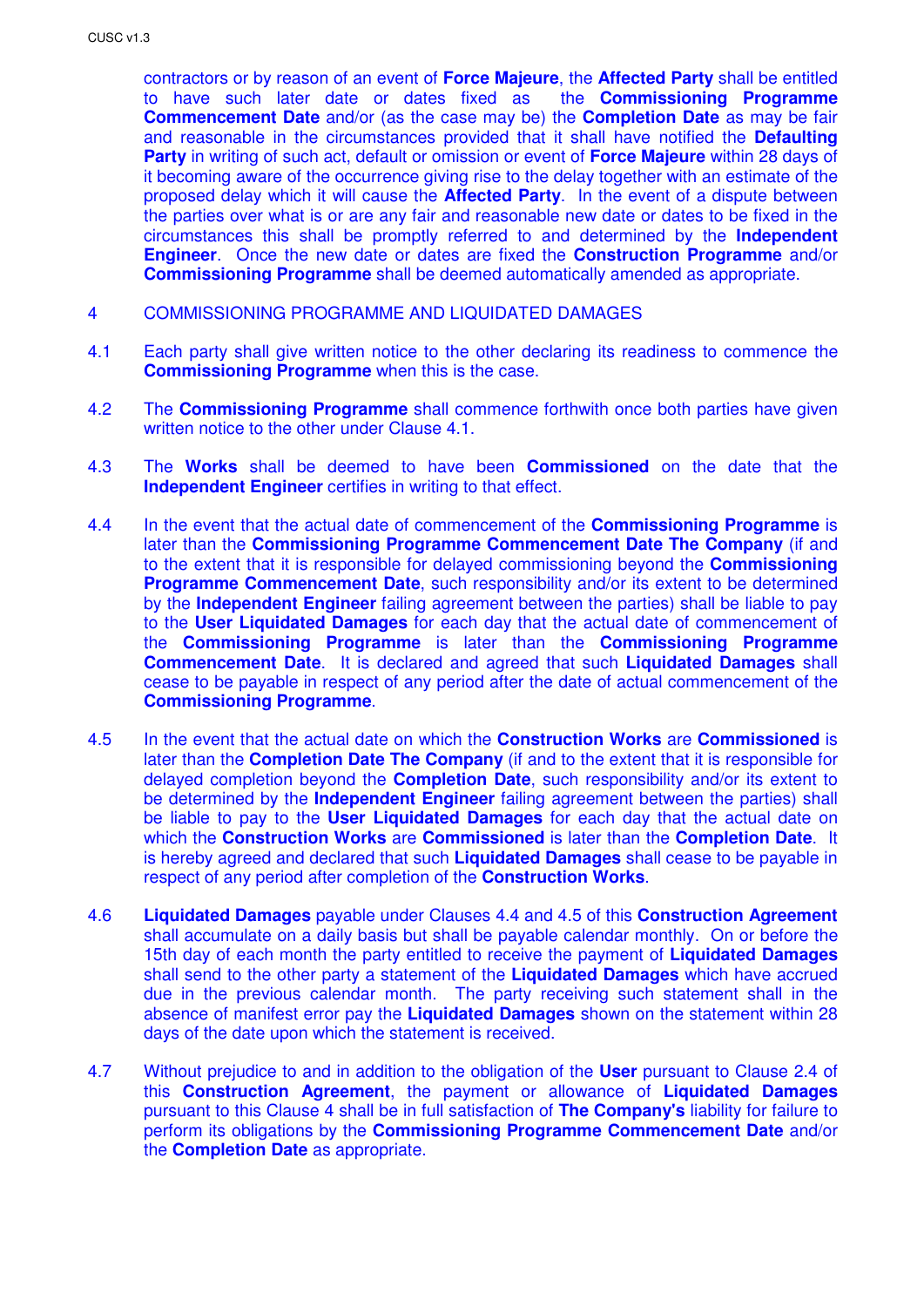contractors or by reason of an event of **Force Majeure**, the **Affected Party** shall be entitled to have such later date or dates fixed as the **Commissioning Programme Commencement Date** and/or (as the case may be) the **Completion Date** as may be fair and reasonable in the circumstances provided that it shall have notified the **Defaulting Party** in writing of such act, default or omission or event of **Force Majeure** within 28 days of it becoming aware of the occurrence giving rise to the delay together with an estimate of the proposed delay which it will cause the **Affected Party**. In the event of a dispute between the parties over what is or are any fair and reasonable new date or dates to be fixed in the circumstances this shall be promptly referred to and determined by the **Independent Engineer**. Once the new date or dates are fixed the **Construction Programme** and/or **Commissioning Programme** shall be deemed automatically amended as appropriate.

4 COMMISSIONING PROGRAMME AND LIQUIDATED DAMAGES

4.1 Each party shall give written notice to the other declaring its readiness to commence the **Commissioning Programme** when this is the case.

4.2 The **Commissioning Programme** shall commence forthwith once both parties have given written notice to the other under Clause 4.1.

4.3 The **Works** shall be deemed to have been **Commissioned** on the date that the **Independent Engineer** certifies in writing to that effect.

4.4 In the event that the actual date of commencement of the **Commissioning Programme** is later than the **Commissioning Programme Commencement Date The Company** (if and to the extent that it is responsible for delayed commissioning beyond the **Commissioning Programme Commencement Date**, such responsibility and/or its extent to be determined by the **Independent Engineer** failing agreement between the parties) shall be liable to pay to the **User Liquidated Damages** for each day that the actual date of commencement of the **Commissioning Programme** is later than the **Commissioning Programme Commencement Date**. It is declared and agreed that such **Liquidated Damages** shall cease to be payable in respect of any period after the date of actual commencement of the **Commissioning Programme**.

4.5 In the event that the actual date on which the **Construction Works** are **Commissioned** is later than the **Completion Date The Company** (if and to the extent that it is responsible for delayed completion beyond the **Completion Date**, such responsibility and/or its extent to be determined by the **Independent Engineer** failing agreement between the parties) shall be liable to pay to the **User Liquidated Damages** for each day that the actual date on which the **Construction Works** are **Commissioned** is later than the **Completion Date**. It is hereby agreed and declared that such **Liquidated Damages** shall cease to be payable in respect of any period after completion of the **Construction Works**.

4.6 **Liquidated Damages** payable under Clauses 4.4 and 4.5 of this **Construction Agreement** shall accumulate on a daily basis but shall be payable calendar monthly. On or before the 15th day of each month the party entitled to receive the payment of **Liquidated Damages** shall send to the other party a statement of the **Liquidated Damages** which have accrued due in the previous calendar month. The party receiving such statement shall in the absence of manifest error pay the **Liquidated Damages** shown on the statement within 28 days of the date upon which the statement is received.

4.7 Without prejudice to and in addition to the obligation of the **User** pursuant to Clause 2.4 of this **Construction Agreement**, the payment or allowance of **Liquidated Damages** pursuant to this Clause 4 shall be in full satisfaction of **The Company's** liability for failure to perform its obligations by the **Commissioning Programme Commencement Date** and/or the **Completion Date** as appropriate.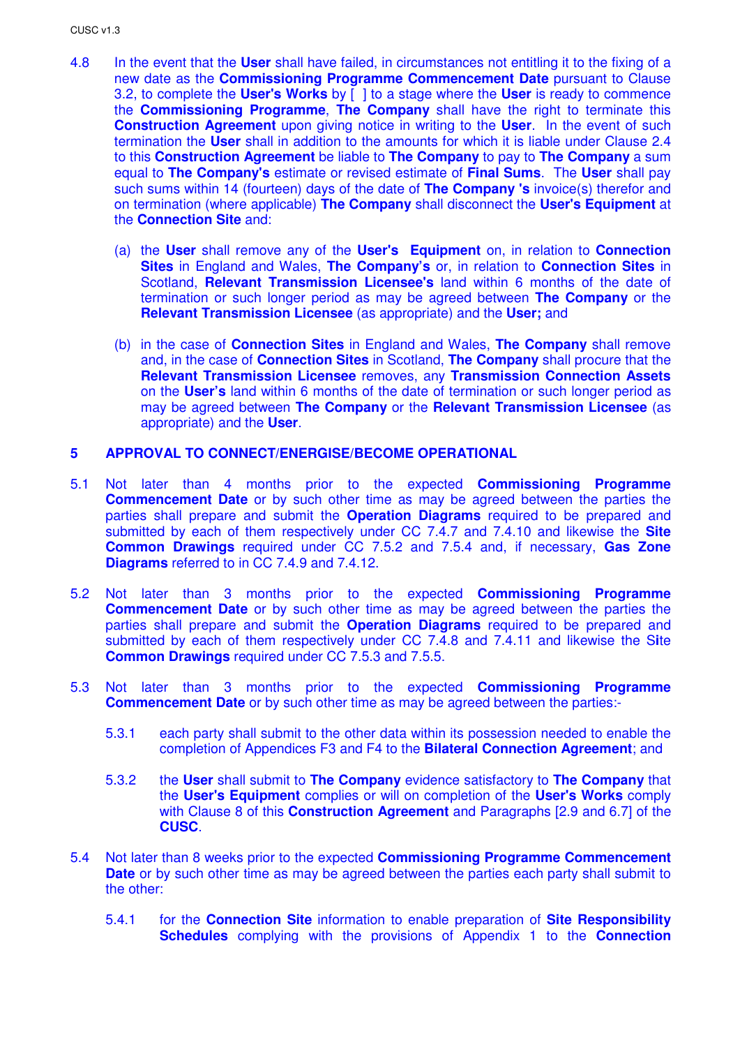4.8 In the event that the **User** shall have failed, in circumstances not entitling it to the fixing of a new date as the **Commissioning Programme Commencement Date** pursuant to Clause 3.2, to complete the **User's Works** by [ ] to a stage where the **User** is ready to commence the **Commissioning Programme**, **The Company** shall have the right to terminate this **Construction Agreement** upon giving notice in writing to the **User**. In the event of such termination the **User** shall in addition to the amounts for which it is liable under Clause 2.4 to this **Construction Agreement** be liable to **The Company** to pay to **The Company** a sum equal to **The Company's** estimate or revised estimate of **Final Sums**. The **User** shall pay such sums within 14 (fourteen) days of the date of **The Company 's** invoice(s) therefor and on termination (where applicable) **The Company** shall disconnect the **User's Equipment** at the **Connection Site** and:

(a) the **User** shall remove any of the **User's Equipment** on, in relation to **Connection Sites** in England and Wales, **The Company's** or, in relation to **Connection Sites** in Scotland, **Relevant Transmission Licensee's** land within 6 months of the date of termination or such longer period as may be agreed between **The Company** or the **Relevant Transmission Licensee** (as appropriate) and the **User;** and

(b) in the case of **Connection Sites** in England and Wales, **The Company** shall remove and, in the case of **Connection Sites** in Scotland, **The Company** shall procure that the **Relevant Transmission Licensee** removes, any **Transmission Connection Assets** on the **User's** land within 6 months of the date of termination or such longer period as may be agreed between **The Company** or the **Relevant Transmission Licensee** (as appropriate) and the **User**.

## 5 APPROVAL TO CONNECT/ENERGISE/BECOME OPERATIONAL

5.1 Not later than 4 months prior to the expected **Commissioning Programme Commencement Date** or by such other time as may be agreed between the parties the parties shall prepare and submit the **Operation Diagrams** required to be prepared and submitted by each of them respectively under CC 7.4.7 and 7.4.10 and likewise the **Site Common Drawings** required under CC 7.5.2 and 7.5.4 and, if necessary, **Gas Zone Diagrams** referred to in CC 7.4.9 and 7.4.12.

5.2 Not later than 3 months prior to the expected **Commissioning Programme Commencement Date** or by such other time as may be agreed between the parties the parties shall prepare and submit the **Operation Diagrams** required to be prepared and submitted by each of them respectively under CC 7.4.8 and 7.4.11 and likewise the Site **Common Drawings** required under CC 7.5.3 and 7.5.5.

5.3 Not later than 3 months prior to the expected **Commissioning Programme Commencement Date** or by such other time as may be agreed between the parties:-

5.3.1 each party shall submit to the other data within its possession needed to enable the completion of Appendices F3 and F4 to the **Bilateral Connection Agreement**; and

5.3.2 the **User** shall submit to **The Company** evidence satisfactory to **The Company** that the **User's Equipment** complies or will on completion of the **User's Works** comply with Clause 8 of this **Construction Agreement** and Paragraphs [2.9 and 6.7] of the **CUSC**.

5.4 Not later than 8 weeks prior to the expected **Commissioning Programme Commencement Date** or by such other time as may be agreed between the parties each party shall submit to the other:

5.4.1 for the **Connection Site** information to enable preparation of **Site Responsibility Schedules** complying with the provisions of Appendix 1 to the **Connection**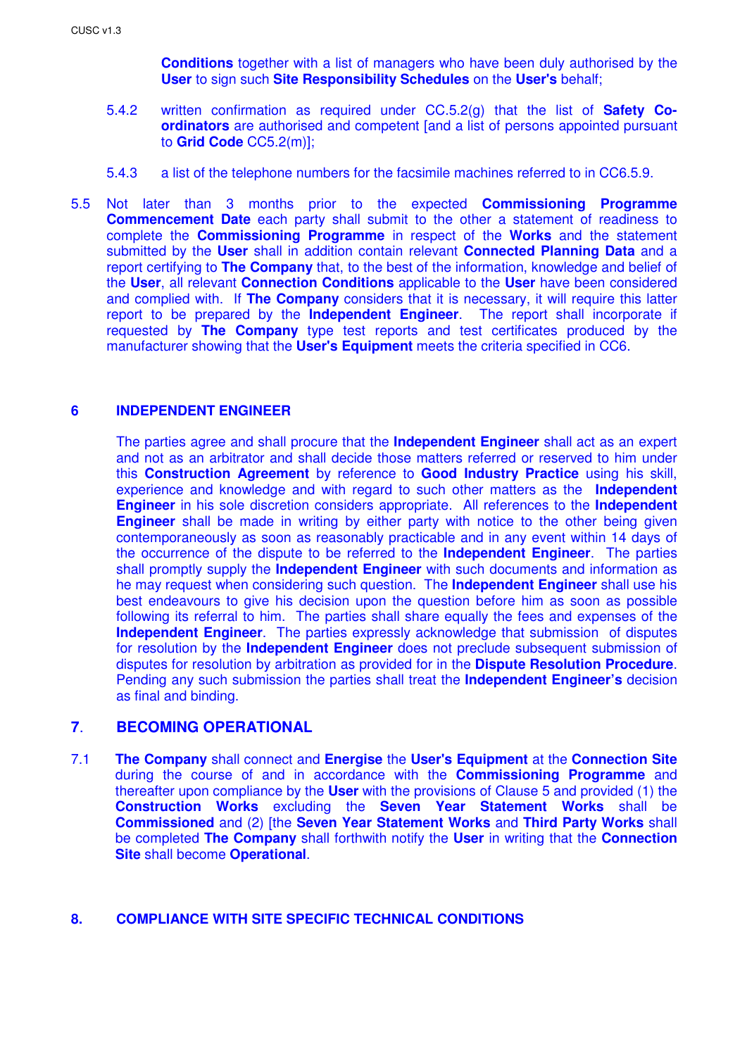**Conditions** together with a list of managers who have been duly authorised by the **User** to sign such **Site Responsibility Schedules** on the **User's** behalf;

5.4.2 written confirmation as required under CC.5.2(g) that the list of **Safety Co-ordinators** are authorised and competent [and a list of persons appointed pursuant to **Grid Code** CC5.2(m)];

5.4.3 a list of the telephone numbers for the facsimile machines referred to in CC6.5.9.

5.5 Not later than 3 months prior to the expected **Commissioning Programme Commencement Date** each party shall submit to the other a statement of readiness to complete the **Commissioning Programme** in respect of the **Works** and the statement submitted by the **User** shall in addition contain relevant **Connected Planning Data** and a report certifying to **The Company** that, to the best of the information, knowledge and belief of the **User**, all relevant **Connection Conditions** applicable to the **User** have been considered and complied with. If **The Company** considers that it is necessary, it will require this latter report to be prepared by the **Independent Engineer**. The report shall incorporate if requested by **The Company** type test reports and test certificates produced by the manufacturer showing that the **User's Equipment** meets the criteria specified in CC6.

## 6 INDEPENDENT ENGINEER

The parties agree and shall procure that the **Independent Engineer** shall act as an expert and not as an arbitrator and shall decide those matters referred or reserved to him under this **Construction Agreement** by reference to **Good Industry Practice** using his skill, experience and knowledge and with regard to such other matters as the **Independent Engineer** in his sole discretion considers appropriate. All references to the **Independent Engineer** shall be made in writing by either party with notice to the other being given contemporaneously as soon as reasonably practicable and in any event within 14 days of the occurrence of the dispute to be referred to the **Independent Engineer**. The parties shall promptly supply the **Independent Engineer** with such documents and information as he may request when considering such question. The **Independent Engineer** shall use his best endeavours to give his decision upon the question before him as soon as possible following its referral to him. The parties shall share equally the fees and expenses of the **Independent Engineer**. The parties expressly acknowledge that submission of disputes for resolution by the **Independent Engineer** does not preclude subsequent submission of disputes for resolution by arbitration as provided for in the **Dispute Resolution Procedure**. Pending any such submission the parties shall treat the **Independent Engineer's** decision as final and binding.

## 7. BECOMING OPERATIONAL

7.1 **The Company** shall connect and **Energise** the **User's Equipment** at the **Connection Site** during the course of and in accordance with the **Commissioning Programme** and thereafter upon compliance by the **User** with the provisions of Clause 5 and provided (1) the **Construction Works** excluding the **Seven Year Statement Works** shall be **Commissioned** and (2) [the **Seven Year Statement Works** and **Third Party Works** shall be completed **The Company** shall forthwith notify the **User** in writing that the **Connection Site** shall become **Operational**.

## 8. COMPLIANCE WITH SITE SPECIFIC TECHNICAL CONDITIONS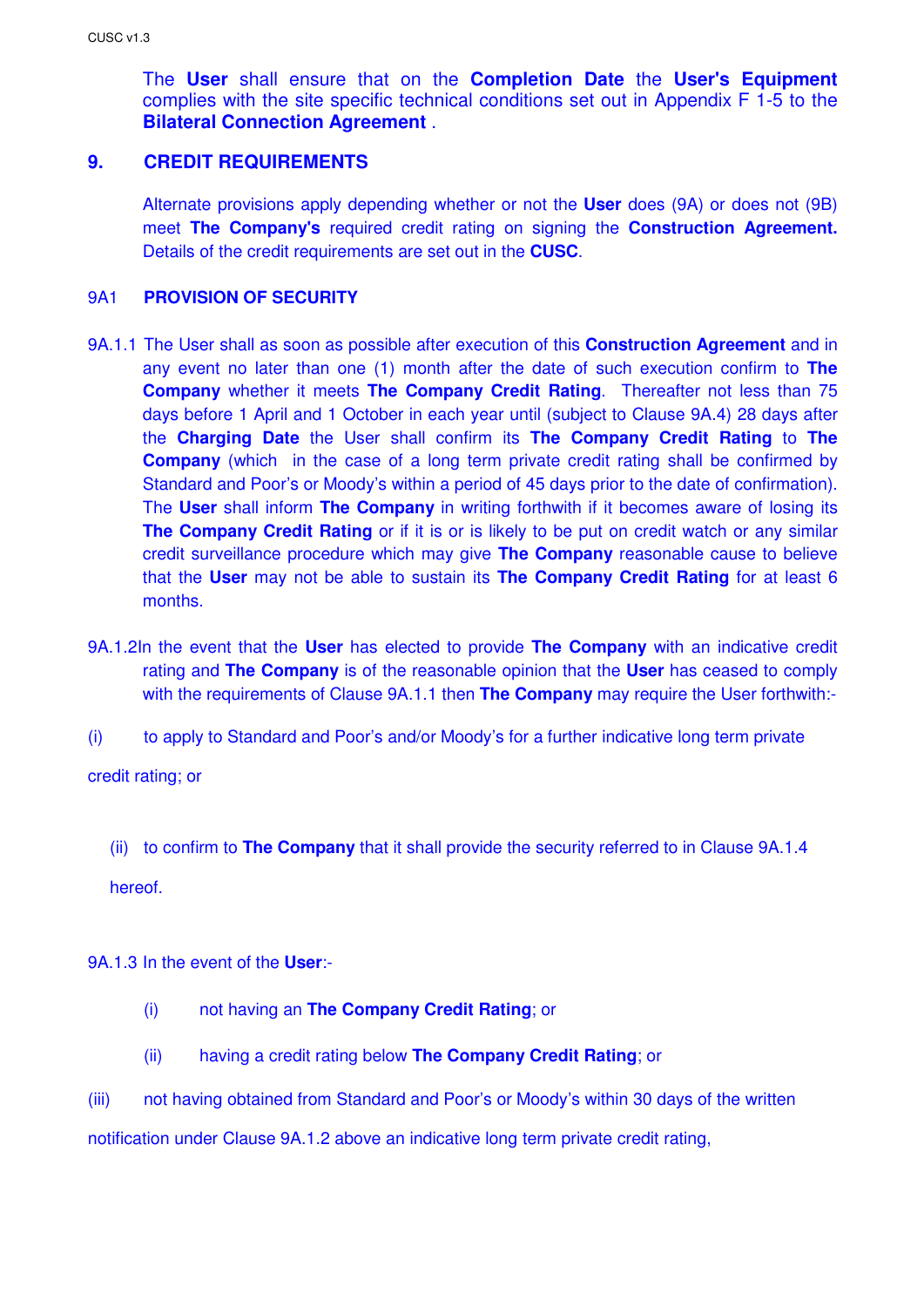The **User** shall ensure that on the **Completion Date** the **User's Equipment** complies with the site specific technical conditions set out in Appendix F 1-5 to the **Bilateral Connection Agreement** .

## 9. CREDIT REQUIREMENTS

Alternate provisions apply depending whether or not the **User** does (9A) or does not (9B) meet **The Company's** required credit rating on signing the **Construction Agreement.** Details of the credit requirements are set out in the **CUSC**.

### 9A1 PROVISION OF SECURITY

9A.1.1 The User shall as soon as possible after execution of this **Construction Agreement** and in any event no later than one (1) month after the date of such execution confirm to **The Company** whether it meets **The Company Credit Rating**. Thereafter not less than 75 days before 1 April and 1 October in each year until (subject to Clause 9A.4) 28 days after the **Charging Date** the User shall confirm its **The Company Credit Rating** to **The Company** (which in the case of a long term private credit rating shall be confirmed by Standard and Poor's or Moody's within a period of 45 days prior to the date of confirmation). The **User** shall inform **The Company** in writing forthwith if it becomes aware of losing its **The Company Credit Rating** or if it is or is likely to be put on credit watch or any similar credit surveillance procedure which may give **The Company** reasonable cause to believe that the **User** may not be able to sustain its **The Company Credit Rating** for at least 6 months.

9A.1.2In the event that the **User** has elected to provide **The Company** with an indicative credit rating and **The Company** is of the reasonable opinion that the **User** has ceased to comply with the requirements of Clause 9A.1.1 then **The Company** may require the User forthwith:-

(i) to apply to Standard and Poor's and/or Moody's for a further indicative long term private credit rating; or

(ii) to confirm to **The Company** that it shall provide the security referred to in Clause 9A.1.4 hereof.

9A.1.3 In the event of the **User**:-

(i) not having an **The Company Credit Rating**; or

(ii) having a credit rating below **The Company Credit Rating**; or

(iii) not having obtained from Standard and Poor's or Moody's within 30 days of the written notification under Clause 9A.1.2 above an indicative long term private credit rating,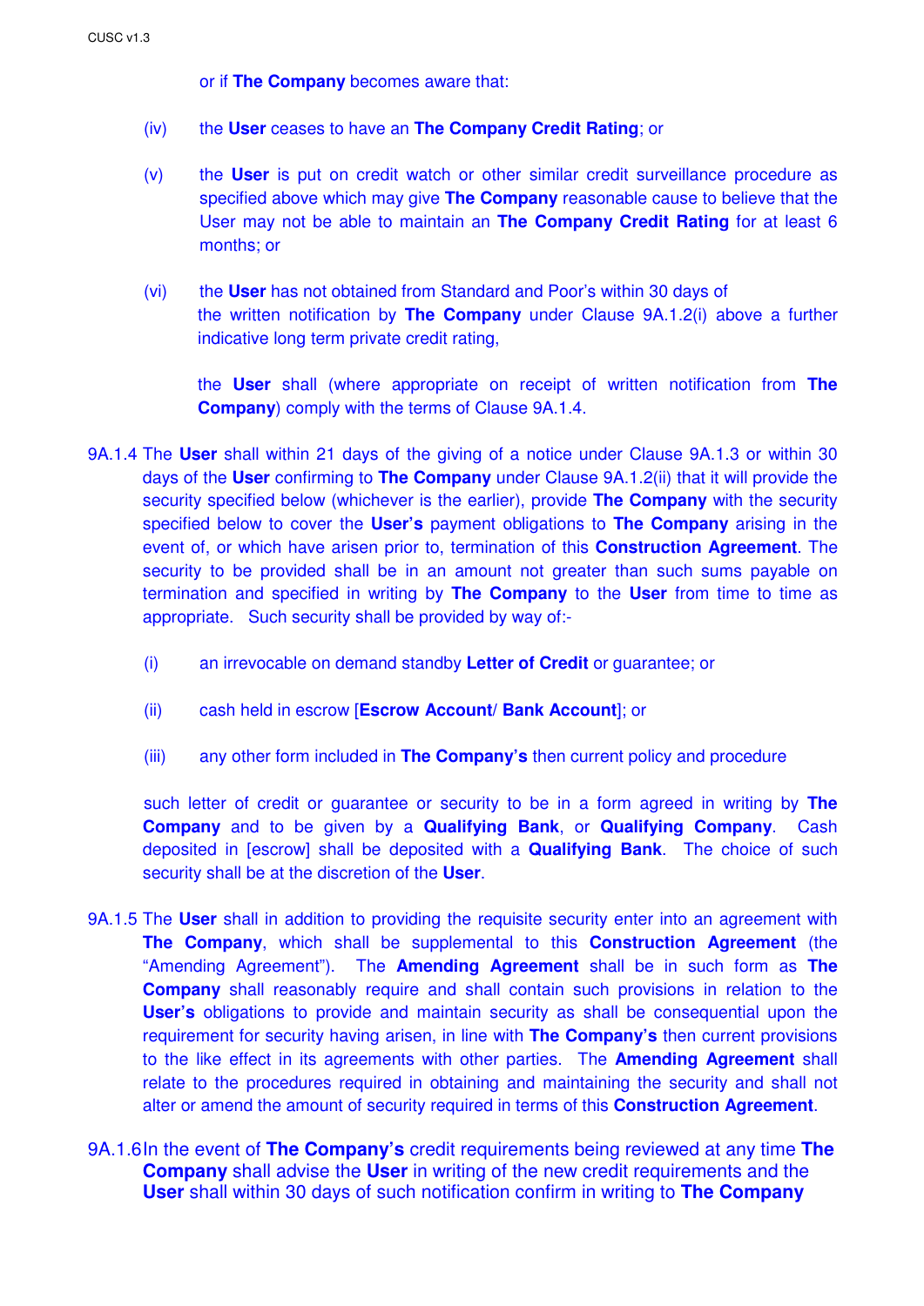or if **The Company** becomes aware that:

(iv) the **User** ceases to have an **The Company Credit Rating**; or

(v) the **User** is put on credit watch or other similar credit surveillance procedure as specified above which may give **The Company** reasonable cause to believe that the User may not be able to maintain an **The Company Credit Rating** for at least 6 months; or

(vi) the **User** has not obtained from Standard and Poor's within 30 days of the written notification by **The Company** under Clause 9A.1.2(i) above a further indicative long term private credit rating,

the **User** shall (where appropriate on receipt of written notification from **The Company**) comply with the terms of Clause 9A.1.4.

9A.1.4 The **User** shall within 21 days of the giving of a notice under Clause 9A.1.3 or within 30 days of the **User** confirming to **The Company** under Clause 9A.1.2(ii) that it will provide the security specified below (whichever is the earlier), provide **The Company** with the security specified below to cover the **User's** payment obligations to **The Company** arising in the event of, or which have arisen prior to, termination of this **Construction Agreement**. The security to be provided shall be in an amount not greater than such sums payable on termination and specified in writing by **The Company** to the **User** from time to time as appropriate. Such security shall be provided by way of:-

(i) an irrevocable on demand standby **Letter of Credit** or guarantee; or

(ii) cash held in escrow [**Escrow Account**/ **Bank Account**]; or

(iii) any other form included in **The Company's** then current policy and procedure

such letter of credit or guarantee or security to be in a form agreed in writing by **The Company** and to be given by a **Qualifying Bank**, or **Qualifying Company**. Cash deposited in [escrow] shall be deposited with a **Qualifying Bank**. The choice of such security shall be at the discretion of the **User**.

9A.1.5 The **User** shall in addition to providing the requisite security enter into an agreement with **The Company**, which shall be supplemental to this **Construction Agreement** (the "Amending Agreement"). The **Amending Agreement** shall be in such form as **The Company** shall reasonably require and shall contain such provisions in relation to the **User's** obligations to provide and maintain security as shall be consequential upon the requirement for security having arisen, in line with **The Company's** then current provisions to the like effect in its agreements with other parties. The **Amending Agreement** shall relate to the procedures required in obtaining and maintaining the security and shall not alter or amend the amount of security required in terms of this **Construction Agreement**.

9A.1.6 In the event of **The Company's** credit requirements being reviewed at any time **The Company** shall advise the **User** in writing of the new credit requirements and the **User** shall within 30 days of such notification confirm in writing to **The Company**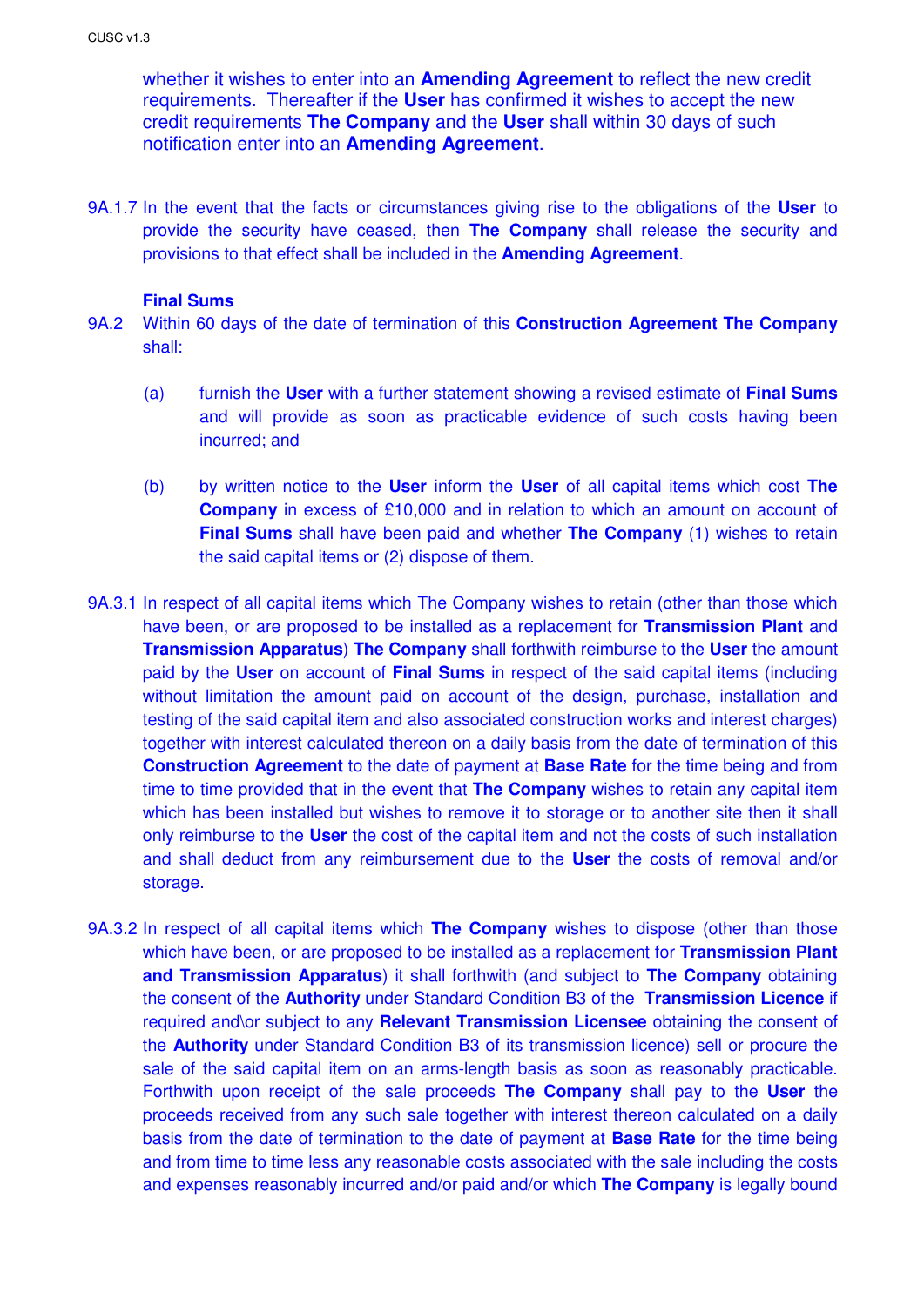whether it wishes to enter into an **Amending Agreement** to reflect the new credit requirements. Thereafter if the **User** has confirmed it wishes to accept the new credit requirements **The Company** and the **User** shall within 30 days of such notification enter into an **Amending Agreement**.

9A.1.7 In the event that the facts or circumstances giving rise to the obligations of the **User** to provide the security have ceased, then **The Company** shall release the security and provisions to that effect shall be included in the **Amending Agreement**.

**Final Sums**

9A.2 Within 60 days of the date of termination of this **Construction Agreement The Company** shall:

(a) furnish the **User** with a further statement showing a revised estimate of **Final Sums** and will provide as soon as practicable evidence of such costs having been incurred; and

(b) by written notice to the **User** inform the **User** of all capital items which cost **The Company** in excess of £10,000 and in relation to which an amount on account of **Final Sums** shall have been paid and whether **The Company** (1) wishes to retain the said capital items or (2) dispose of them.

9A.3.1 In respect of all capital items which The Company wishes to retain (other than those which have been, or are proposed to be installed as a replacement for **Transmission Plant** and **Transmission Apparatus**) **The Company** shall forthwith reimburse to the **User** the amount paid by the **User** on account of **Final Sums** in respect of the said capital items (including without limitation the amount paid on account of the design, purchase, installation and testing of the said capital item and also associated construction works and interest charges) together with interest calculated thereon on a daily basis from the date of termination of this **Construction Agreement** to the date of payment at **Base Rate** for the time being and from time to time provided that in the event that **The Company** wishes to retain any capital item which has been installed but wishes to remove it to storage or to another site then it shall only reimburse to the **User** the cost of the capital item and not the costs of such installation and shall deduct from any reimbursement due to the **User** the costs of removal and/or storage.

9A.3.2 In respect of all capital items which **The Company** wishes to dispose (other than those which have been, or are proposed to be installed as a replacement for **Transmission Plant and Transmission Apparatus**) it shall forthwith (and subject to **The Company** obtaining the consent of the **Authority** under Standard Condition B3 of the **Transmission Licence** if required and\or subject to any **Relevant Transmission Licensee** obtaining the consent of the **Authority** under Standard Condition B3 of its transmission licence) sell or procure the sale of the said capital item on an arms-length basis as soon as reasonably practicable. Forthwith upon receipt of the sale proceeds **The Company** shall pay to the **User** the proceeds received from any such sale together with interest thereon calculated on a daily basis from the date of termination to the date of payment at **Base Rate** for the time being and from time to time less any reasonable costs associated with the sale including the costs and expenses reasonably incurred and/or paid and/or which **The Company** is legally bound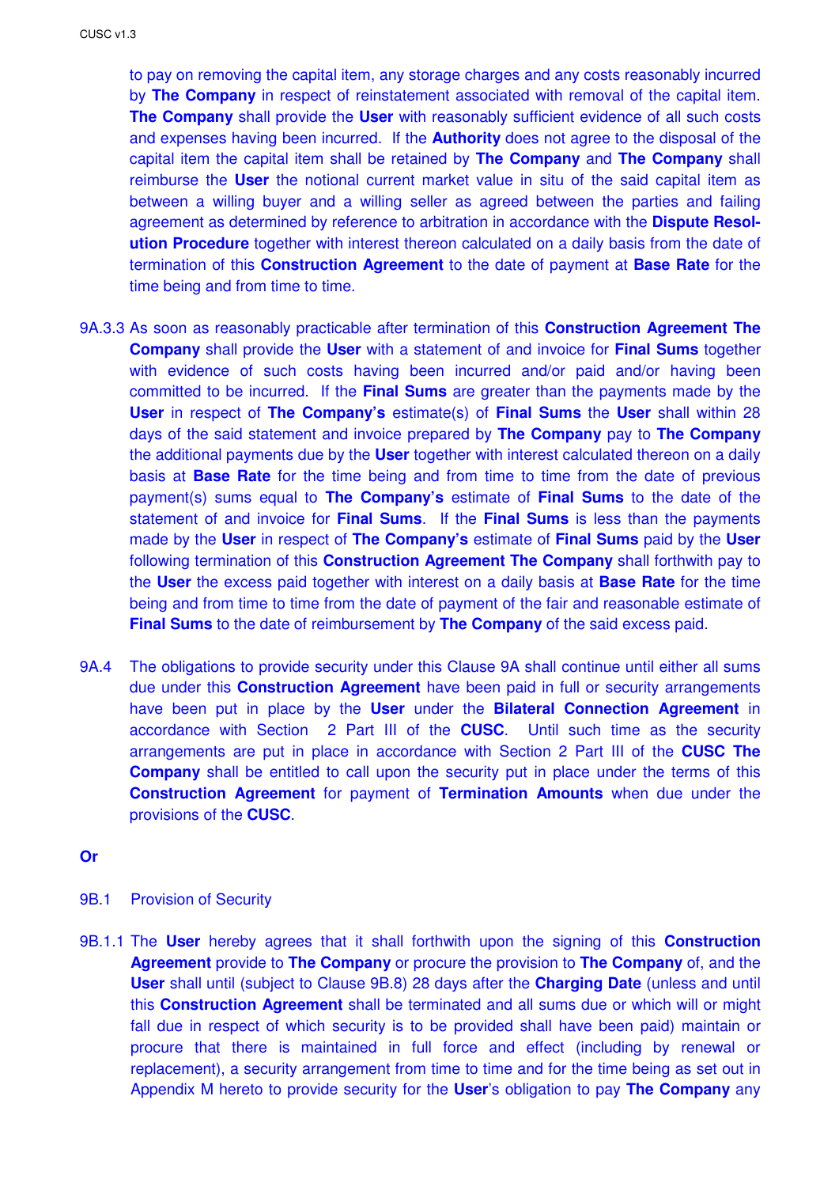to pay on removing the capital item, any storage charges and any costs reasonably incurred by **The Company** in respect of reinstatement associated with removal of the capital item. **The Company** shall provide the **User** with reasonably sufficient evidence of all such costs and expenses having been incurred. If the **Authority** does not agree to the disposal of the capital item the capital item shall be retained by **The Company** and **The Company** shall reimburse the **User** the notional current market value in situ of the said capital item as between a willing buyer and a willing seller as agreed between the parties and failing agreement as determined by reference to arbitration in accordance with the **Dispute Resolution Procedure** together with interest thereon calculated on a daily basis from the date of termination of this **Construction Agreement** to the date of payment at **Base Rate** for the time being and from time to time.

9A.3.3 As soon as reasonably practicable after termination of this **Construction Agreement The Company** shall provide the **User** with a statement of and invoice for **Final Sums** together with evidence of such costs having been incurred and/or paid and/or having been committed to be incurred. If the **Final Sums** are greater than the payments made by the **User** in respect of **The Company's** estimate(s) of **Final Sums** the **User** shall within 28 days of the said statement and invoice prepared by **The Company** pay to **The Company** the additional payments due by the **User** together with interest calculated thereon on a daily basis at **Base Rate** for the time being and from time to time from the date of previous payment(s) sums equal to **The Company's** estimate of **Final Sums** to the date of the statement of and invoice for **Final Sums**. If the **Final Sums** is less than the payments made by the **User** in respect of **The Company's** estimate of **Final Sums** paid by the **User** following termination of this **Construction Agreement The Company** shall forthwith pay to the **User** the excess paid together with interest on a daily basis at **Base Rate** for the time being and from time to time from the date of payment of the fair and reasonable estimate of **Final Sums** to the date of reimbursement by **The Company** of the said excess paid.

9A.4 The obligations to provide security under this Clause 9A shall continue until either all sums due under this **Construction Agreement** have been paid in full or security arrangements have been put in place by the **User** under the **Bilateral Connection Agreement** in accordance with Section 2 Part III of the **CUSC**. Until such time as the security arrangements are put in place in accordance with Section 2 Part III of the **CUSC The Company** shall be entitled to call upon the security put in place under the terms of this **Construction Agreement** for payment of **Termination Amounts** when due under the provisions of the **CUSC**.

**Or**

9B.1 Provision of Security

9B.1.1 The **User** hereby agrees that it shall forthwith upon the signing of this **Construction Agreement** provide to **The Company** or procure the provision to **The Company** of, and the **User** shall until (subject to Clause 9B.8) 28 days after the **Charging Date** (unless and until this **Construction Agreement** shall be terminated and all sums due or which will or might fall due in respect of which security is to be provided shall have been paid) maintain or procure that there is maintained in full force and effect (including by renewal or replacement), a security arrangement from time to time and for the time being as set out in Appendix M hereto to provide security for the **User**'s obligation to pay **The Company** any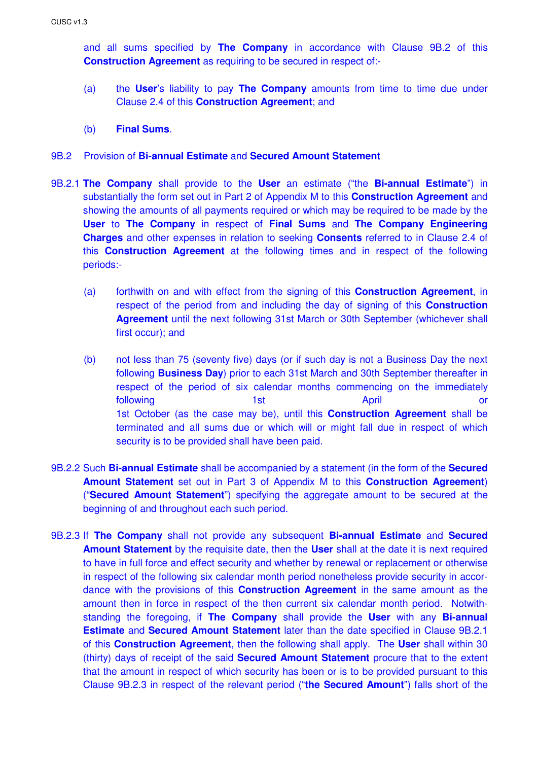and all sums specified by **The Company** in accordance with Clause 9B.2 of this **Construction Agreement** as requiring to be secured in respect of:-

(a) the **User**'s liability to pay **The Company** amounts from time to time due under Clause 2.4 of this **Construction Agreement**; and

(b) **Final Sums**.

9B.2 Provision of **Bi-annual Estimate** and **Secured Amount Statement**

9B.2.1 **The Company** shall provide to the **User** an estimate ("the **Bi-annual Estimate**") in substantially the form set out in Part 2 of Appendix M to this **Construction Agreement** and showing the amounts of all payments required or which may be required to be made by the **User** to **The Company** in respect of **Final Sums** and **The Company Engineering Charges** and other expenses in relation to seeking **Consents** referred to in Clause 2.4 of this **Construction Agreement** at the following times and in respect of the following periods:-

(a) forthwith on and with effect from the signing of this **Construction Agreement**, in respect of the period from and including the day of signing of this **Construction Agreement** until the next following 31st March or 30th September (whichever shall first occur); and

(b) not less than 75 (seventy five) days (or if such day is not a Business Day the next following **Business Day**) prior to each 31st March and 30th September thereafter in respect of the period of six calendar months commencing on the immediately following 1st April or 1st October (as the case may be), until this **Construction Agreement** shall be terminated and all sums due or which will or might fall due in respect of which security is to be provided shall have been paid.

9B.2.2 Such **Bi-annual Estimate** shall be accompanied by a statement (in the form of the **Secured Amount Statement** set out in Part 3 of Appendix M to this **Construction Agreement**) ("**Secured Amount Statement**") specifying the aggregate amount to be secured at the beginning of and throughout each such period.

9B.2.3 If **The Company** shall not provide any subsequent **Bi-annual Estimate** and **Secured Amount Statement** by the requisite date, then the **User** shall at the date it is next required to have in full force and effect security and whether by renewal or replacement or otherwise in respect of the following six calendar month period nonetheless provide security in accordance with the provisions of this **Construction Agreement** in the same amount as the amount then in force in respect of the then current six calendar month period. Notwithstanding the foregoing, if **The Company** shall provide the **User** with any **Bi-annual Estimate** and **Secured Amount Statement** later than the date specified in Clause 9B.2.1 of this **Construction Agreement**, then the following shall apply. The **User** shall within 30 (thirty) days of receipt of the said **Secured Amount Statement** procure that to the extent that the amount in respect of which security has been or is to be provided pursuant to this Clause 9B.2.3 in respect of the relevant period ("**the Secured Amount**") falls short of the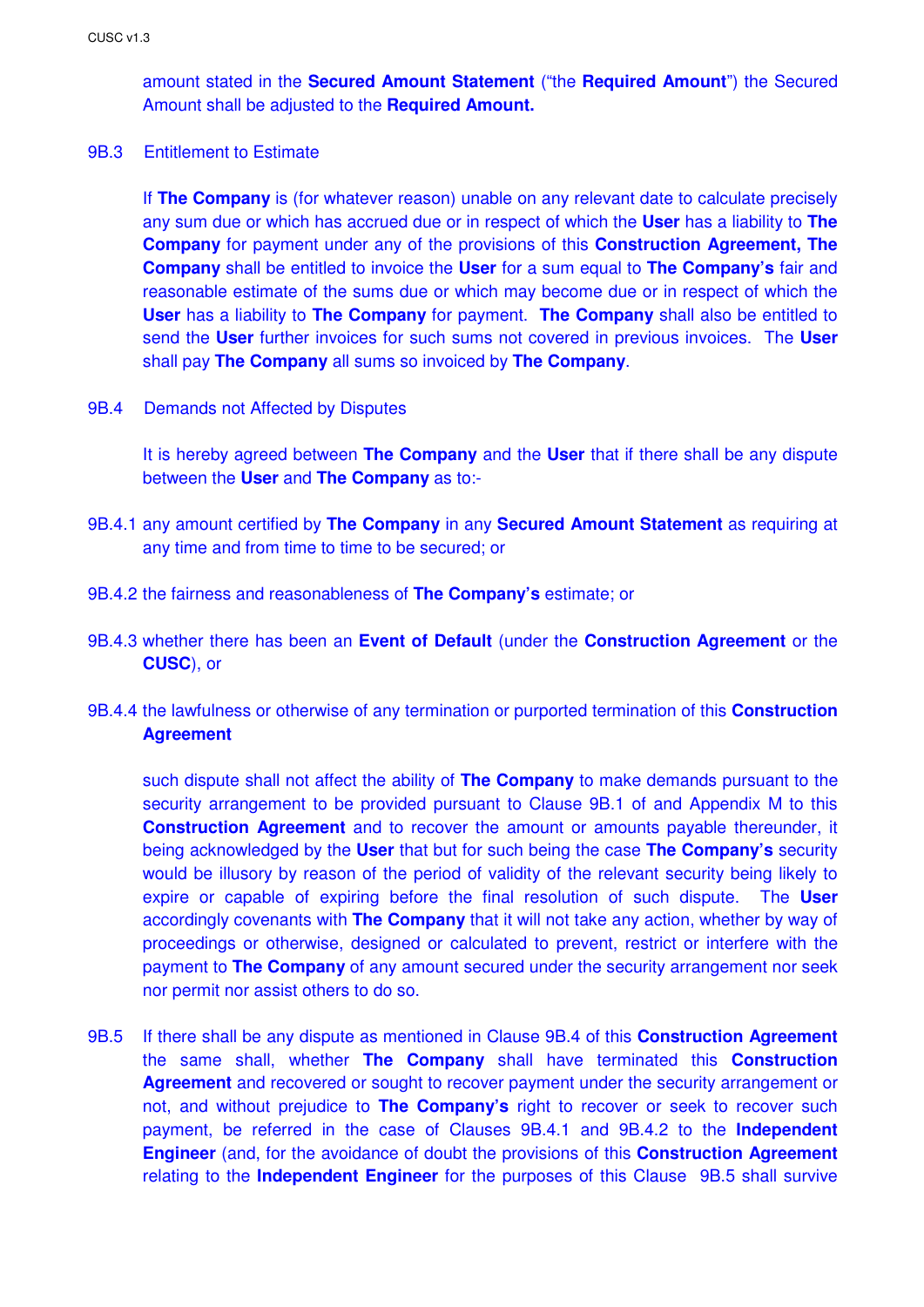amount stated in the **Secured Amount Statement** ("the **Required Amount**") the Secured Amount shall be adjusted to the **Required Amount.**

9B.3 Entitlement to Estimate

If **The Company** is (for whatever reason) unable on any relevant date to calculate precisely any sum due or which has accrued due or in respect of which the **User** has a liability to **The Company** for payment under any of the provisions of this **Construction Agreement, The Company** shall be entitled to invoice the **User** for a sum equal to **The Company's** fair and reasonable estimate of the sums due or which may become due or in respect of which the **User** has a liability to **The Company** for payment. **The Company** shall also be entitled to send the **User** further invoices for such sums not covered in previous invoices. The **User** shall pay **The Company** all sums so invoiced by **The Company**.

9B.4 Demands not Affected by Disputes

It is hereby agreed between **The Company** and the **User** that if there shall be any dispute between the **User** and **The Company** as to:-

9B.4.1 any amount certified by **The Company** in any **Secured Amount Statement** as requiring at any time and from time to time to be secured; or

9B.4.2 the fairness and reasonableness of **The Company's** estimate; or

9B.4.3 whether there has been an **Event of Default** (under the **Construction Agreement** or the **CUSC**), or

9B.4.4 the lawfulness or otherwise of any termination or purported termination of this **Construction Agreement**

such dispute shall not affect the ability of **The Company** to make demands pursuant to the security arrangement to be provided pursuant to Clause 9B.1 of and Appendix M to this **Construction Agreement** and to recover the amount or amounts payable thereunder, it being acknowledged by the **User** that but for such being the case **The Company's** security would be illusory by reason of the period of validity of the relevant security being likely to expire or capable of expiring before the final resolution of such dispute. The **User** accordingly covenants with **The Company** that it will not take any action, whether by way of proceedings or otherwise, designed or calculated to prevent, restrict or interfere with the payment to **The Company** of any amount secured under the security arrangement nor seek nor permit nor assist others to do so.

9B.5 If there shall be any dispute as mentioned in Clause 9B.4 of this **Construction Agreement** the same shall, whether **The Company** shall have terminated this **Construction Agreement** and recovered or sought to recover payment under the security arrangement or not, and without prejudice to **The Company's** right to recover or seek to recover such payment, be referred in the case of Clauses 9B.4.1 and 9B.4.2 to the **Independent Engineer** (and, for the avoidance of doubt the provisions of this **Construction Agreement** relating to the **Independent Engineer** for the purposes of this Clause 9B.5 shall survive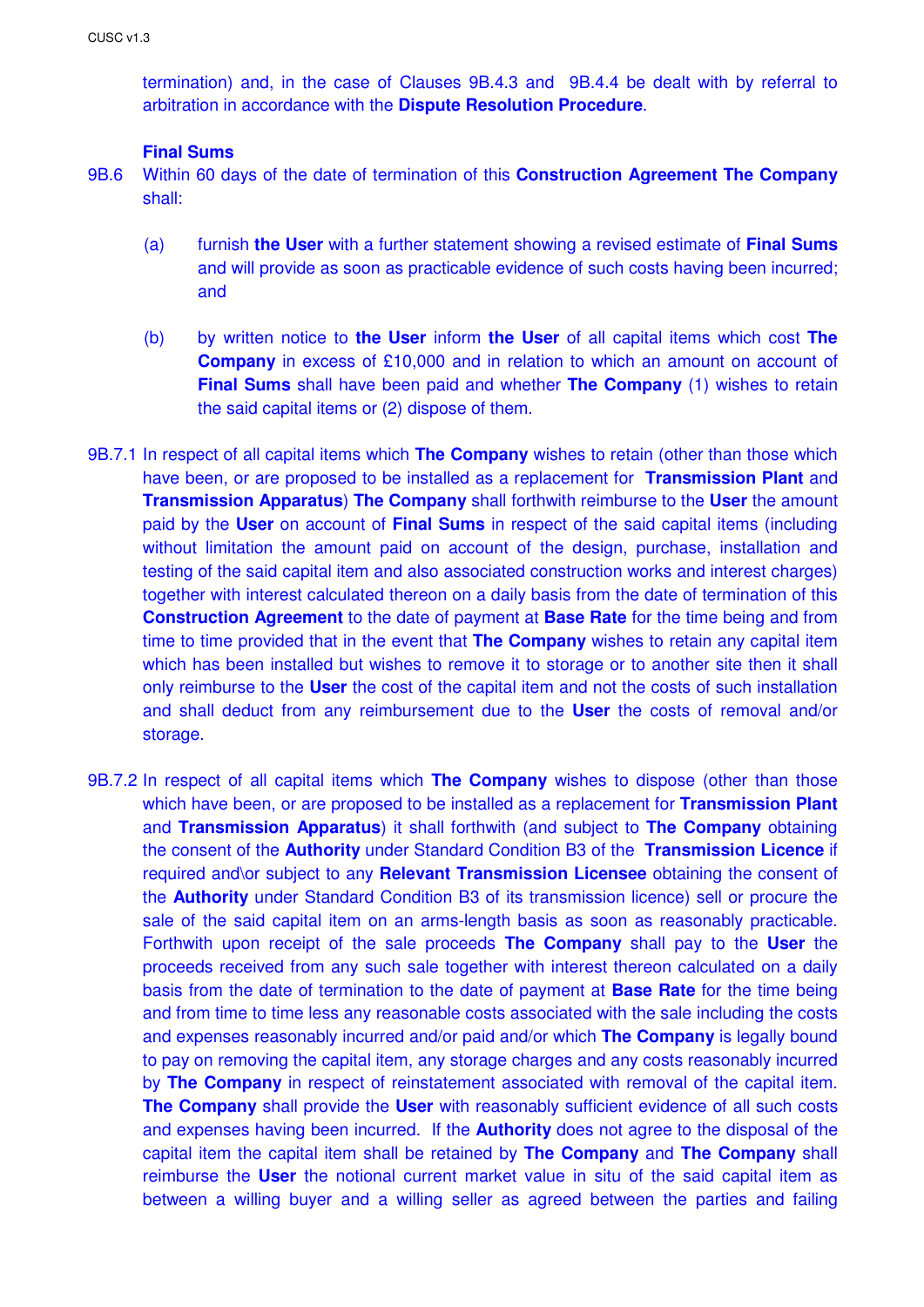termination) and, in the case of Clauses 9B.4.3 and 9B.4.4 be dealt with by referral to arbitration in accordance with the **Dispute Resolution Procedure**.

**Final Sums**

9B.6 Within 60 days of the date of termination of this **Construction Agreement The Company** shall:

(a) furnish **the User** with a further statement showing a revised estimate of **Final Sums** and will provide as soon as practicable evidence of such costs having been incurred; and

(b) by written notice to **the User** inform **the User** of all capital items which cost **The Company** in excess of £10,000 and in relation to which an amount on account of **Final Sums** shall have been paid and whether **The Company** (1) wishes to retain the said capital items or (2) dispose of them.

9B.7.1 In respect of all capital items which **The Company** wishes to retain (other than those which have been, or are proposed to be installed as a replacement for **Transmission Plant** and **Transmission Apparatus**) **The Company** shall forthwith reimburse to the **User** the amount paid by the **User** on account of **Final Sums** in respect of the said capital items (including without limitation the amount paid on account of the design, purchase, installation and testing of the said capital item and also associated construction works and interest charges) together with interest calculated thereon on a daily basis from the date of termination of this **Construction Agreement** to the date of payment at **Base Rate** for the time being and from time to time provided that in the event that **The Company** wishes to retain any capital item which has been installed but wishes to remove it to storage or to another site then it shall only reimburse to the **User** the cost of the capital item and not the costs of such installation and shall deduct from any reimbursement due to the **User** the costs of removal and/or storage.

9B.7.2 In respect of all capital items which **The Company** wishes to dispose (other than those which have been, or are proposed to be installed as a replacement for **Transmission Plant** and **Transmission Apparatus**) it shall forthwith (and subject to **The Company** obtaining the consent of the **Authority** under Standard Condition B3 of the **Transmission Licence** if required and\or subject to any **Relevant Transmission Licensee** obtaining the consent of the **Authority** under Standard Condition B3 of its transmission licence) sell or procure the sale of the said capital item on an arms-length basis as soon as reasonably practicable. Forthwith upon receipt of the sale proceeds **The Company** shall pay to the **User** the proceeds received from any such sale together with interest thereon calculated on a daily basis from the date of termination to the date of payment at **Base Rate** for the time being and from time to time less any reasonable costs associated with the sale including the costs and expenses reasonably incurred and/or paid and/or which **The Company** is legally bound to pay on removing the capital item, any storage charges and any costs reasonably incurred by **The Company** in respect of reinstatement associated with removal of the capital item. **The Company** shall provide the **User** with reasonably sufficient evidence of all such costs and expenses having been incurred. If the **Authority** does not agree to the disposal of the capital item the capital item shall be retained by **The Company** and **The Company** shall reimburse the **User** the notional current market value in situ of the said capital item as between a willing buyer and a willing seller as agreed between the parties and failing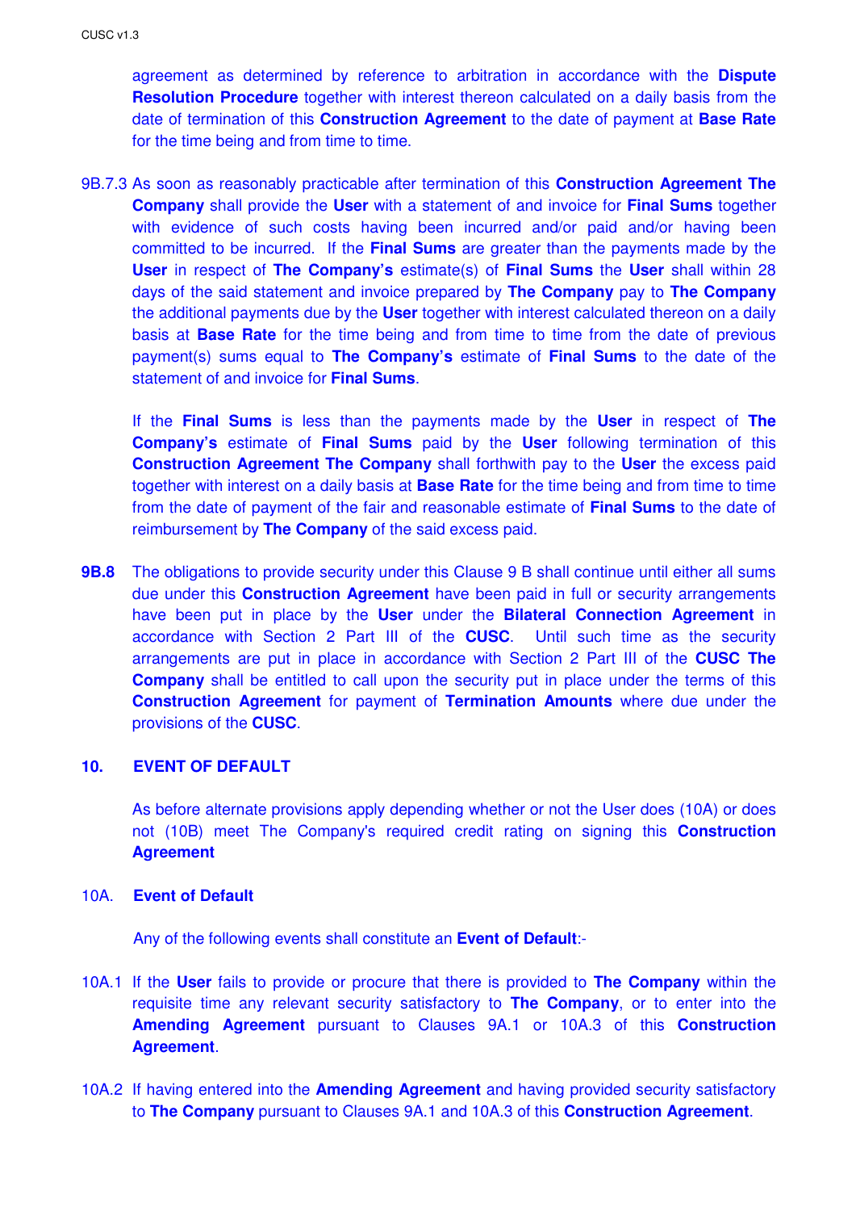agreement as determined by reference to arbitration in accordance with the **Dispute Resolution Procedure** together with interest thereon calculated on a daily basis from the date of termination of this **Construction Agreement** to the date of payment at **Base Rate** for the time being and from time to time.

9B.7.3 As soon as reasonably practicable after termination of this **Construction Agreement The Company** shall provide the **User** with a statement of and invoice for **Final Sums** together with evidence of such costs having been incurred and/or paid and/or having been committed to be incurred. If the **Final Sums** are greater than the payments made by the **User** in respect of **The Company's** estimate(s) of **Final Sums** the **User** shall within 28 days of the said statement and invoice prepared by **The Company** pay to **The Company** the additional payments due by the **User** together with interest calculated thereon on a daily basis at **Base Rate** for the time being and from time to time from the date of previous payment(s) sums equal to **The Company's** estimate of **Final Sums** to the date of the statement of and invoice for **Final Sums**.

If the **Final Sums** is less than the payments made by the **User** in respect of **The Company's** estimate of **Final Sums** paid by the **User** following termination of this **Construction Agreement The Company** shall forthwith pay to the **User** the excess paid together with interest on a daily basis at **Base Rate** for the time being and from time to time from the date of payment of the fair and reasonable estimate of **Final Sums** to the date of reimbursement by **The Company** of the said excess paid.

**9B.8** The obligations to provide security under this Clause 9 B shall continue until either all sums due under this **Construction Agreement** have been paid in full or security arrangements have been put in place by the **User** under the **Bilateral Connection Agreement** in accordance with Section 2 Part III of the **CUSC**. Until such time as the security arrangements are put in place in accordance with Section 2 Part III of the **CUSC The Company** shall be entitled to call upon the security put in place under the terms of this **Construction Agreement** for payment of **Termination Amounts** where due under the provisions of the **CUSC**.

## 10. EVENT OF DEFAULT

As before alternate provisions apply depending whether or not the User does (10A) or does not (10B) meet The Company's required credit rating on signing this **Construction Agreement**

### 10A. Event of Default

Any of the following events shall constitute an **Event of Default**:-

10A.1 If the **User** fails to provide or procure that there is provided to **The Company** within the requisite time any relevant security satisfactory to **The Company**, or to enter into the **Amending Agreement** pursuant to Clauses 9A.1 or 10A.3 of this **Construction Agreement**.

10A.2 If having entered into the **Amending Agreement** and having provided security satisfactory to **The Company** pursuant to Clauses 9A.1 and 10A.3 of this **Construction Agreement**.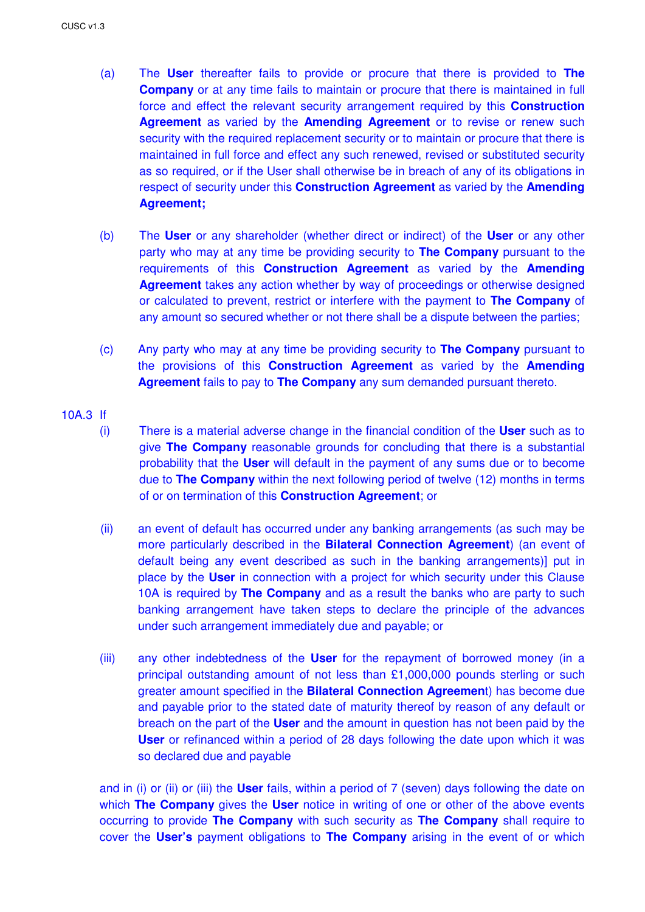(a) The **User** thereafter fails to provide or procure that there is provided to **The Company** or at any time fails to maintain or procure that there is maintained in full force and effect the relevant security arrangement required by this **Construction Agreement** as varied by the **Amending Agreement** or to revise or renew such security with the required replacement security or to maintain or procure that there is maintained in full force and effect any such renewed, revised or substituted security as so required, or if the User shall otherwise be in breach of any of its obligations in respect of security under this **Construction Agreement** as varied by the **Amending Agreement;**

(b) The **User** or any shareholder (whether direct or indirect) of the **User** or any other party who may at any time be providing security to **The Company** pursuant to the requirements of this **Construction Agreement** as varied by the **Amending Agreement** takes any action whether by way of proceedings or otherwise designed or calculated to prevent, restrict or interfere with the payment to **The Company** of any amount so secured whether or not there shall be a dispute between the parties;

(c) Any party who may at any time be providing security to **The Company** pursuant to the provisions of this **Construction Agreement** as varied by the **Amending Agreement** fails to pay to **The Company** any sum demanded pursuant thereto.

10A.3 If

(i) There is a material adverse change in the financial condition of the **User** such as to give **The Company** reasonable grounds for concluding that there is a substantial probability that the **User** will default in the payment of any sums due or to become due to **The Company** within the next following period of twelve (12) months in terms of or on termination of this **Construction Agreement**; or

(ii) an event of default has occurred under any banking arrangements (as such may be more particularly described in the **Bilateral Connection Agreement**) (an event of default being any event described as such in the banking arrangements)] put in place by the **User** in connection with a project for which security under this Clause 10A is required by **The Company** and as a result the banks who are party to such banking arrangement have taken steps to declare the principle of the advances under such arrangement immediately due and payable; or

(iii) any other indebtedness of the **User** for the repayment of borrowed money (in a principal outstanding amount of not less than £1,000,000 pounds sterling or such greater amount specified in the **Bilateral Connection Agreement**) has become due and payable prior to the stated date of maturity thereof by reason of any default or breach on the part of the **User** and the amount in question has not been paid by the **User** or refinanced within a period of 28 days following the date upon which it was so declared due and payable

and in (i) or (ii) or (iii) the **User** fails, within a period of 7 (seven) days following the date on which **The Company** gives the **User** notice in writing of one or other of the above events occurring to provide **The Company** with such security as **The Company** shall require to cover the **User's** payment obligations to **The Company** arising in the event of or which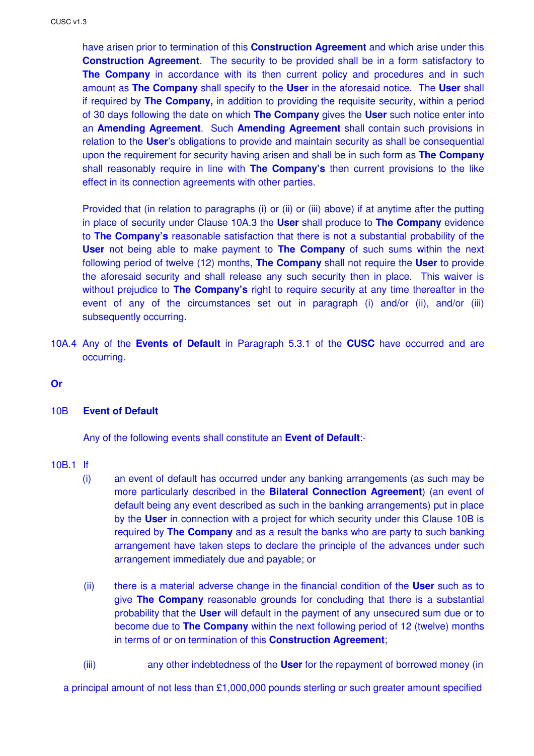have arisen prior to termination of this **Construction Agreement** and which arise under this **Construction Agreement**. The security to be provided shall be in a form satisfactory to **The Company** in accordance with its then current policy and procedures and in such amount as **The Company** shall specify to the **User** in the aforesaid notice. The **User** shall if required by **The Company,** in addition to providing the requisite security, within a period of 30 days following the date on which **The Company** gives the **User** such notice enter into an **Amending Agreement**. Such **Amending Agreement** shall contain such provisions in relation to the **User**'s obligations to provide and maintain security as shall be consequential upon the requirement for security having arisen and shall be in such form as **The Company** shall reasonably require in line with **The Company's** then current provisions to the like effect in its connection agreements with other parties.

Provided that (in relation to paragraphs (i) or (ii) or (iii) above) if at anytime after the putting in place of security under Clause 10A.3 the **User** shall produce to **The Company** evidence to **The Company's** reasonable satisfaction that there is not a substantial probability of the **User** not being able to make payment to **The Company** of such sums within the next following period of twelve (12) months, **The Company** shall not require the **User** to provide the aforesaid security and shall release any such security then in place. This waiver is without prejudice to **The Company's** right to require security at any time thereafter in the event of any of the circumstances set out in paragraph (i) and/or (ii), and/or (iii) subsequently occurring.

10A.4 Any of the **Events of Default** in Paragraph 5.3.1 of the **CUSC** have occurred and are occurring.

**Or**

10B **Event of Default**

Any of the following events shall constitute an **Event of Default**:-

10B.1 If

(i) an event of default has occurred under any banking arrangements (as such may be more particularly described in the **Bilateral Connection Agreement**) (an event of default being any event described as such in the banking arrangements) put in place by the **User** in connection with a project for which security under this Clause 10B is required by **The Company** and as a result the banks who are party to such banking arrangement have taken steps to declare the principle of the advances under such arrangement immediately due and payable; or

(ii) there is a material adverse change in the financial condition of the **User** such as to give **The Company** reasonable grounds for concluding that there is a substantial probability that the **User** will default in the payment of any unsecured sum due or to become due to **The Company** within the next following period of 12 (twelve) months in terms of or on termination of this **Construction Agreement**;

(iii) any other indebtedness of the **User** for the repayment of borrowed money (in a principal amount of not less than £1,000,000 pounds sterling or such greater amount specified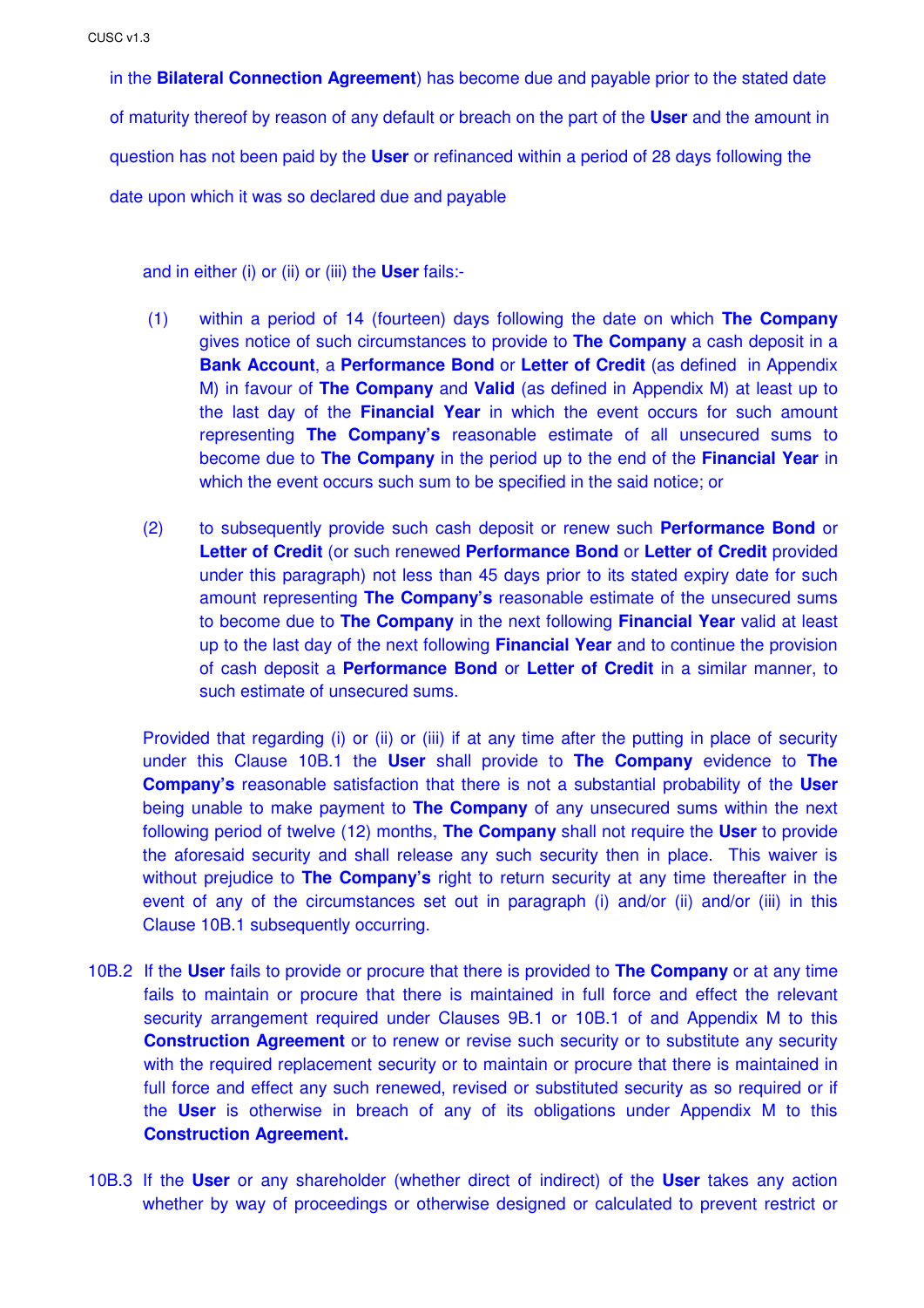in the **Bilateral Connection Agreement**) has become due and payable prior to the stated date of maturity thereof by reason of any default or breach on the part of the **User** and the amount in question has not been paid by the **User** or refinanced within a period of 28 days following the date upon which it was so declared due and payable

and in either (i) or (ii) or (iii) the **User** fails:-

(1) within a period of 14 (fourteen) days following the date on which **The Company** gives notice of such circumstances to provide to **The Company** a cash deposit in a **Bank Account**, a **Performance Bond** or **Letter of Credit** (as defined in Appendix M) in favour of **The Company** and **Valid** (as defined in Appendix M) at least up to the last day of the **Financial Year** in which the event occurs for such amount representing **The Company's** reasonable estimate of all unsecured sums to become due to **The Company** in the period up to the end of the **Financial Year** in which the event occurs such sum to be specified in the said notice; or

(2) to subsequently provide such cash deposit or renew such **Performance Bond** or **Letter of Credit** (or such renewed **Performance Bond** or **Letter of Credit** provided under this paragraph) not less than 45 days prior to its stated expiry date for such amount representing **The Company's** reasonable estimate of the unsecured sums to become due to **The Company** in the next following **Financial Year** valid at least up to the last day of the next following **Financial Year** and to continue the provision of cash deposit a **Performance Bond** or **Letter of Credit** in a similar manner, to such estimate of unsecured sums.

Provided that regarding (i) or (ii) or (iii) if at any time after the putting in place of security under this Clause 10B.1 the **User** shall provide to **The Company** evidence to **The Company's** reasonable satisfaction that there is not a substantial probability of the **User** being unable to make payment to **The Company** of any unsecured sums within the next following period of twelve (12) months, **The Company** shall not require the **User** to provide the aforesaid security and shall release any such security then in place. This waiver is without prejudice to **The Company's** right to return security at any time thereafter in the event of any of the circumstances set out in paragraph (i) and/or (ii) and/or (iii) in this Clause 10B.1 subsequently occurring.

10B.2 If the **User** fails to provide or procure that there is provided to **The Company** or at any time fails to maintain or procure that there is maintained in full force and effect the relevant security arrangement required under Clauses 9B.1 or 10B.1 of and Appendix M to this **Construction Agreement** or to renew or revise such security or to substitute any security with the required replacement security or to maintain or procure that there is maintained in full force and effect any such renewed, revised or substituted security as so required or if the **User** is otherwise in breach of any of its obligations under Appendix M to this **Construction Agreement.**

10B.3 If the **User** or any shareholder (whether direct of indirect) of the **User** takes any action whether by way of proceedings or otherwise designed or calculated to prevent restrict or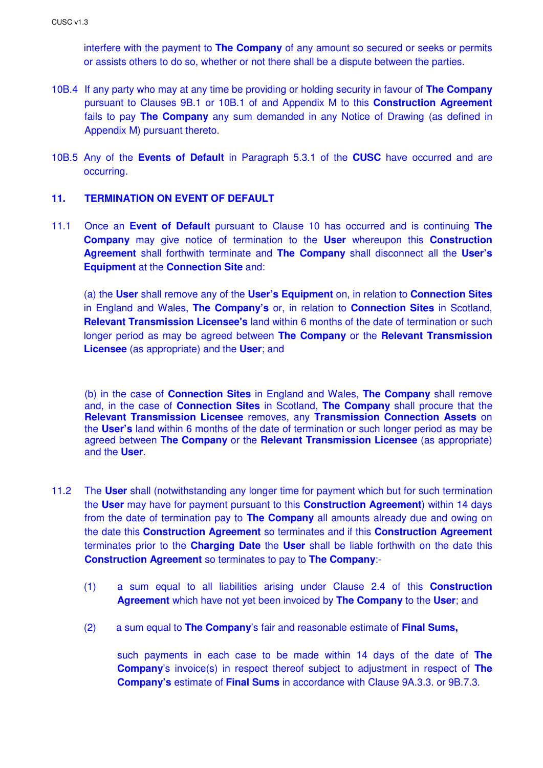interfere with the payment to **The Company** of any amount so secured or seeks or permits or assists others to do so, whether or not there shall be a dispute between the parties.

10B.4 If any party who may at any time be providing or holding security in favour of **The Company** pursuant to Clauses 9B.1 or 10B.1 of and Appendix M to this **Construction Agreement** fails to pay **The Company** any sum demanded in any Notice of Drawing (as defined in Appendix M) pursuant thereto.

10B.5 Any of the **Events of Default** in Paragraph 5.3.1 of the **CUSC** have occurred and are occurring.

## 11. TERMINATION ON EVENT OF DEFAULT

11.1 Once an **Event of Default** pursuant to Clause 10 has occurred and is continuing **The Company** may give notice of termination to the **User** whereupon this **Construction Agreement** shall forthwith terminate and **The Company** shall disconnect all the **User's Equipment** at the **Connection Site** and:

(a) the **User** shall remove any of the **User's Equipment** on, in relation to **Connection Sites** in England and Wales, **The Company's** or, in relation to **Connection Sites** in Scotland, **Relevant Transmission Licensee's** land within 6 months of the date of termination or such longer period as may be agreed between **The Company** or the **Relevant Transmission Licensee** (as appropriate) and the **User**; and

(b) in the case of **Connection Sites** in England and Wales, **The Company** shall remove and, in the case of **Connection Sites** in Scotland, **The Company** shall procure that the **Relevant Transmission Licensee** removes, any **Transmission Connection Assets** on the **User's** land within 6 months of the date of termination or such longer period as may be agreed between **The Company** or the **Relevant Transmission Licensee** (as appropriate) and the **User**.

11.2 The **User** shall (notwithstanding any longer time for payment which but for such termination the **User** may have for payment pursuant to this **Construction Agreement**) within 14 days from the date of termination pay to **The Company** all amounts already due and owing on the date this **Construction Agreement** so terminates and if this **Construction Agreement** terminates prior to the **Charging Date** the **User** shall be liable forthwith on the date this **Construction Agreement** so terminates to pay to **The Company**:-

(1) a sum equal to all liabilities arising under Clause 2.4 of this **Construction Agreement** which have not yet been invoiced by **The Company** to the **User**; and

(2) a sum equal to **The Company**'s fair and reasonable estimate of **Final Sums,**

such payments in each case to be made within 14 days of the date of **The Company**'s invoice(s) in respect thereof subject to adjustment in respect of **The Company's** estimate of **Final Sums** in accordance with Clause 9A.3.3. or 9B.7.3.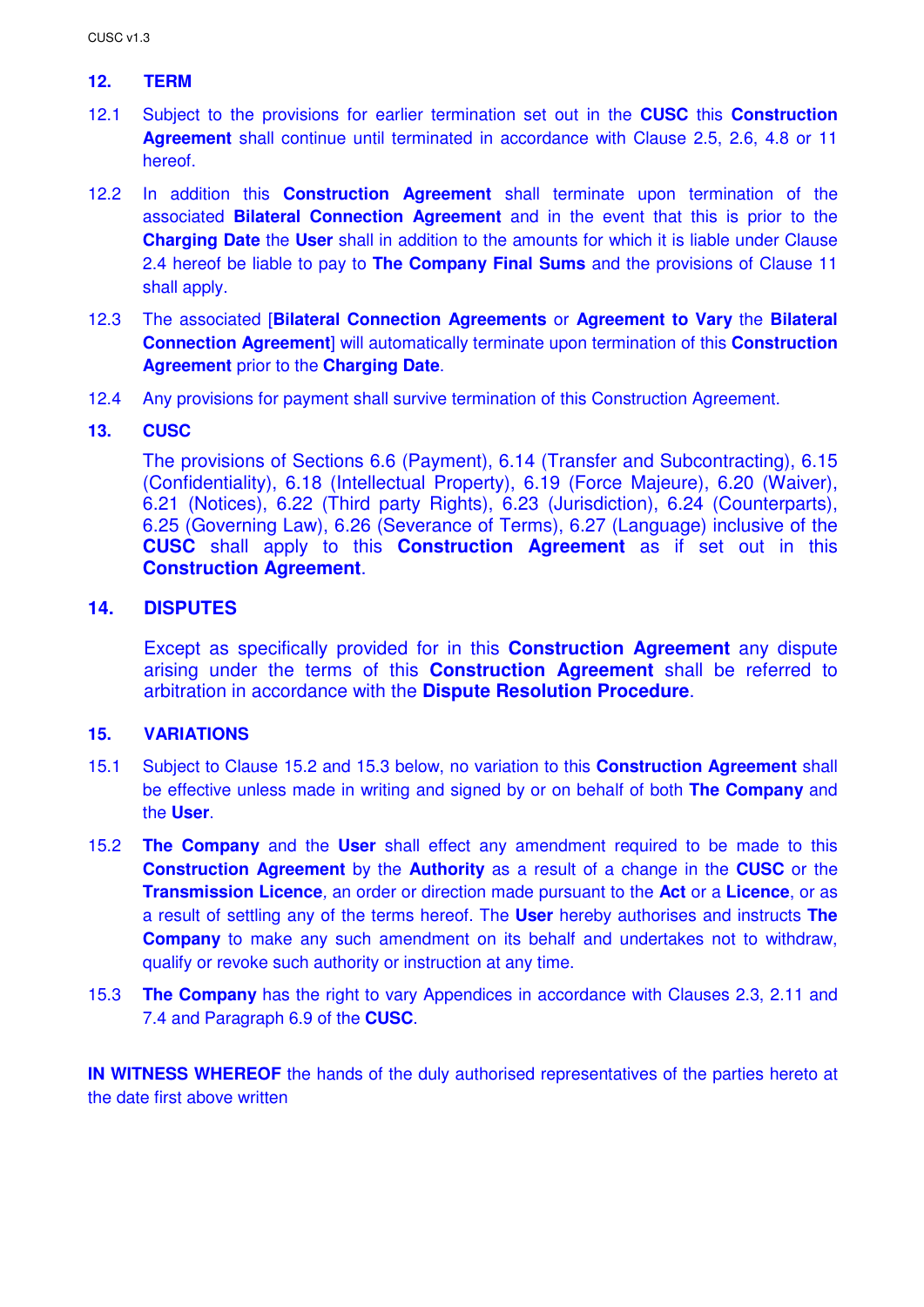## 12. TERM

12.1 Subject to the provisions for earlier termination set out in the **CUSC** this **Construction Agreement** shall continue until terminated in accordance with Clause 2.5, 2.6, 4.8 or 11 hereof.

12.2 In addition this **Construction Agreement** shall terminate upon termination of the associated **Bilateral Connection Agreement** and in the event that this is prior to the **Charging Date** the **User** shall in addition to the amounts for which it is liable under Clause 2.4 hereof be liable to pay to **The Company Final Sums** and the provisions of Clause 11 shall apply.

12.3 The associated [**Bilateral Connection Agreements** or **Agreement to Vary** the **Bilateral Connection Agreement**] will automatically terminate upon termination of this **Construction Agreement** prior to the **Charging Date**.

12.4 Any provisions for payment shall survive termination of this Construction Agreement.

## 13. CUSC

The provisions of Sections 6.6 (Payment), 6.14 (Transfer and Subcontracting), 6.15 (Confidentiality), 6.18 (Intellectual Property), 6.19 (Force Majeure), 6.20 (Waiver), 6.21 (Notices), 6.22 (Third party Rights), 6.23 (Jurisdiction), 6.24 (Counterparts), 6.25 (Governing Law), 6.26 (Severance of Terms), 6.27 (Language) inclusive of the **CUSC** shall apply to this **Construction Agreement** as if set out in this **Construction Agreement**.

## 14. DISPUTES

Except as specifically provided for in this **Construction Agreement** any dispute arising under the terms of this **Construction Agreement** shall be referred to arbitration in accordance with the **Dispute Resolution Procedure**.

## 15. VARIATIONS

15.1 Subject to Clause 15.2 and 15.3 below, no variation to this **Construction Agreement** shall be effective unless made in writing and signed by or on behalf of both **The Company** and the **User**.

15.2 **The Company** and the **User** shall effect any amendment required to be made to this **Construction Agreement** by the **Authority** as a result of a change in the **CUSC** or the **Transmission Licence**, an order or direction made pursuant to the **Act** or a **Licence**, or as a result of settling any of the terms hereof. The **User** hereby authorises and instructs **The Company** to make any such amendment on its behalf and undertakes not to withdraw, qualify or revoke such authority or instruction at any time.

15.3 **The Company** has the right to vary Appendices in accordance with Clauses 2.3, 2.11 and 7.4 and Paragraph 6.9 of the **CUSC**.

**IN WITNESS WHEREOF** the hands of the duly authorised representatives of the parties hereto at the date first above written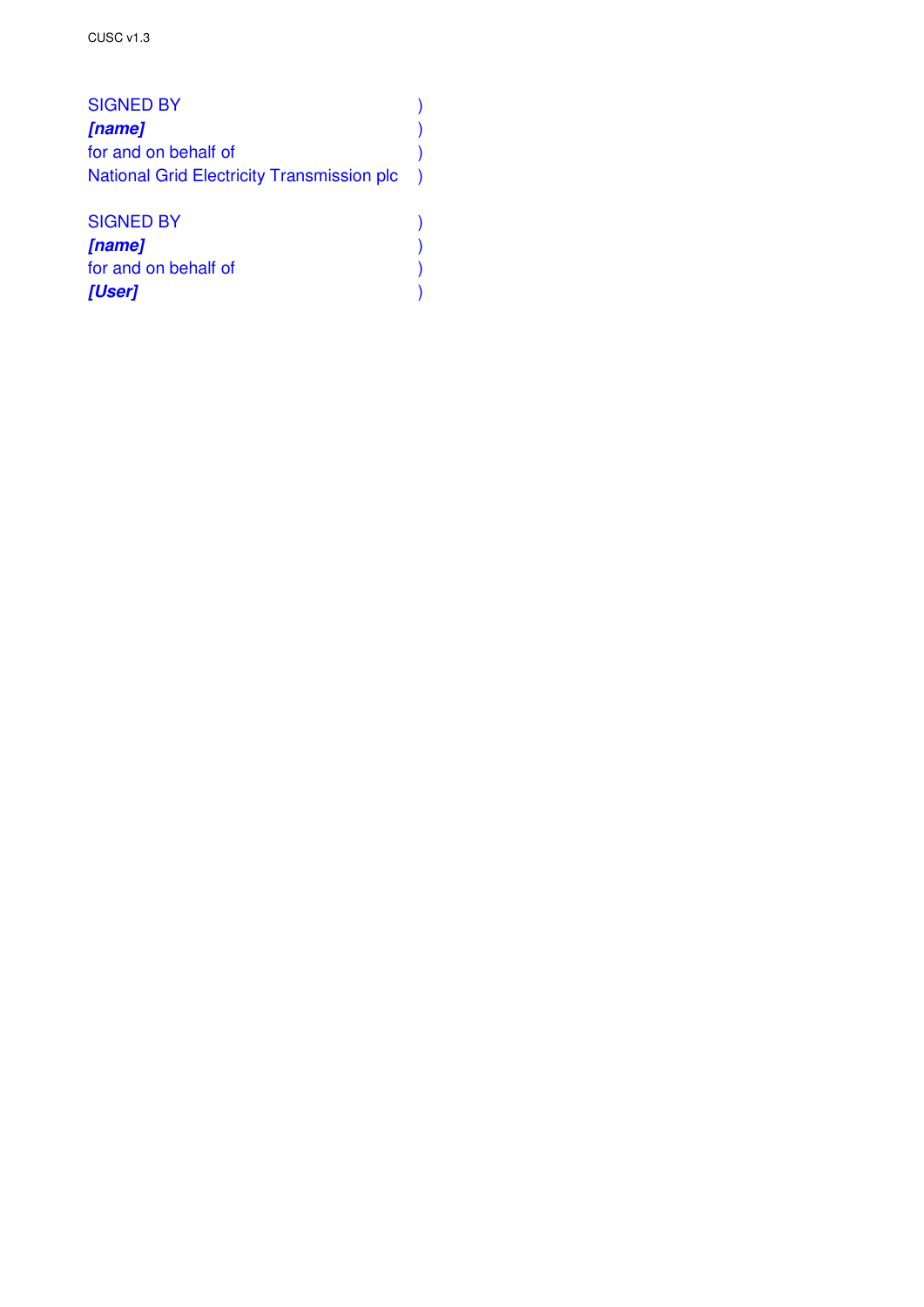SIGNED BY )
***[name]*** )
for and on behalf of )
National Grid Electricity Transmission plc )

SIGNED BY )
***[name]*** )
for and on behalf of )
***[User]*** )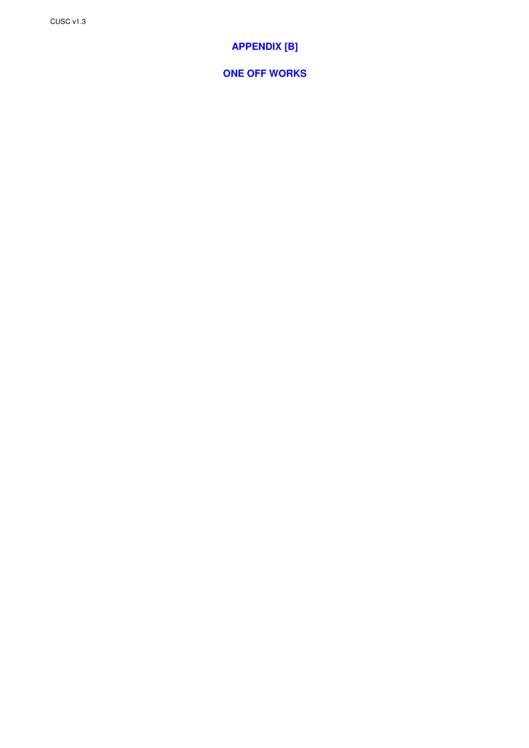# APPENDIX [B]

# ONE OFF WORKS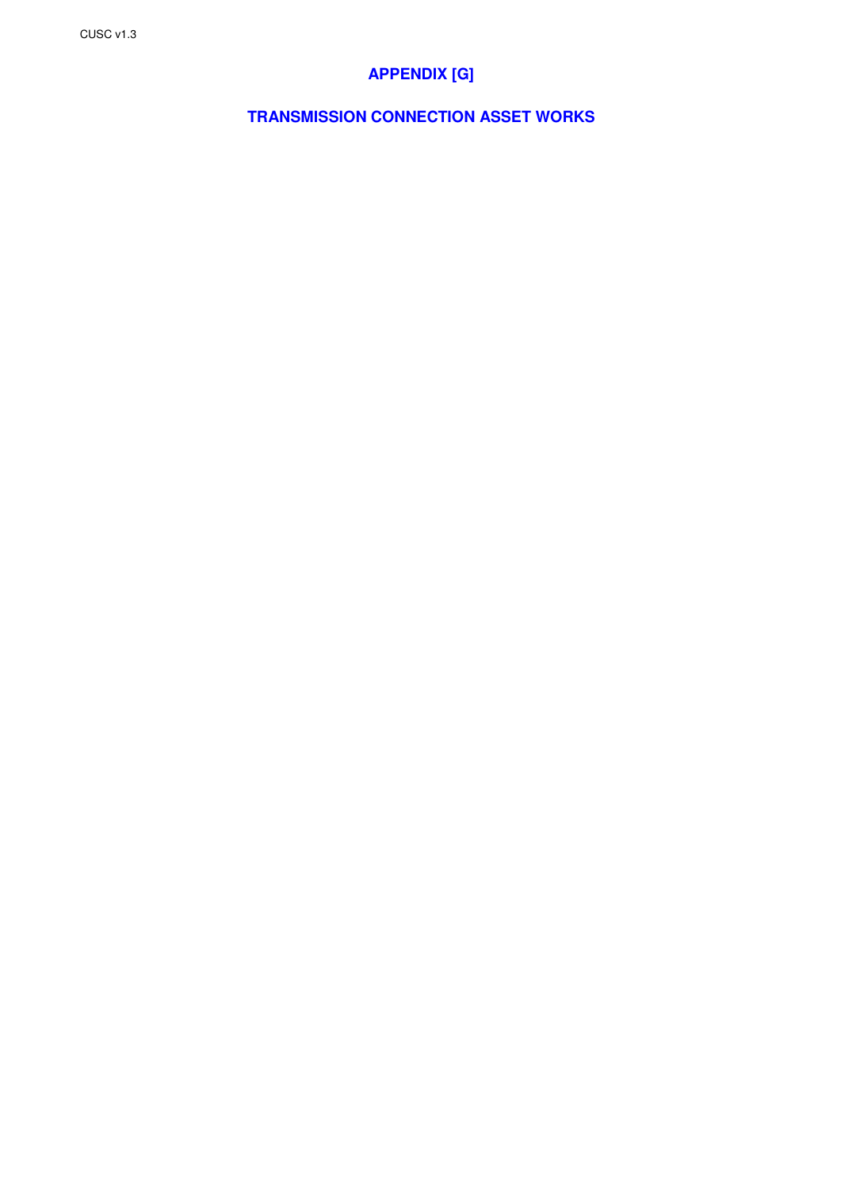# APPENDIX [G]

## TRANSMISSION CONNECTION ASSET WORKS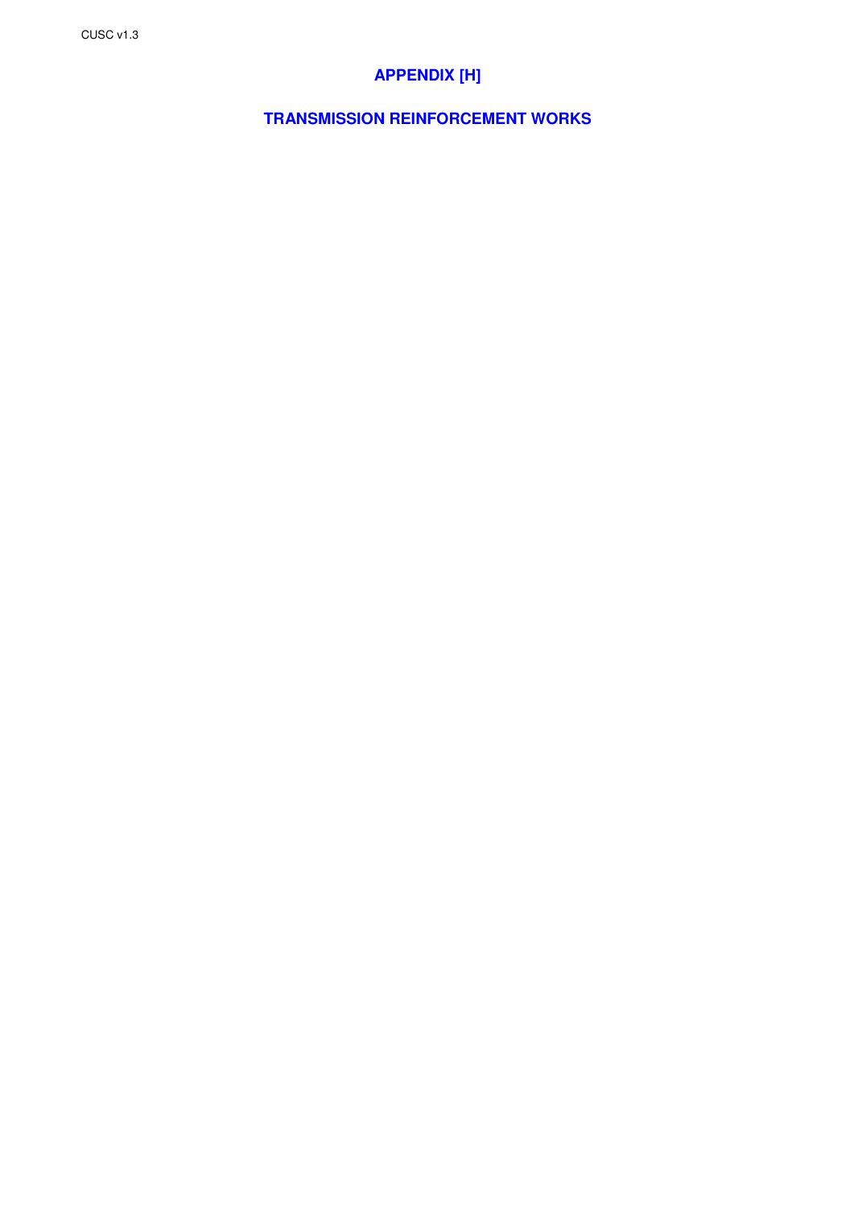# APPENDIX [H]

## TRANSMISSION REINFORCEMENT WORKS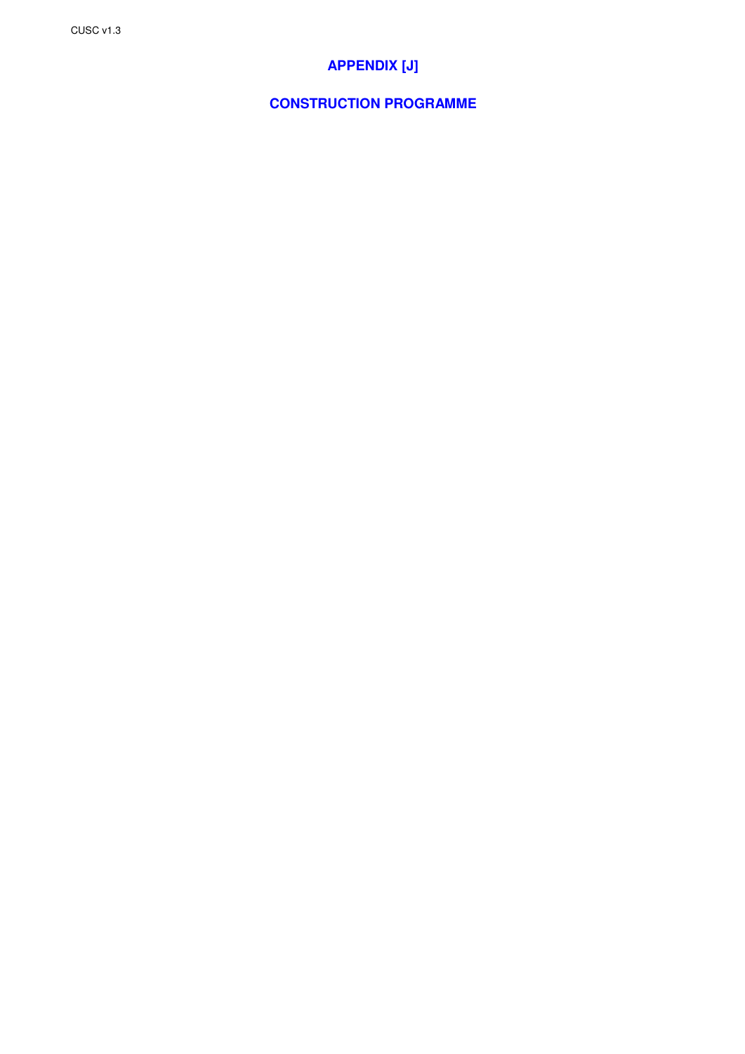# APPENDIX [J]

# CONSTRUCTION PROGRAMME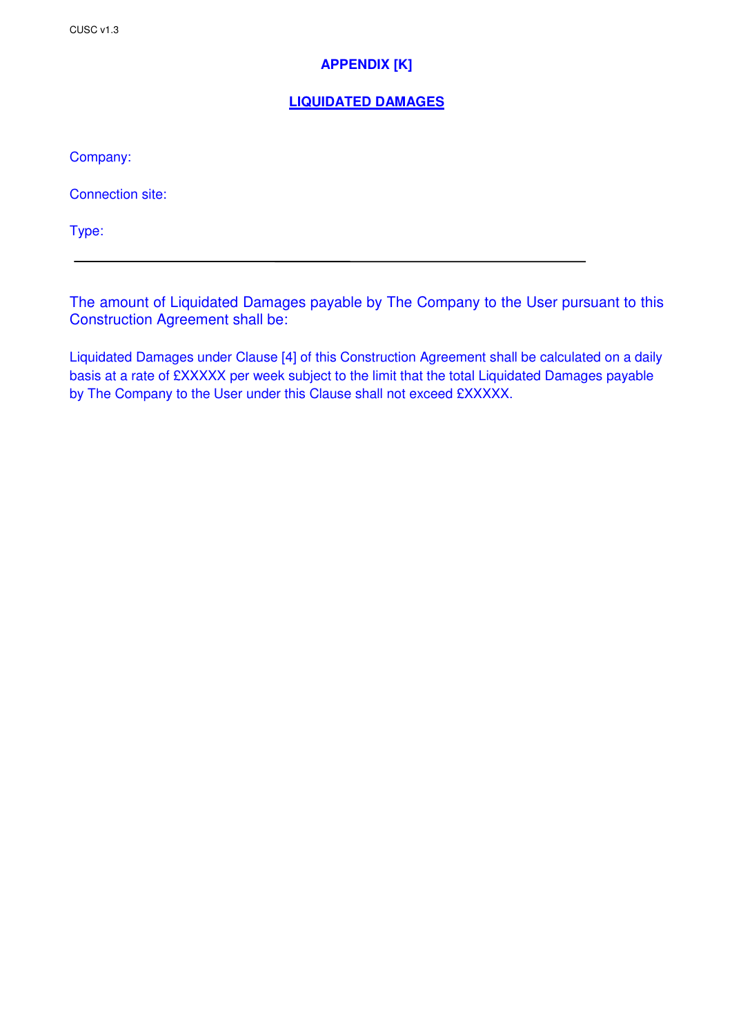# APPENDIX [K]

## LIQUIDATED DAMAGES

Company:

Connection site:

Type:

---

The amount of Liquidated Damages payable by The Company to the User pursuant to this Construction Agreement shall be:

Liquidated Damages under Clause [4] of this Construction Agreement shall be calculated on a daily basis at a rate of £XXXXX per week subject to the limit that the total Liquidated Damages payable by The Company to the User under this Clause shall not exceed £XXXXX.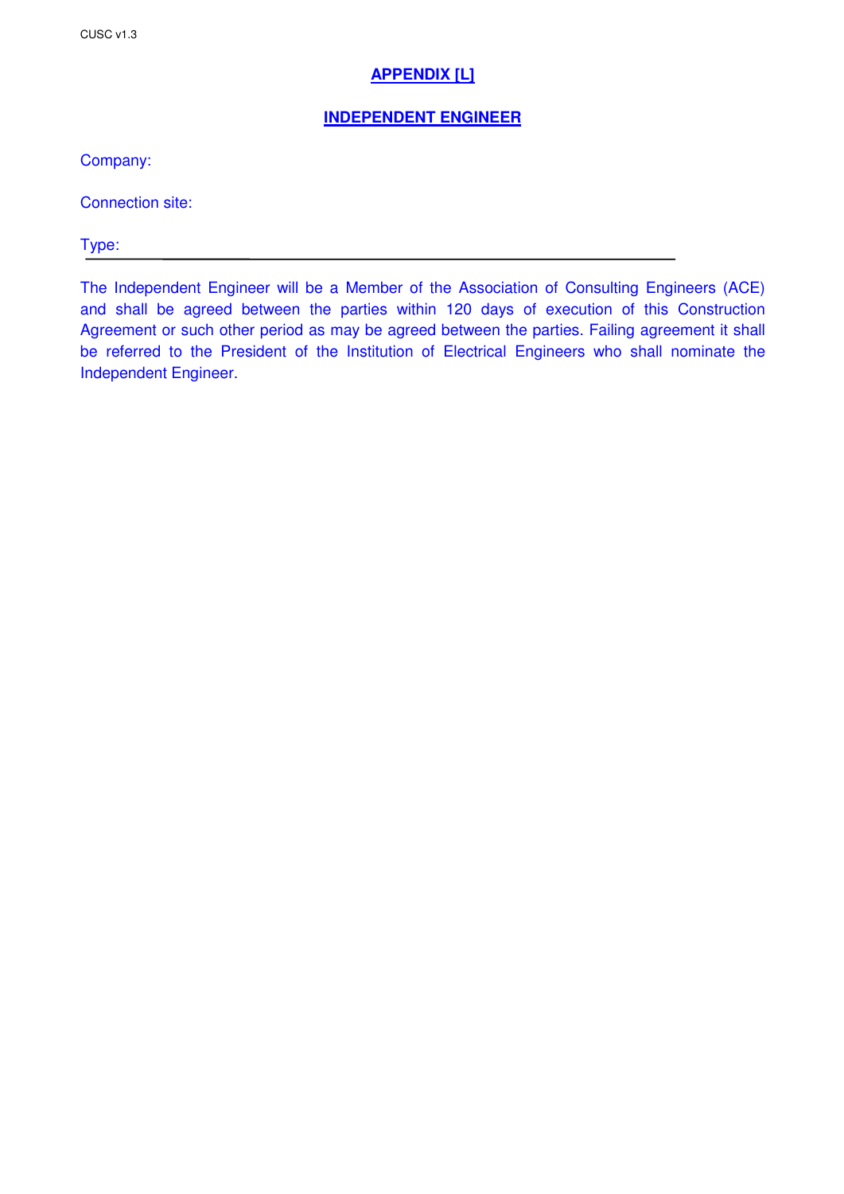# APPENDIX [L]

## INDEPENDENT ENGINEER

Company:

Connection site:

Type:

---

The Independent Engineer will be a Member of the Association of Consulting Engineers (ACE) and shall be agreed between the parties within 120 days of execution of this Construction Agreement or such other period as may be agreed between the parties. Failing agreement it shall be referred to the President of the Institution of Electrical Engineers who shall nominate the Independent Engineer.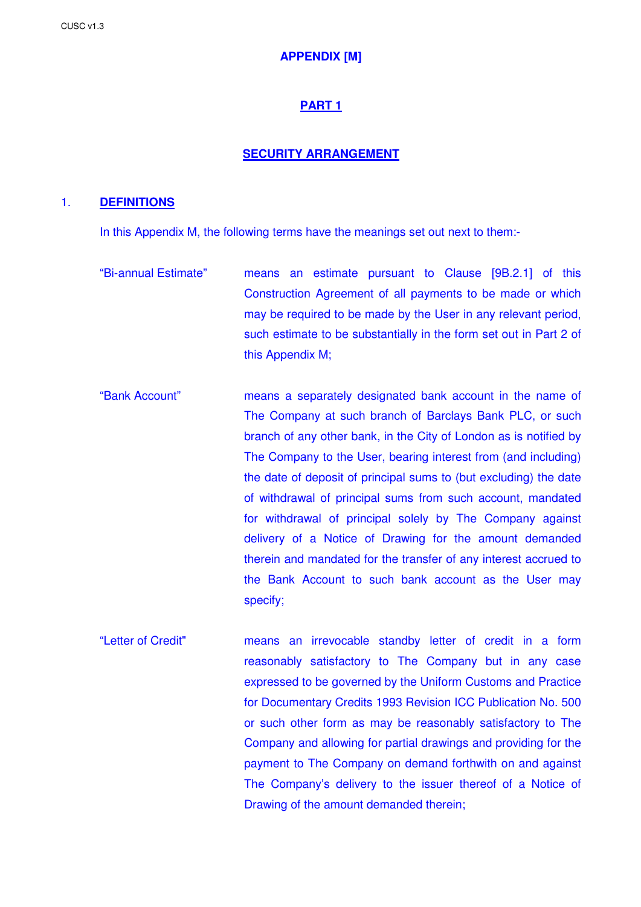# APPENDIX [M]

## PART 1

## SECURITY ARRANGEMENT

1. **DEFINITIONS**

In this Appendix M, the following terms have the meanings set out next to them:-

“Bi-annual Estimate” means an estimate pursuant to Clause [9B.2.1] of this Construction Agreement of all payments to be made or which may be required to be made by the User in any relevant period, such estimate to be substantially in the form set out in Part 2 of this Appendix M;

“Bank Account” means a separately designated bank account in the name of The Company at such branch of Barclays Bank PLC, or such branch of any other bank, in the City of London as is notified by The Company to the User, bearing interest from (and including) the date of deposit of principal sums to (but excluding) the date of withdrawal of principal sums from such account, mandated for withdrawal of principal solely by The Company against delivery of a Notice of Drawing for the amount demanded therein and mandated for the transfer of any interest accrued to the Bank Account to such bank account as the User may specify;

“Letter of Credit" means an irrevocable standby letter of credit in a form reasonably satisfactory to The Company but in any case expressed to be governed by the Uniform Customs and Practice for Documentary Credits 1993 Revision ICC Publication No. 500 or such other form as may be reasonably satisfactory to The Company and allowing for partial drawings and providing for the payment to The Company on demand forthwith on and against The Company’s delivery to the issuer thereof of a Notice of Drawing of the amount demanded therein;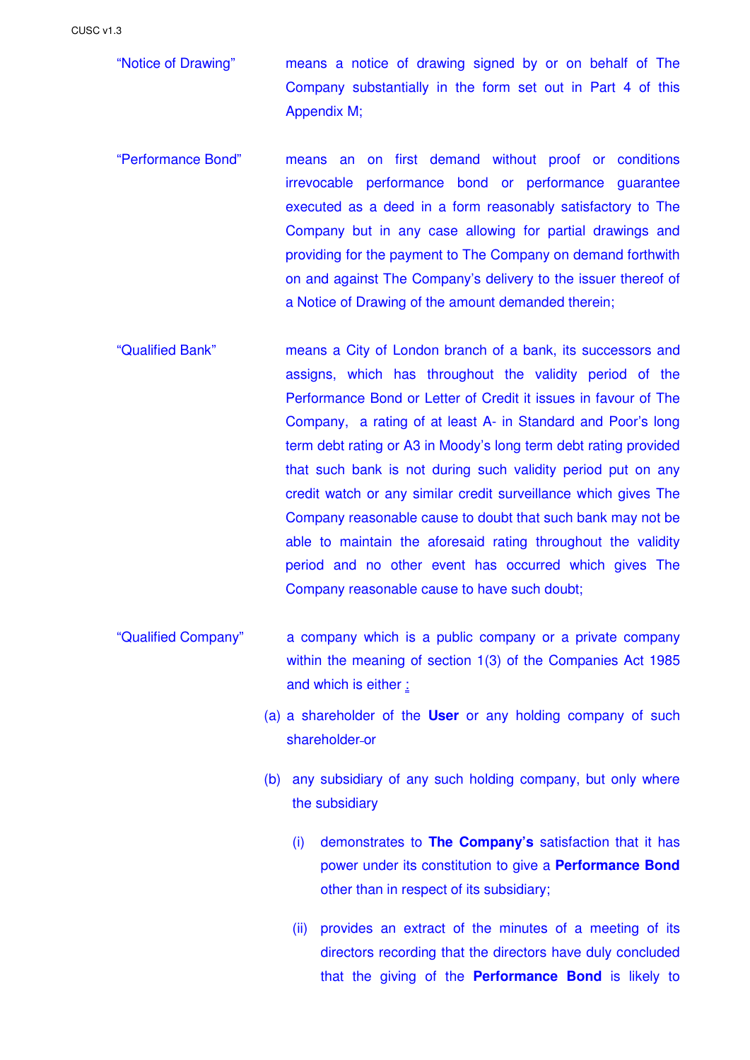"Notice of Drawing" means a notice of drawing signed by or on behalf of The Company substantially in the form set out in Part 4 of this Appendix M;

"Performance Bond" means an on first demand without proof or conditions irrevocable performance bond or performance guarantee executed as a deed in a form reasonably satisfactory to The Company but in any case allowing for partial drawings and providing for the payment to The Company on demand forthwith on and against The Company's delivery to the issuer thereof of a Notice of Drawing of the amount demanded therein;

"Qualified Bank" means a City of London branch of a bank, its successors and assigns, which has throughout the validity period of the Performance Bond or Letter of Credit it issues in favour of The Company, a rating of at least A- in Standard and Poor's long term debt rating or A3 in Moody's long term debt rating provided that such bank is not during such validity period put on any credit watch or any similar credit surveillance which gives The Company reasonable cause to doubt that such bank may not be able to maintain the aforesaid rating throughout the validity period and no other event has occurred which gives The Company reasonable cause to have such doubt;

"Qualified Company" a company which is a public company or a private company within the meaning of section 1(3) of the Companies Act 1985 and which is either :

(a) a shareholder of the **User** or any holding company of such shareholder or

(b) any subsidiary of any such holding company, but only where the subsidiary

(i) demonstrates to **The Company's** satisfaction that it has power under its constitution to give a **Performance Bond** other than in respect of its subsidiary;

(ii) provides an extract of the minutes of a meeting of its directors recording that the directors have duly concluded that the giving of the **Performance Bond** is likely to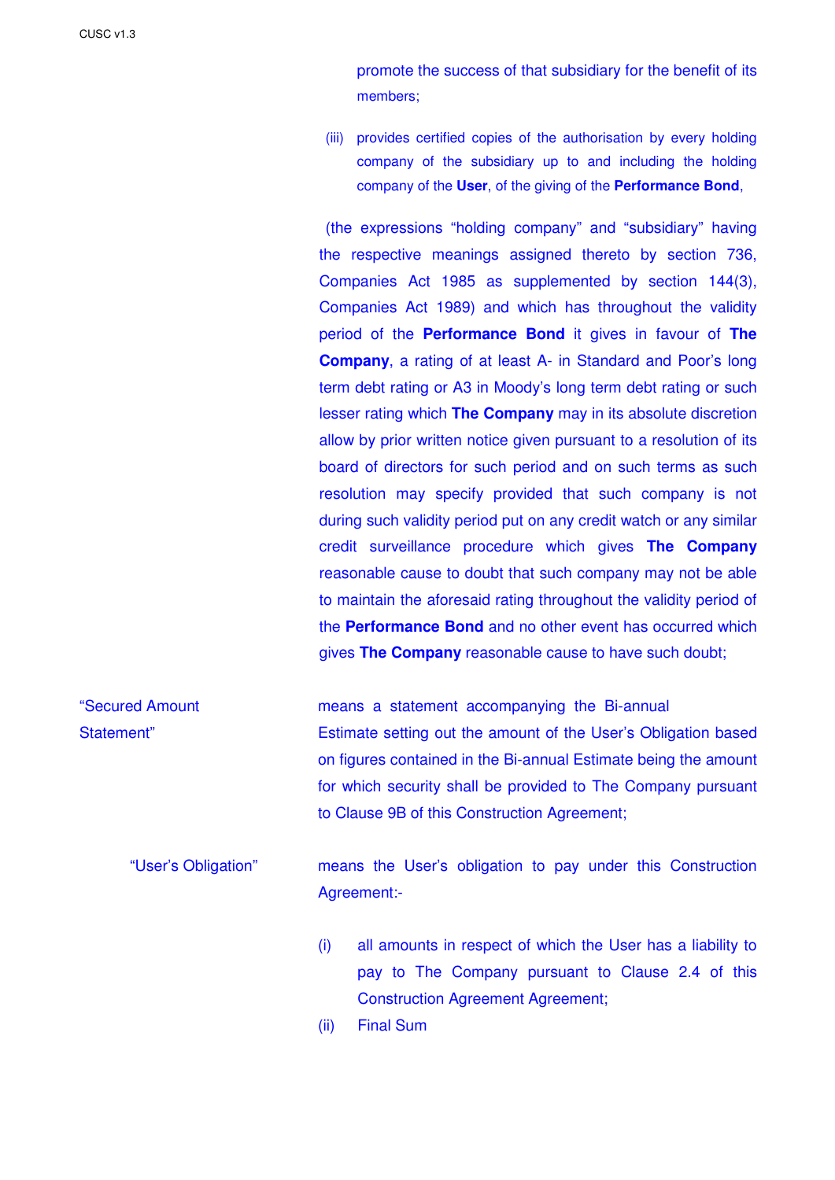promote the success of that subsidiary for the benefit of its members;

(iii) provides certified copies of the authorisation by every holding company of the subsidiary up to and including the holding company of the **User**, of the giving of the **Performance Bond**,

(the expressions "holding company" and "subsidiary" having the respective meanings assigned thereto by section 736, Companies Act 1985 as supplemented by section 144(3), Companies Act 1989) and which has throughout the validity period of the **Performance Bond** it gives in favour of **The Company**, a rating of at least A- in Standard and Poor's long term debt rating or A3 in Moody's long term debt rating or such lesser rating which **The Company** may in its absolute discretion allow by prior written notice given pursuant to a resolution of its board of directors for such period and on such terms as such resolution may specify provided that such company is not during such validity period put on any credit watch or any similar credit surveillance procedure which gives **The Company** reasonable cause to doubt that such company may not be able to maintain the aforesaid rating throughout the validity period of the **Performance Bond** and no other event has occurred which gives **The Company** reasonable cause to have such doubt;

"Secured Amount Statement" means a statement accompanying the Bi-annual Estimate setting out the amount of the User's Obligation based on figures contained in the Bi-annual Estimate being the amount for which security shall be provided to The Company pursuant to Clause 9B of this Construction Agreement;

"User's Obligation" means the User's obligation to pay under this Construction Agreement:-

(i) all amounts in respect of which the User has a liability to pay to The Company pursuant to Clause 2.4 of this Construction Agreement Agreement;

(ii) Final Sum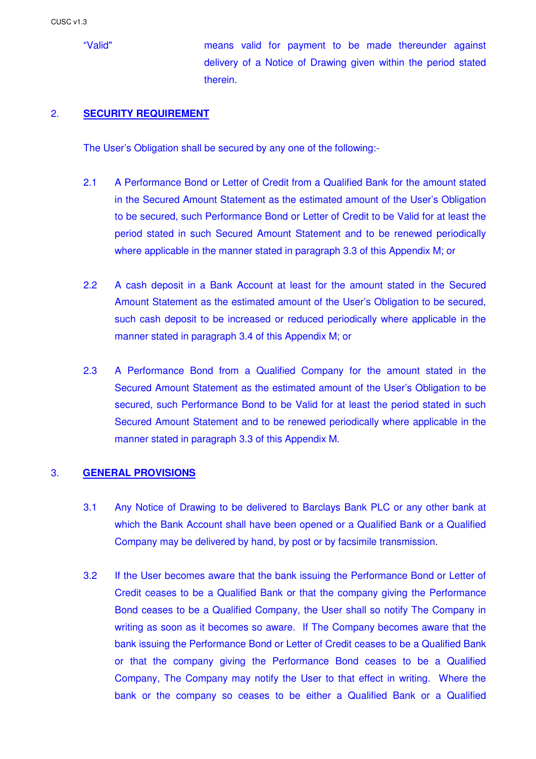"Valid" means valid for payment to be made thereunder against delivery of a Notice of Drawing given within the period stated therein.

## 2. SECURITY REQUIREMENT

The User's Obligation shall be secured by any one of the following:-

2.1 A Performance Bond or Letter of Credit from a Qualified Bank for the amount stated in the Secured Amount Statement as the estimated amount of the User's Obligation to be secured, such Performance Bond or Letter of Credit to be Valid for at least the period stated in such Secured Amount Statement and to be renewed periodically where applicable in the manner stated in paragraph 3.3 of this Appendix M; or

2.2 A cash deposit in a Bank Account at least for the amount stated in the Secured Amount Statement as the estimated amount of the User's Obligation to be secured, such cash deposit to be increased or reduced periodically where applicable in the manner stated in paragraph 3.4 of this Appendix M; or

2.3 A Performance Bond from a Qualified Company for the amount stated in the Secured Amount Statement as the estimated amount of the User's Obligation to be secured, such Performance Bond to be Valid for at least the period stated in such Secured Amount Statement and to be renewed periodically where applicable in the manner stated in paragraph 3.3 of this Appendix M.

## 3. GENERAL PROVISIONS

3.1 Any Notice of Drawing to be delivered to Barclays Bank PLC or any other bank at which the Bank Account shall have been opened or a Qualified Bank or a Qualified Company may be delivered by hand, by post or by facsimile transmission.

3.2 If the User becomes aware that the bank issuing the Performance Bond or Letter of Credit ceases to be a Qualified Bank or that the company giving the Performance Bond ceases to be a Qualified Company, the User shall so notify The Company in writing as soon as it becomes so aware. If The Company becomes aware that the bank issuing the Performance Bond or Letter of Credit ceases to be a Qualified Bank or that the company giving the Performance Bond ceases to be a Qualified Company, The Company may notify the User to that effect in writing. Where the bank or the company so ceases to be either a Qualified Bank or a Qualified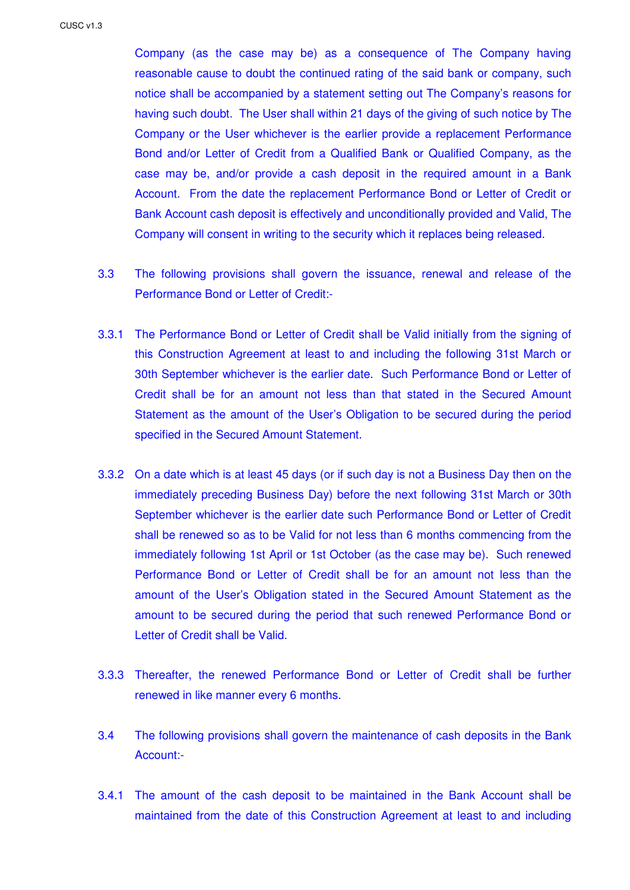Company (as the case may be) as a consequence of The Company having reasonable cause to doubt the continued rating of the said bank or company, such notice shall be accompanied by a statement setting out The Company's reasons for having such doubt. The User shall within 21 days of the giving of such notice by The Company or the User whichever is the earlier provide a replacement Performance Bond and/or Letter of Credit from a Qualified Bank or Qualified Company, as the case may be, and/or provide a cash deposit in the required amount in a Bank Account. From the date the replacement Performance Bond or Letter of Credit or Bank Account cash deposit is effectively and unconditionally provided and Valid, The Company will consent in writing to the security which it replaces being released.

3.3 The following provisions shall govern the issuance, renewal and release of the Performance Bond or Letter of Credit:-

3.3.1 The Performance Bond or Letter of Credit shall be Valid initially from the signing of this Construction Agreement at least to and including the following 31st March or 30th September whichever is the earlier date. Such Performance Bond or Letter of Credit shall be for an amount not less than that stated in the Secured Amount Statement as the amount of the User's Obligation to be secured during the period specified in the Secured Amount Statement.

3.3.2 On a date which is at least 45 days (or if such day is not a Business Day then on the immediately preceding Business Day) before the next following 31st March or 30th September whichever is the earlier date such Performance Bond or Letter of Credit shall be renewed so as to be Valid for not less than 6 months commencing from the immediately following 1st April or 1st October (as the case may be). Such renewed Performance Bond or Letter of Credit shall be for an amount not less than the amount of the User's Obligation stated in the Secured Amount Statement as the amount to be secured during the period that such renewed Performance Bond or Letter of Credit shall be Valid.

3.3.3 Thereafter, the renewed Performance Bond or Letter of Credit shall be further renewed in like manner every 6 months.

3.4 The following provisions shall govern the maintenance of cash deposits in the Bank Account:-

3.4.1 The amount of the cash deposit to be maintained in the Bank Account shall be maintained from the date of this Construction Agreement at least to and including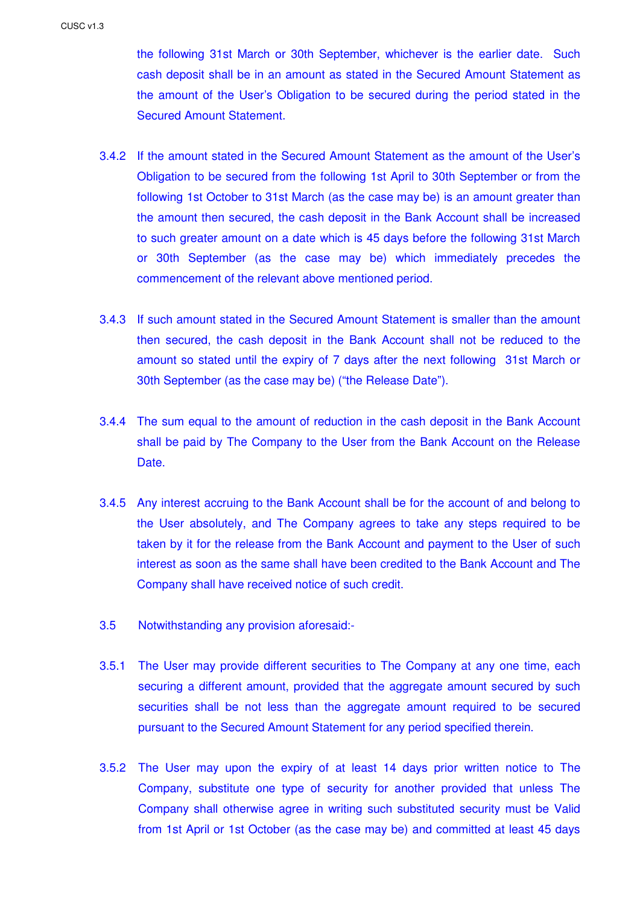the following 31st March or 30th September, whichever is the earlier date. Such cash deposit shall be in an amount as stated in the Secured Amount Statement as the amount of the User's Obligation to be secured during the period stated in the Secured Amount Statement.

3.4.2 If the amount stated in the Secured Amount Statement as the amount of the User's Obligation to be secured from the following 1st April to 30th September or from the following 1st October to 31st March (as the case may be) is an amount greater than the amount then secured, the cash deposit in the Bank Account shall be increased to such greater amount on a date which is 45 days before the following 31st March or 30th September (as the case may be) which immediately precedes the commencement of the relevant above mentioned period.

3.4.3 If such amount stated in the Secured Amount Statement is smaller than the amount then secured, the cash deposit in the Bank Account shall not be reduced to the amount so stated until the expiry of 7 days after the next following 31st March or 30th September (as the case may be) ("the Release Date").

3.4.4 The sum equal to the amount of reduction in the cash deposit in the Bank Account shall be paid by The Company to the User from the Bank Account on the Release Date.

3.4.5 Any interest accruing to the Bank Account shall be for the account of and belong to the User absolutely, and The Company agrees to take any steps required to be taken by it for the release from the Bank Account and payment to the User of such interest as soon as the same shall have been credited to the Bank Account and The Company shall have received notice of such credit.

3.5 Notwithstanding any provision aforesaid:-

3.5.1 The User may provide different securities to The Company at any one time, each securing a different amount, provided that the aggregate amount secured by such securities shall be not less than the aggregate amount required to be secured pursuant to the Secured Amount Statement for any period specified therein.

3.5.2 The User may upon the expiry of at least 14 days prior written notice to The Company, substitute one type of security for another provided that unless The Company shall otherwise agree in writing such substituted security must be Valid from 1st April or 1st October (as the case may be) and committed at least 45 days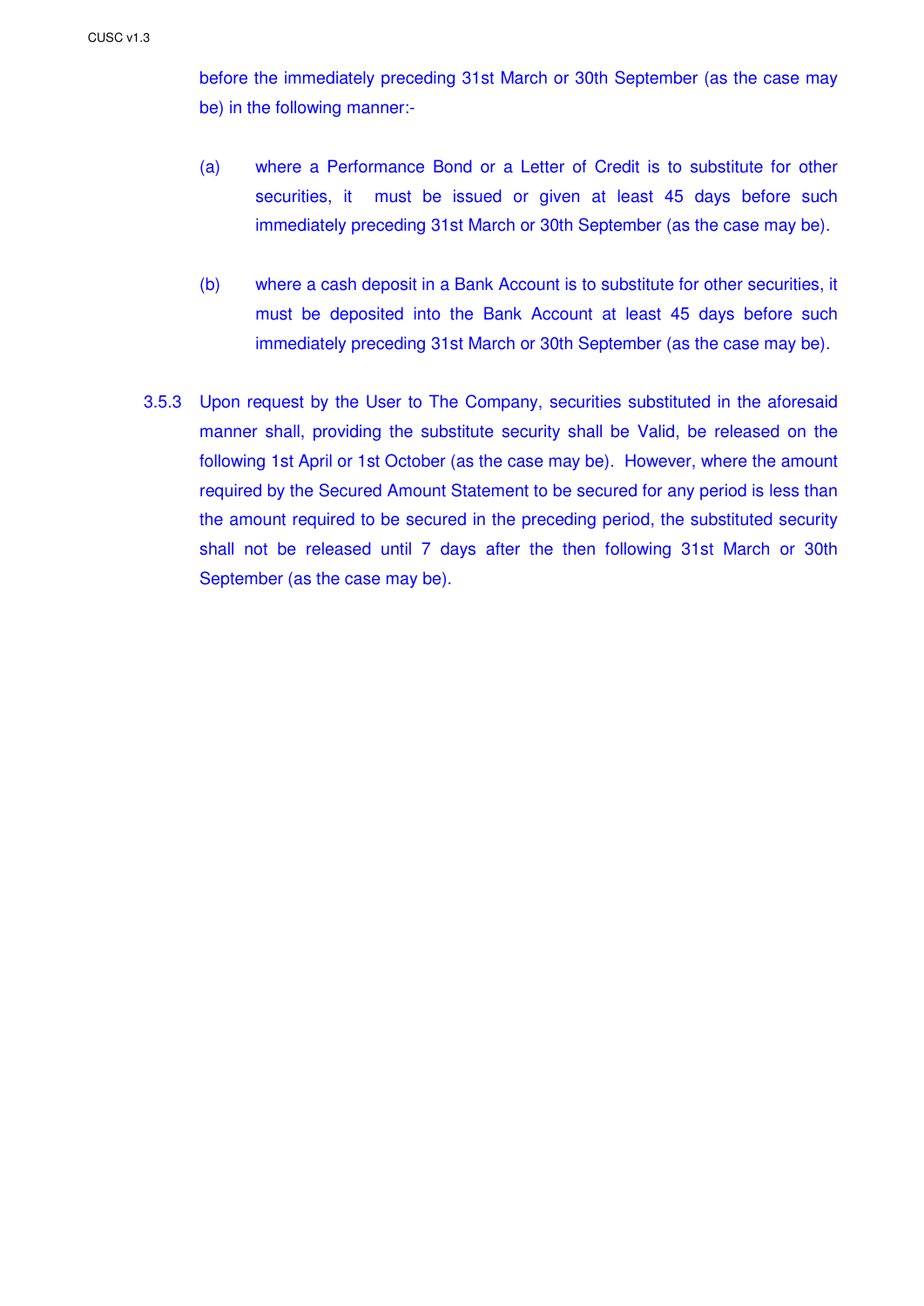before the immediately preceding 31st March or 30th September (as the case may be) in the following manner:-

(a) where a Performance Bond or a Letter of Credit is to substitute for other securities, it must be issued or given at least 45 days before such immediately preceding 31st March or 30th September (as the case may be).

(b) where a cash deposit in a Bank Account is to substitute for other securities, it must be deposited into the Bank Account at least 45 days before such immediately preceding 31st March or 30th September (as the case may be).

3.5.3 Upon request by the User to The Company, securities substituted in the aforesaid manner shall, providing the substitute security shall be Valid, be released on the following 1st April or 1st October (as the case may be). However, where the amount required by the Secured Amount Statement to be secured for any period is less than the amount required to be secured in the preceding period, the substituted security shall not be released until 7 days after the then following 31st March or 30th September (as the case may be).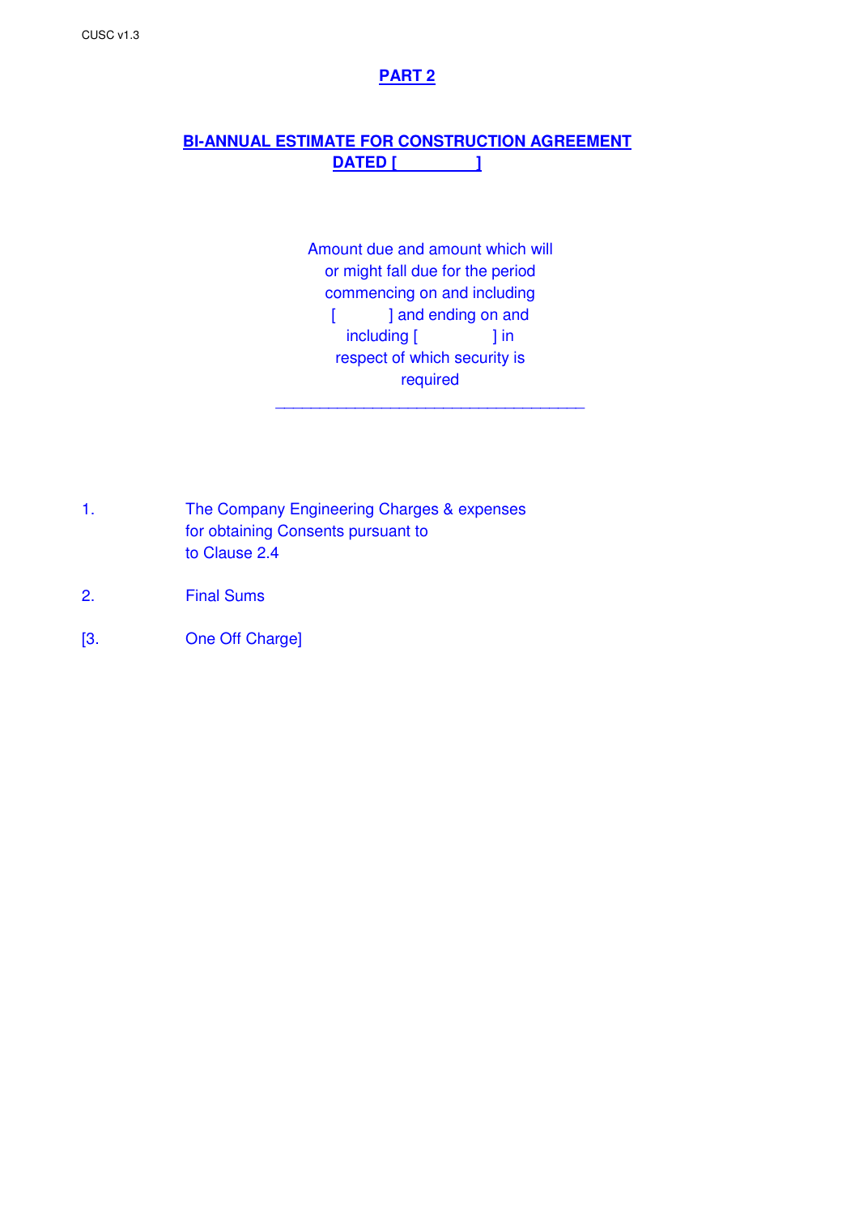## PART 2

## BI-ANNUAL ESTIMATE FOR CONSTRUCTION AGREEMENT DATED [ ]

Amount due and amount which will or might fall due for the period commencing on and including [ ] and ending on and including [ ] in respect of which security is required

1. The Company Engineering Charges & expenses for obtaining Consents pursuant to to Clause 2.4

2. Final Sums

[3. One Off Charge]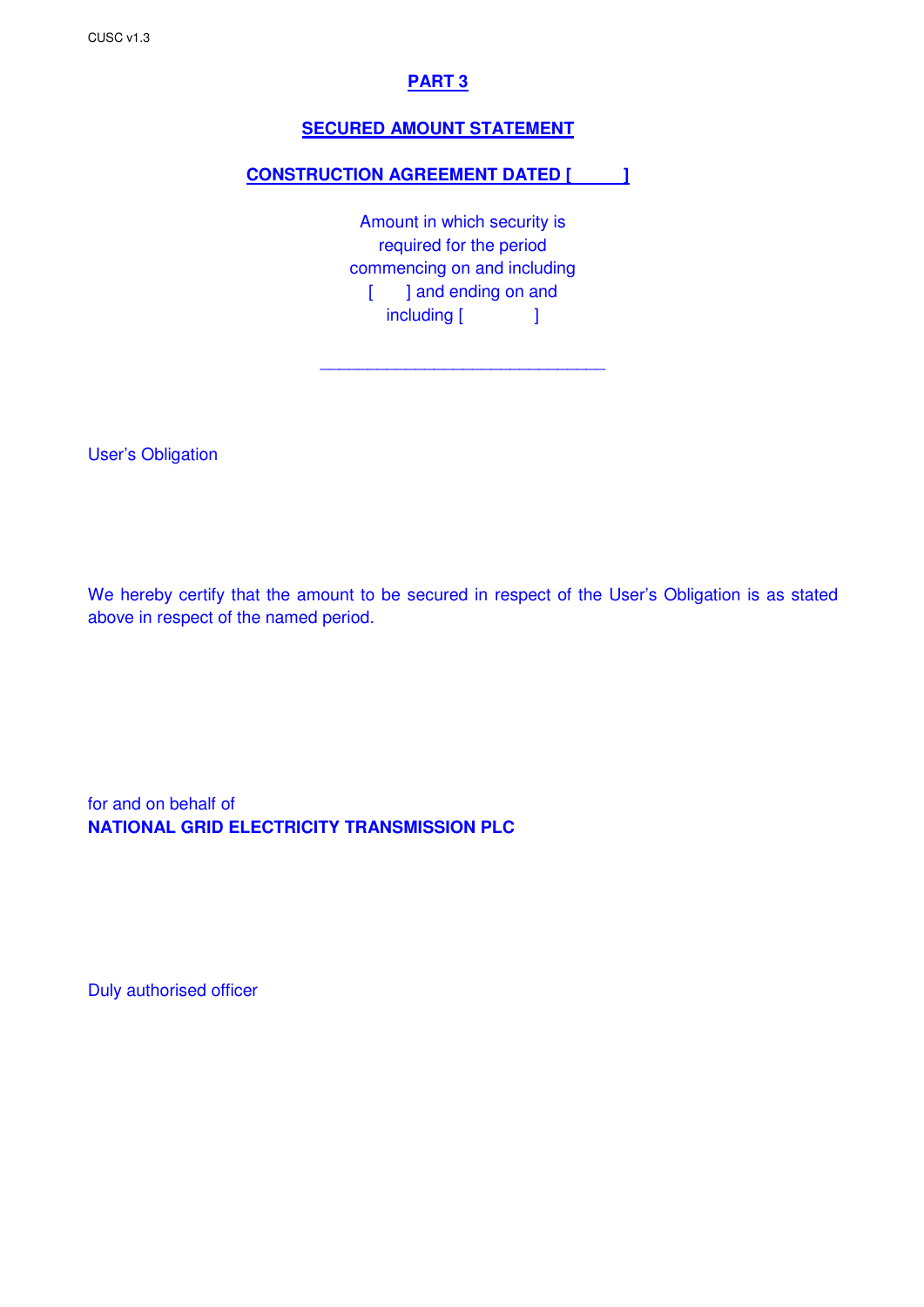## PART 3

## SECURED AMOUNT STATEMENT

## CONSTRUCTION AGREEMENT DATED [ ]

Amount in which security is required for the period commencing on and including [ ] and ending on and including [ ]

______________________________

User's Obligation

We hereby certify that the amount to be secured in respect of the User's Obligation is as stated above in respect of the named period.

for and on behalf of
**NATIONAL GRID ELECTRICITY TRANSMISSION PLC**

Duly authorised officer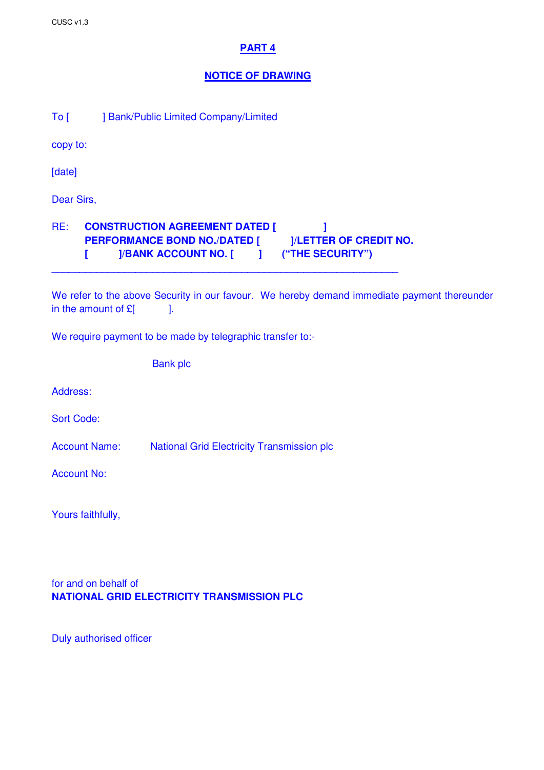## PART 4

## NOTICE OF DRAWING

To [ ] Bank/Public Limited Company/Limited

copy to:

[date]

Dear Sirs,

RE: **CONSTRUCTION AGREEMENT DATED [ ]**
**PERFORMANCE BOND NO./DATED [ ]/LETTER OF CREDIT NO. [ ]/BANK ACCOUNT NO. [ ] ("THE SECURITY")**

---

We refer to the above Security in our favour. We hereby demand immediate payment thereunder in the amount of £[ ].

We require payment to be made by telegraphic transfer to:-

Bank plc

Address:

Sort Code:

Account Name: National Grid Electricity Transmission plc

Account No:

Yours faithfully,

for and on behalf of
**NATIONAL GRID ELECTRICITY TRANSMISSION PLC**

Duly authorised officer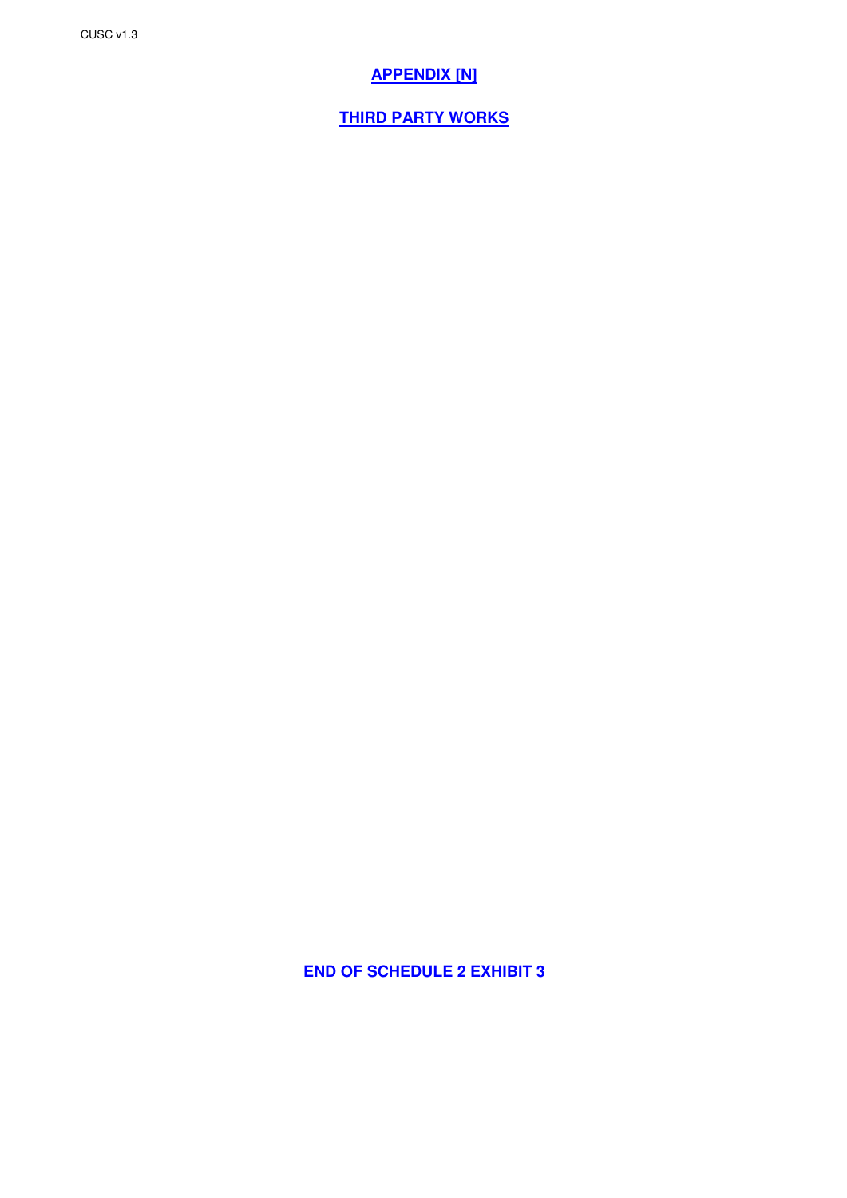**APPENDIX [N]**

**THIRD PARTY WORKS**

**END OF SCHEDULE 2 EXHIBIT 3**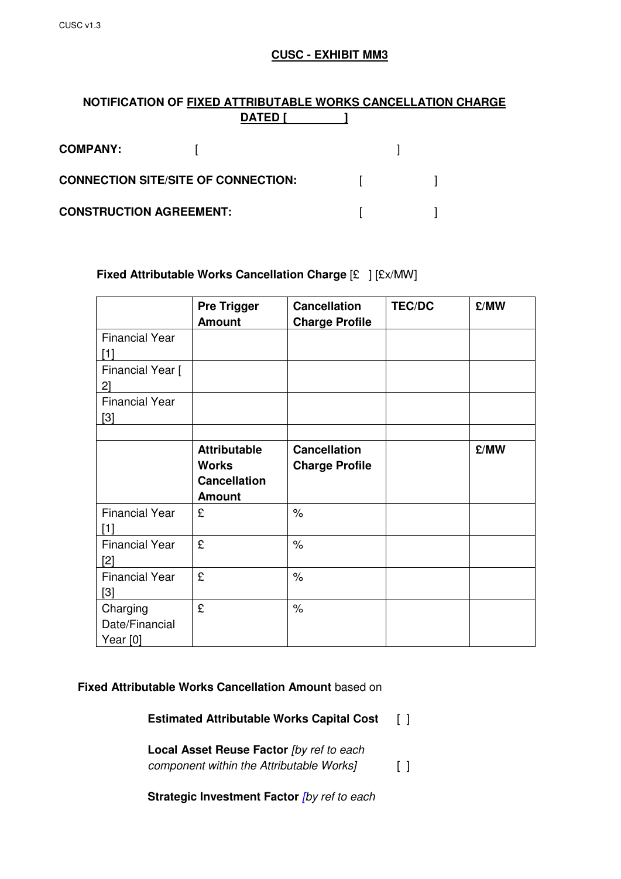## CUSC - EXHIBIT MM3

### NOTIFICATION OF FIXED ATTRIBUTABLE WORKS CANCELLATION CHARGE DATED [ ]

**COMPANY:** [ ]

**CONNECTION SITE/SITE OF CONNECTION:** [ ]

**CONSTRUCTION AGREEMENT:** [ ]

**Fixed Attributable Works Cancellation Charge** [£ ] [£x/MW]

| | **Pre Trigger Amount** | **Cancellation Charge Profile** | **TEC/DC** | **£/MW** |
|---|---|---|---|---|
| Financial Year [1] | | | | |
| Financial Year [ 2] | | | | |
| Financial Year [3] | | | | |
| | | | | |
| | **Attributable Works Cancellation Amount** | **Cancellation Charge Profile** | | **£/MW** |
| Financial Year [1] | £ | % | | |
| Financial Year [2] | £ | % | | |
| Financial Year [3] | £ | % | | |
| Charging Date/Financial Year [0] | £ | % | | |

**Fixed Attributable Works Cancellation Amount** based on

**Estimated Attributable Works Capital Cost** [ ]

**Local Asset Reuse Factor** *[by ref to each component within the Attributable Works]* [ ]

**Strategic Investment Factor** *[by ref to each*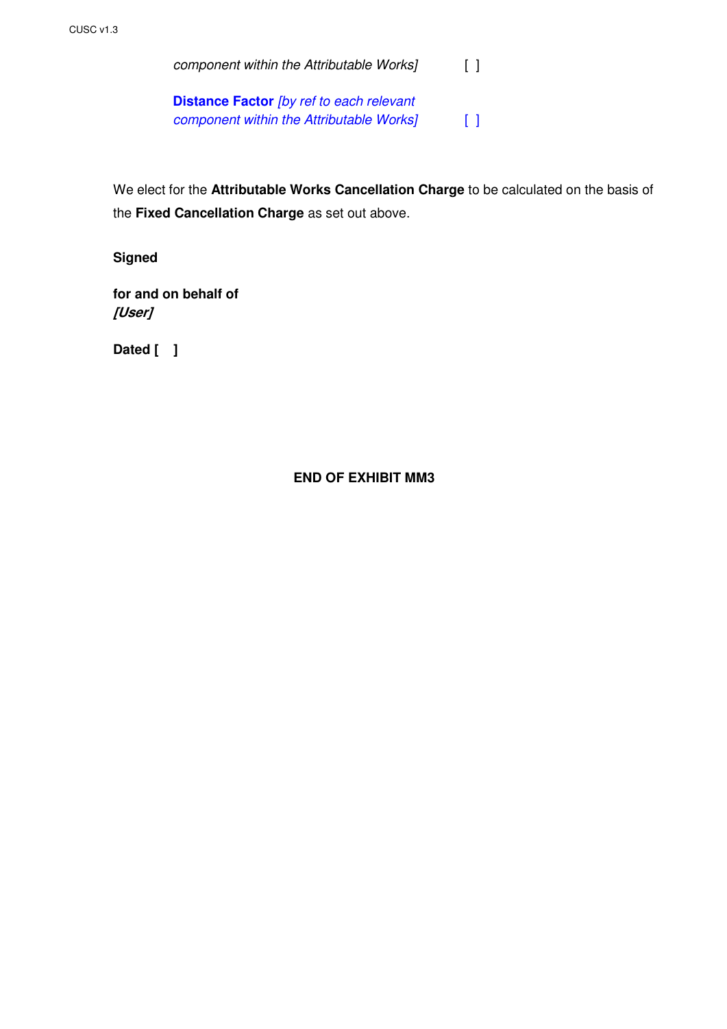*component within the Attributable Works]* [ ]

**Distance Factor** *[by ref to each relevant component within the Attributable Works]* [ ]

We elect for the **Attributable Works Cancellation Charge** to be calculated on the basis of the **Fixed Cancellation Charge** as set out above.

**Signed**

**for and on behalf of**
***[User]***

**Dated [ ]**

**END OF EXHIBIT MM3**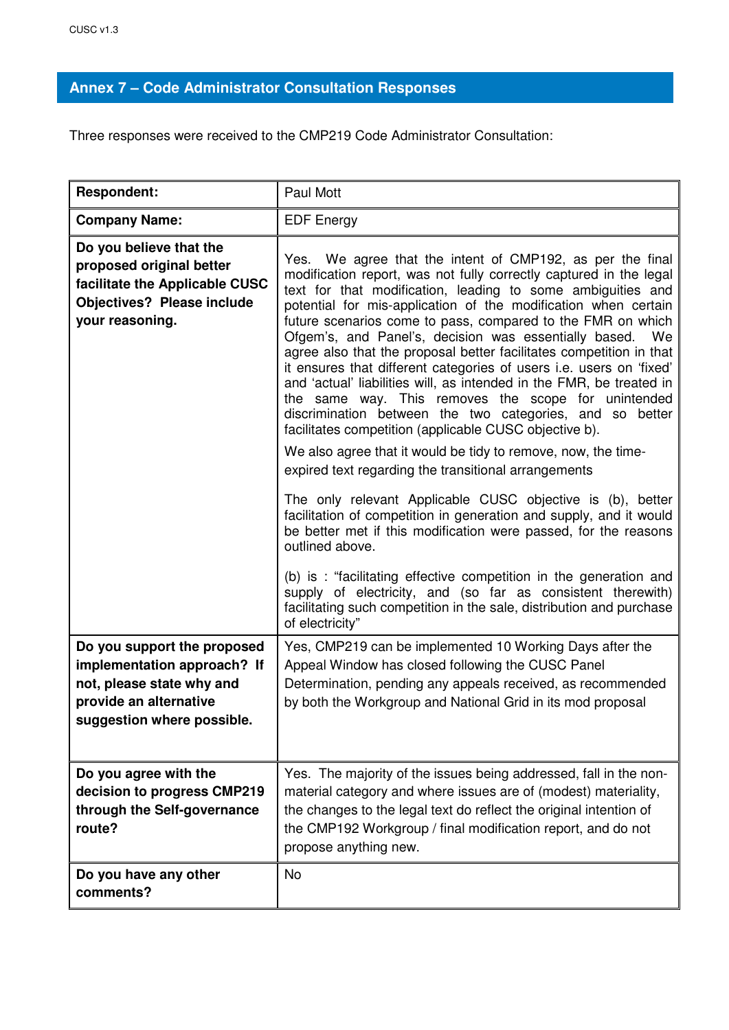## Annex 7 – Code Administrator Consultation Responses

Three responses were received to the CMP219 Code Administrator Consultation:

| **Respondent:** | Paul Mott |
|---|---|
| **Company Name:** | EDF Energy |
| **Do you believe that the proposed original better facilitate the Applicable CUSC Objectives? Please include your reasoning.** | Yes. We agree that the intent of CMP192, as per the final modification report, was not fully correctly captured in the legal text for that modification, leading to some ambiguities and potential for mis-application of the modification when certain future scenarios come to pass, compared to the FMR on which Ofgem's, and Panel's, decision was essentially based. We agree also that the proposal better facilitates competition in that it ensures that different categories of users i.e. users on 'fixed' and 'actual' liabilities will, as intended in the FMR, be treated in the same way. This removes the scope for unintended discrimination between the two categories, and so better facilitates competition (applicable CUSC objective b).<br><br>We also agree that it would be tidy to remove, now, the time-expired text regarding the transitional arrangements<br><br>The only relevant Applicable CUSC objective is (b), better facilitation of competition in generation and supply, and it would be better met if this modification were passed, for the reasons outlined above.<br><br>(b) is : "facilitating effective competition in the generation and supply of electricity, and (so far as consistent therewith) facilitating such competition in the sale, distribution and purchase of electricity" |
| **Do you support the proposed implementation approach? If not, please state why and provide an alternative suggestion where possible.** | Yes, CMP219 can be implemented 10 Working Days after the Appeal Window has closed following the CUSC Panel Determination, pending any appeals received, as recommended by both the Workgroup and National Grid in its mod proposal |
| **Do you agree with the decision to progress CMP219 through the Self-governance route?** | Yes. The majority of the issues being addressed, fall in the non-material category and where issues are of (modest) materiality, the changes to the legal text do reflect the original intention of the CMP192 Workgroup / final modification report, and do not propose anything new. |
| **Do you have any other comments?** | No |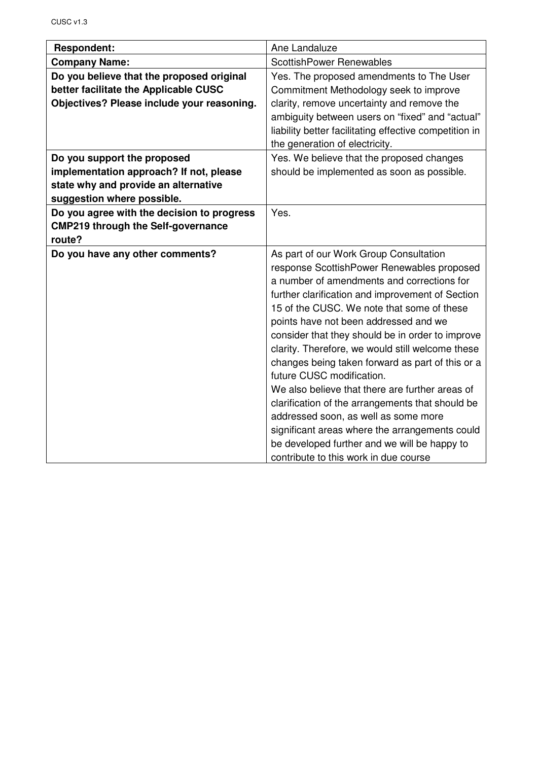| **Respondent:** | Ane Landaluze |
| --- | --- |
| **Company Name:** | ScottishPower Renewables |
| **Do you believe that the proposed original better facilitate the Applicable CUSC Objectives? Please include your reasoning.** | Yes. The proposed amendments to The User Commitment Methodology seek to improve clarity, remove uncertainty and remove the ambiguity between users on "fixed" and "actual" liability better facilitating effective competition in the generation of electricity. |
| **Do you support the proposed implementation approach? If not, please state why and provide an alternative suggestion where possible.** | Yes. We believe that the proposed changes should be implemented as soon as possible. |
| **Do you agree with the decision to progress CMP219 through the Self-governance route?** | Yes. |
| **Do you have any other comments?** | As part of our Work Group Consultation response ScottishPower Renewables proposed a number of amendments and corrections for further clarification and improvement of Section 15 of the CUSC. We note that some of these points have not been addressed and we consider that they should be in order to improve clarity. Therefore, we would still welcome these changes being taken forward as part of this or a future CUSC modification.<br>We also believe that there are further areas of clarification of the arrangements that should be addressed soon, as well as some more significant areas where the arrangements could be developed further and we will be happy to contribute to this work in due course |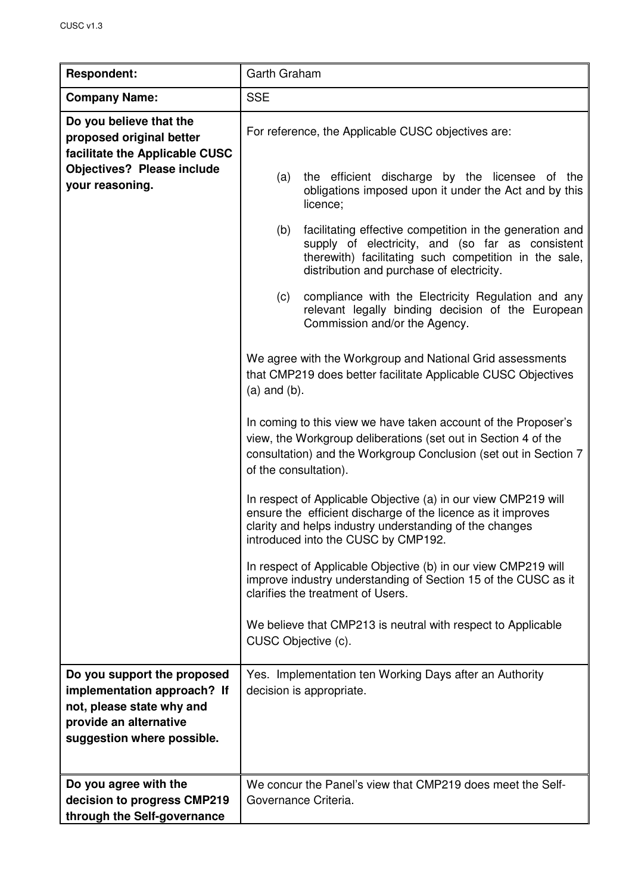| Respondent: | Garth Graham |
|---|---|
| **Company Name:** | SSE |
| **Do you believe that the proposed original better facilitate the Applicable CUSC Objectives? Please include your reasoning.** | For reference, the Applicable CUSC objectives are:<br><br>(a) the efficient discharge by the licensee of the obligations imposed upon it under the Act and by this licence;<br><br>(b) facilitating effective competition in the generation and supply of electricity, and (so far as consistent therewith) facilitating such competition in the sale, distribution and purchase of electricity.<br><br>(c) compliance with the Electricity Regulation and any relevant legally binding decision of the European Commission and/or the Agency.<br><br>We agree with the Workgroup and National Grid assessments that CMP219 does better facilitate Applicable CUSC Objectives (a) and (b).<br><br>In coming to this view we have taken account of the Proposer's view, the Workgroup deliberations (set out in Section 4 of the consultation) and the Workgroup Conclusion (set out in Section 7 of the consultation).<br><br>In respect of Applicable Objective (a) in our view CMP219 will ensure the efficient discharge of the licence as it improves clarity and helps industry understanding of the changes introduced into the CUSC by CMP192.<br><br>In respect of Applicable Objective (b) in our view CMP219 will improve industry understanding of Section 15 of the CUSC as it clarifies the treatment of Users.<br><br>We believe that CMP213 is neutral with respect to Applicable CUSC Objective (c). |
| **Do you support the proposed implementation approach? If not, please state why and provide an alternative suggestion where possible.** | Yes. Implementation ten Working Days after an Authority decision is appropriate. |
| **Do you agree with the decision to progress CMP219 through the Self-governance** | We concur the Panel's view that CMP219 does meet the Self-Governance Criteria. |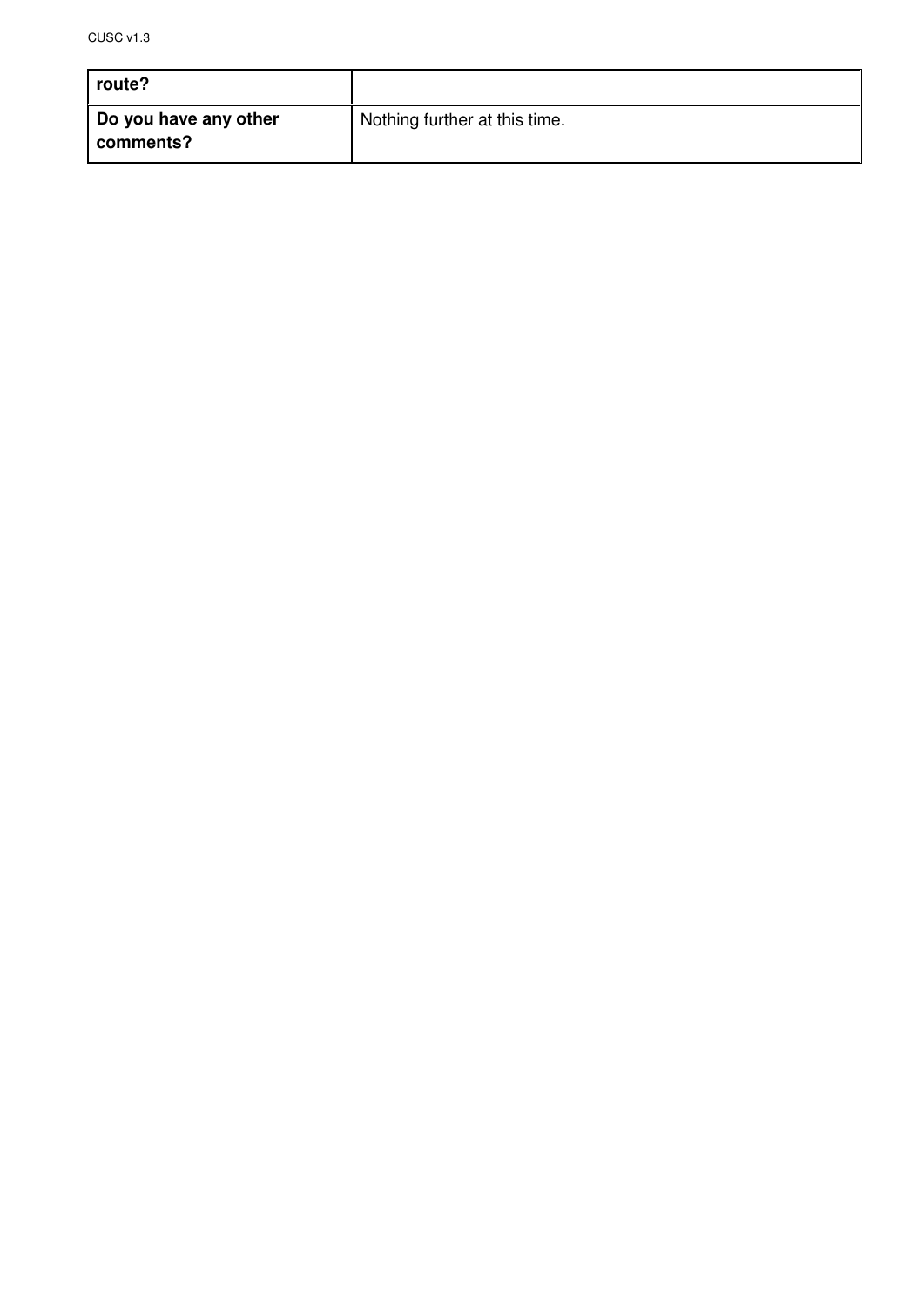| | |
|---|---|
| **route?** | |
| **Do you have any other comments?** | Nothing further at this time. |